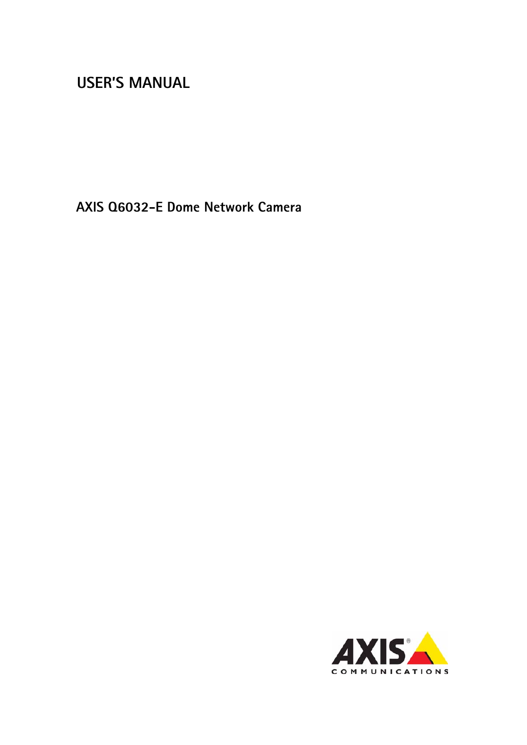# USER'S MANUAL

## AXIS Q6032-E Dome Network Camera

AXIS COMMUNICATIONS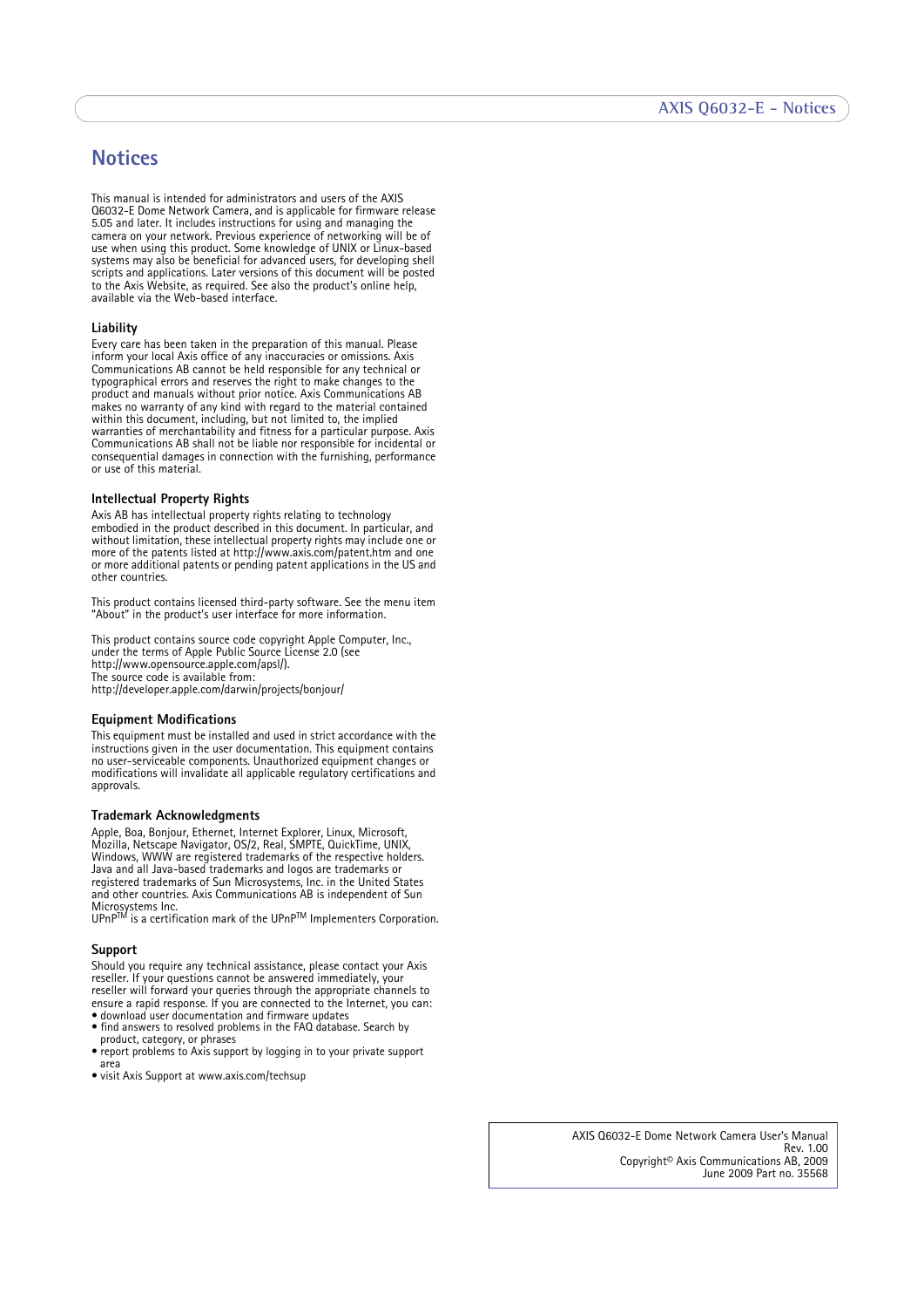# Notices

This manual is intended for administrators and users of the AXIS Q6032-E Dome Network Camera, and is applicable for firmware release 5.05 and later. It includes instructions for using and managing the camera on your network. Previous experience of networking will be of use when using this product. Some knowledge of UNIX or Linux-based systems may also be beneficial for advanced users, for developing shell scripts and applications. Later versions of this document will be posted to the Axis Website, as required. See also the product's online help, available via the Web-based interface.

### Liability

Every care has been taken in the preparation of this manual. Please inform your local Axis office of any inaccuracies or omissions. Axis Communications AB cannot be held responsible for any technical or typographical errors and reserves the right to make changes to the product and manuals without prior notice. Axis Communications AB makes no warranty of any kind with regard to the material contained within this document, including, but not limited to, the implied warranties of merchantability and fitness for a particular purpose. Axis Communications AB shall not be liable nor responsible for incidental or consequential damages in connection with the furnishing, performance or use of this material.

### Intellectual Property Rights

Axis AB has intellectual property rights relating to technology embodied in the product described in this document. In particular, and without limitation, these intellectual property rights may include one or more of the patents listed at http://www.axis.com/patent.htm and one or more additional patents or pending patent applications in the US and other countries.

This product contains licensed third-party software. See the menu item "About" in the product's user interface for more information.

This product contains source code copyright Apple Computer, Inc., under the terms of Apple Public Source License 2.0 (see http://www.opensource.apple.com/apsl/).
The source code is available from:
http://developer.apple.com/darwin/projects/bonjour/

### Equipment Modifications

This equipment must be installed and used in strict accordance with the instructions given in the user documentation. This equipment contains no user-serviceable components. Unauthorized equipment changes or modifications will invalidate all applicable regulatory certifications and approvals.

### Trademark Acknowledgments

Apple, Boa, Bonjour, Ethernet, Internet Explorer, Linux, Microsoft, Mozilla, Netscape Navigator, OS/2, Real, SMPTE, QuickTime, UNIX, Windows, WWW are registered trademarks of the respective holders. Java and all Java-based trademarks and logos are trademarks or registered trademarks of Sun Microsystems, Inc. in the United States and other countries. Axis Communications AB is independent of Sun Microsystems Inc.
UPnP™ is a certification mark of the UPnP™ Implementers Corporation.

### Support

Should you require any technical assistance, please contact your Axis reseller. If your questions cannot be answered immediately, your reseller will forward your queries through the appropriate channels to ensure a rapid response. If you are connected to the Internet, you can:

- download user documentation and firmware updates
- find answers to resolved problems in the FAQ database. Search by product, category, or phrases
- report problems to Axis support by logging in to your private support area
- visit Axis Support at www.axis.com/techsup

AXIS Q6032-E Dome Network Camera User's Manual
Rev. 1.00
Copyright© Axis Communications AB, 2009
June 2009 Part no. 35568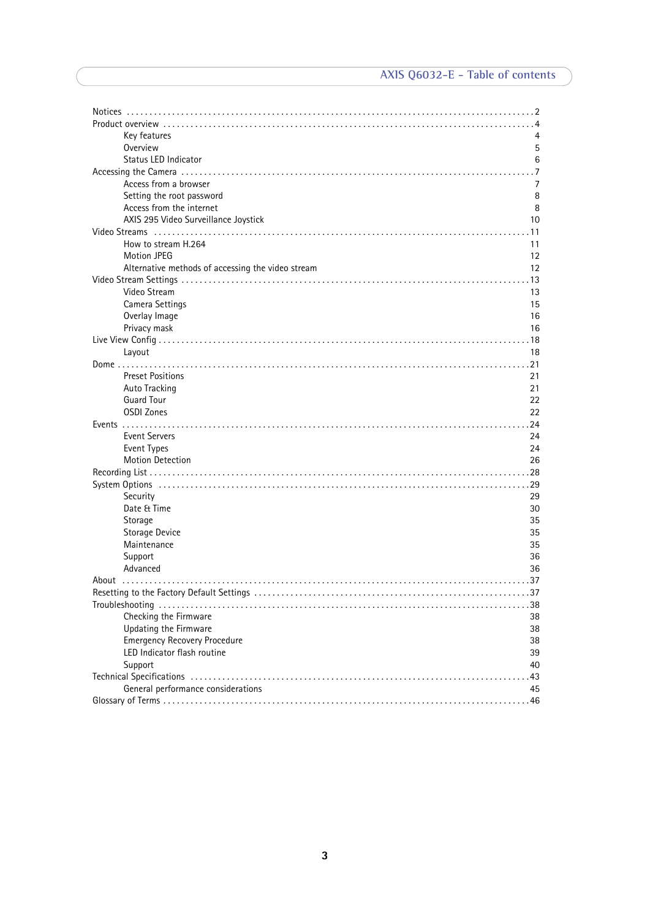# AXIS Q6032-E - Table of contents

- Notices . . . 2
- Product overview . . . 4
  - Key features 4
  - Overview 5
  - Status LED Indicator 6
- Accessing the Camera . . . 7
  - Access from a browser 7
  - Setting the root password 8
  - Access from the internet 8
  - AXIS 295 Video Surveillance Joystick 10
- Video Streams . . . 11
  - How to stream H.264 11
  - Motion JPEG 12
  - Alternative methods of accessing the video stream 12
- Video Stream Settings . . . 13
  - Video Stream 13
  - Camera Settings 15
  - Overlay Image 16
  - Privacy mask 16
- Live View Config . . . 18
  - Layout 18
- Dome . . . 21
  - Preset Positions 21
  - Auto Tracking 21
  - Guard Tour 22
  - OSDI Zones 22
- Events . . . 24
  - Event Servers 24
  - Event Types 24
  - Motion Detection 26
- Recording List . . . 28
- System Options . . . 29
  - Security 29
  - Date & Time 30
  - Storage 35
  - Storage Device 35
  - Maintenance 35
  - Support 36
  - Advanced 36
- About . . . 37
- Resetting to the Factory Default Settings . . . 37
- Troubleshooting . . . 38
  - Checking the Firmware 38
  - Updating the Firmware 38
  - Emergency Recovery Procedure 38
  - LED Indicator flash routine 39
  - Support 40
- Technical Specifications . . . 43
  - General performance considerations 45
- Glossary of Terms . . . 46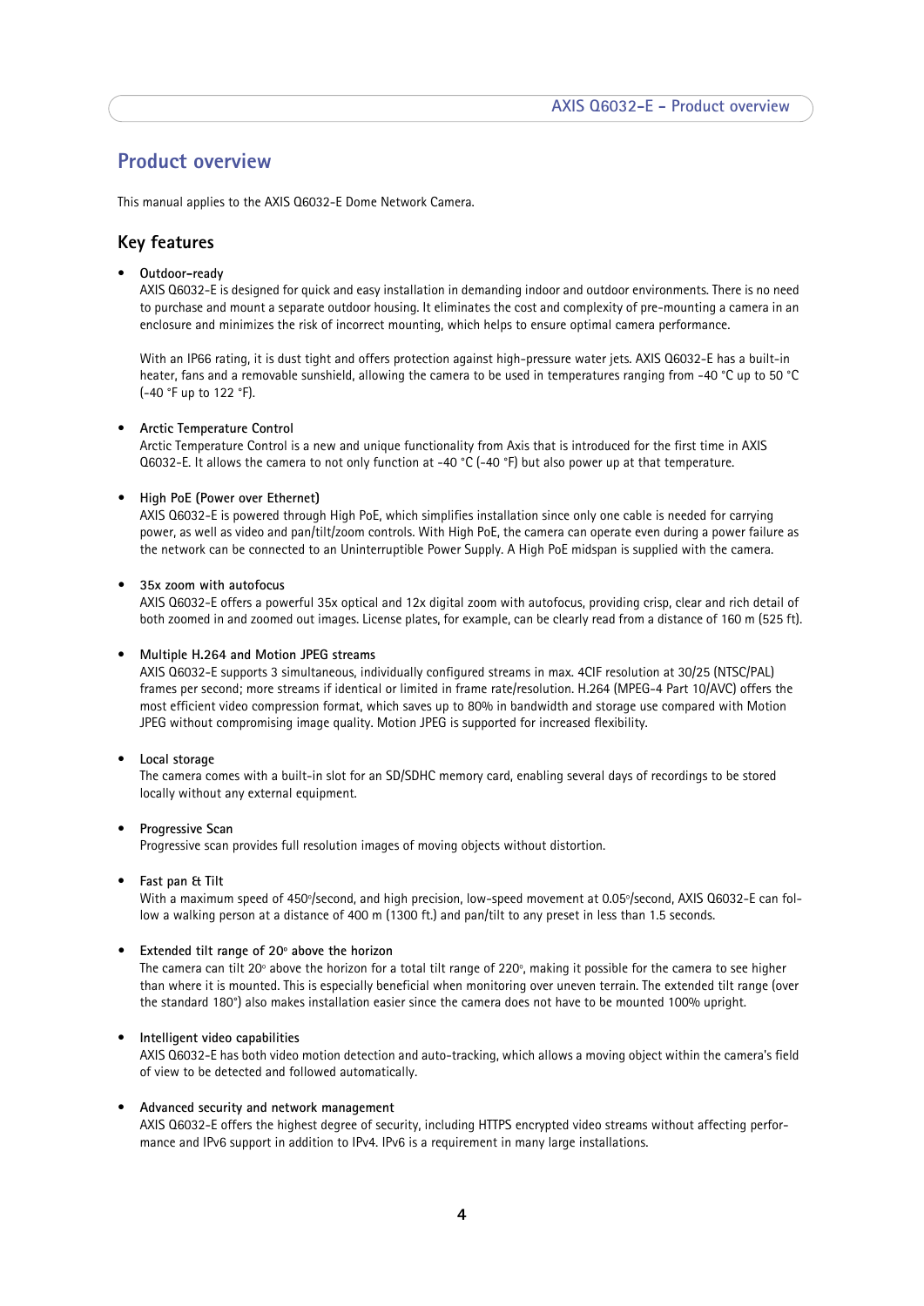# Product overview

This manual applies to the AXIS Q6032-E Dome Network Camera.

## Key features

- **Outdoor-ready**
  AXIS Q6032-E is designed for quick and easy installation in demanding indoor and outdoor environments. There is no need to purchase and mount a separate outdoor housing. It eliminates the cost and complexity of pre-mounting a camera in an enclosure and minimizes the risk of incorrect mounting, which helps to ensure optimal camera performance.

  With an IP66 rating, it is dust tight and offers protection against high-pressure water jets. AXIS Q6032-E has a built-in heater, fans and a removable sunshield, allowing the camera to be used in temperatures ranging from -40 °C up to 50 °C (-40 °F up to 122 °F).

- **Arctic Temperature Control**
  Arctic Temperature Control is a new and unique functionality from Axis that is introduced for the first time in AXIS Q6032-E. It allows the camera to not only function at -40 °C (-40 °F) but also power up at that temperature.

- **High PoE (Power over Ethernet)**
  AXIS Q6032-E is powered through High PoE, which simplifies installation since only one cable is needed for carrying power, as well as video and pan/tilt/zoom controls. With High PoE, the camera can operate even during a power failure as the network can be connected to an Uninterruptible Power Supply. A High PoE midspan is supplied with the camera.

- **35x zoom with autofocus**
  AXIS Q6032-E offers a powerful 35x optical and 12x digital zoom with autofocus, providing crisp, clear and rich detail of both zoomed in and zoomed out images. License plates, for example, can be clearly read from a distance of 160 m (525 ft).

- **Multiple H.264 and Motion JPEG streams**
  AXIS Q6032-E supports 3 simultaneous, individually configured streams in max. 4CIF resolution at 30/25 (NTSC/PAL) frames per second; more streams if identical or limited in frame rate/resolution. H.264 (MPEG-4 Part 10/AVC) offers the most efficient video compression format, which saves up to 80% in bandwidth and storage use compared with Motion JPEG without compromising image quality. Motion JPEG is supported for increased flexibility.

- **Local storage**
  The camera comes with a built-in slot for an SD/SDHC memory card, enabling several days of recordings to be stored locally without any external equipment.

- **Progressive Scan**
  Progressive scan provides full resolution images of moving objects without distortion.

- **Fast pan & Tilt**
  With a maximum speed of 450°/second, and high precision, low-speed movement at 0.05°/second, AXIS Q6032-E can follow a walking person at a distance of 400 m (1300 ft.) and pan/tilt to any preset in less than 1.5 seconds.

- **Extended tilt range of 20° above the horizon**
  The camera can tilt 20° above the horizon for a total tilt range of 220°, making it possible for the camera to see higher than where it is mounted. This is especially beneficial when monitoring over uneven terrain. The extended tilt range (over the standard 180°) also makes installation easier since the camera does not have to be mounted 100% upright.

- **Intelligent video capabilities**
  AXIS Q6032-E has both video motion detection and auto-tracking, which allows a moving object within the camera's field of view to be detected and followed automatically.

- **Advanced security and network management**
  AXIS Q6032-E offers the highest degree of security, including HTTPS encrypted video streams without affecting performance and IPv6 support in addition to IPv4. IPv6 is a requirement in many large installations.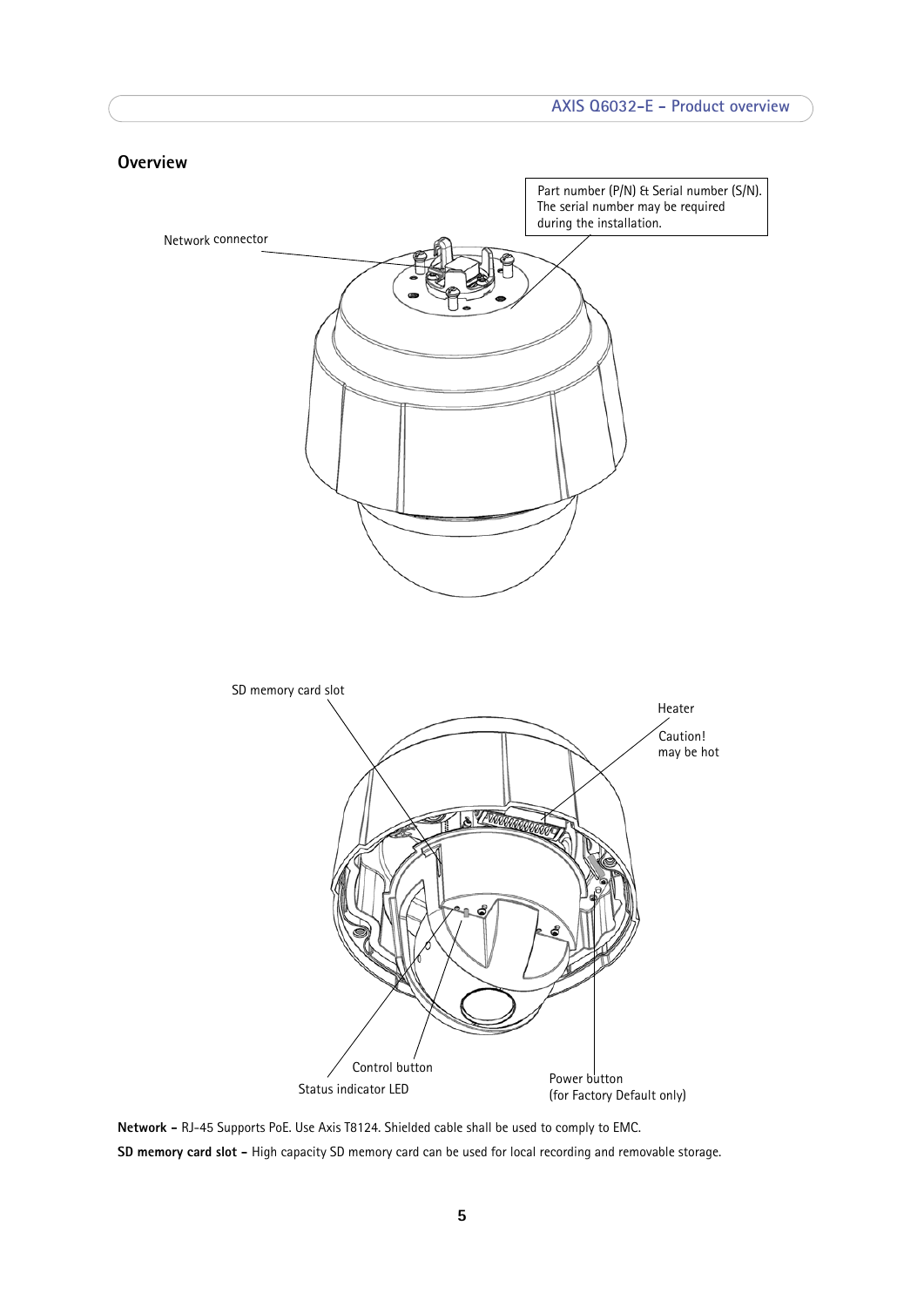## Overview

Part number (P/N) & Serial number (S/N). The serial number may be required during the installation.

Network connector

SD memory card slot

Heater

Caution! may be hot

Control button

Status indicator LED

Power button (for Factory Default only)

**Network -** RJ-45 Supports PoE. Use Axis T8124. Shielded cable shall be used to comply to EMC.

**SD memory card slot -** High capacity SD memory card can be used for local recording and removable storage.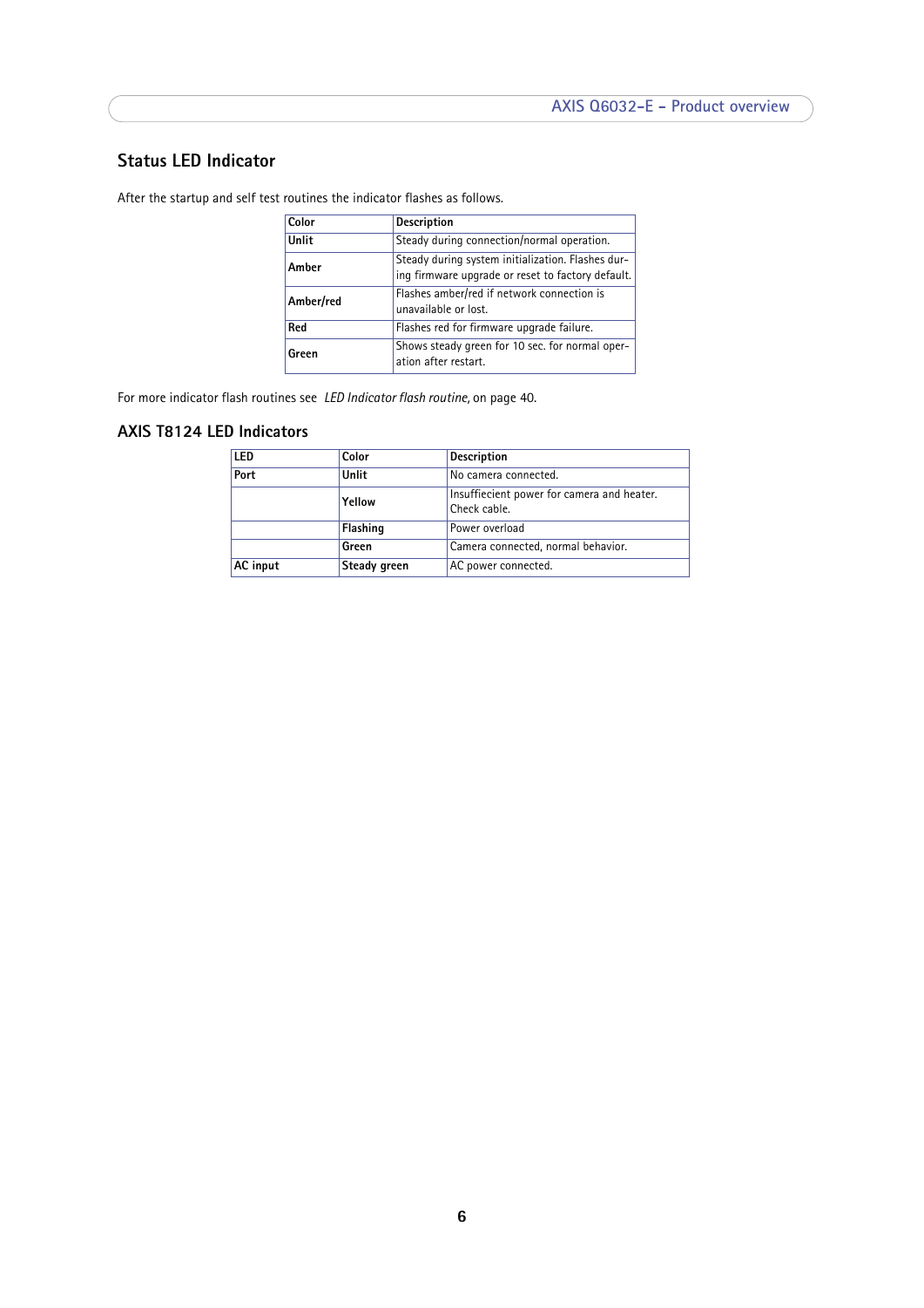## Status LED Indicator

After the startup and self test routines the indicator flashes as follows.

| Color | Description |
|---|---|
| **Unlit** | Steady during connection/normal operation. |
| **Amber** | Steady during system initialization. Flashes during firmware upgrade or reset to factory default. |
| **Amber/red** | Flashes amber/red if network connection is unavailable or lost. |
| **Red** | Flashes red for firmware upgrade failure. |
| **Green** | Shows steady green for 10 sec. for normal operation after restart. |

For more indicator flash routines see *LED Indicator flash routine*, on page 40.

## AXIS T8124 LED Indicators

| LED | Color | Description |
|---|---|---|
| **Port** | **Unlit** | No camera connected. |
| | **Yellow** | Insuffiecient power for camera and heater. Check cable. |
| | **Flashing** | Power overload |
| | **Green** | Camera connected, normal behavior. |
| **AC input** | **Steady green** | AC power connected. |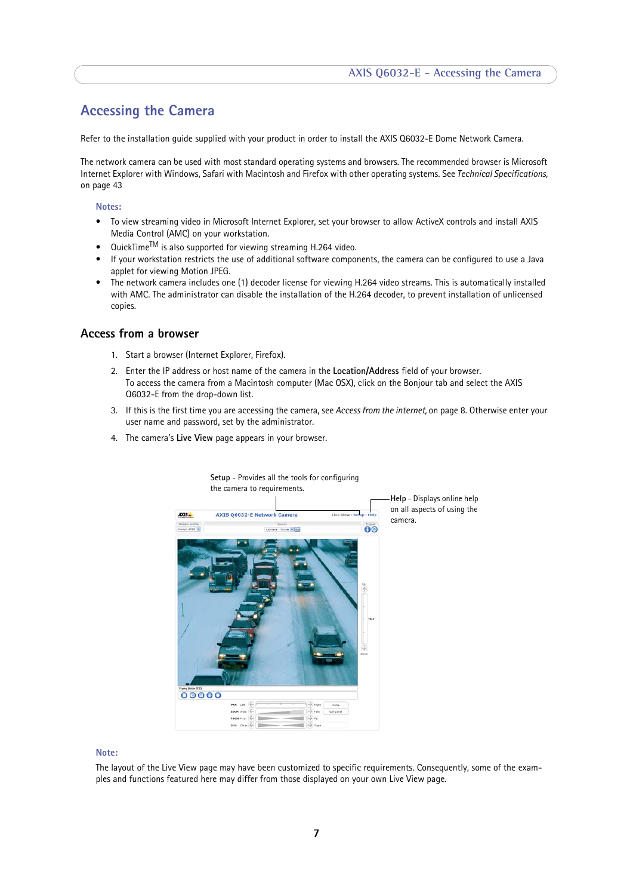# Accessing the Camera

Refer to the installation guide supplied with your product in order to install the AXIS Q6032-E Dome Network Camera.

The network camera can be used with most standard operating systems and browsers. The recommended browser is Microsoft Internet Explorer with Windows, Safari with Macintosh and Firefox with other operating systems. See *Technical Specifications*, on page 43

**Notes:**

- To view streaming video in Microsoft Internet Explorer, set your browser to allow ActiveX controls and install AXIS Media Control (AMC) on your workstation.
- QuickTime$^{TM}$ is also supported for viewing streaming H.264 video.
- If your workstation restricts the use of additional software components, the camera can be configured to use a Java applet for viewing Motion JPEG.
- The network camera includes one (1) decoder license for viewing H.264 video streams. This is automatically installed with AMC. The administrator can disable the installation of the H.264 decoder, to prevent installation of unlicensed copies.

## Access from a browser

1. Start a browser (Internet Explorer, Firefox).
2. Enter the IP address or host name of the camera in the **Location/Address** field of your browser.
   To access the camera from a Macintosh computer (Mac OSX), click on the Bonjour tab and select the AXIS Q6032-E from the drop-down list.
3. If this is the first time you are accessing the camera, see *Access from the internet*, on page 8. Otherwise enter your user name and password, set by the administrator.
4. The camera's **Live View** page appears in your browser.

**Setup** - Provides all the tools for configuring the camera to requirements.

**Help** - Displays online help on all aspects of using the camera.

**Note:**

The layout of the Live View page may have been customized to specific requirements. Consequently, some of the examples and functions featured here may differ from those displayed on your own Live View page.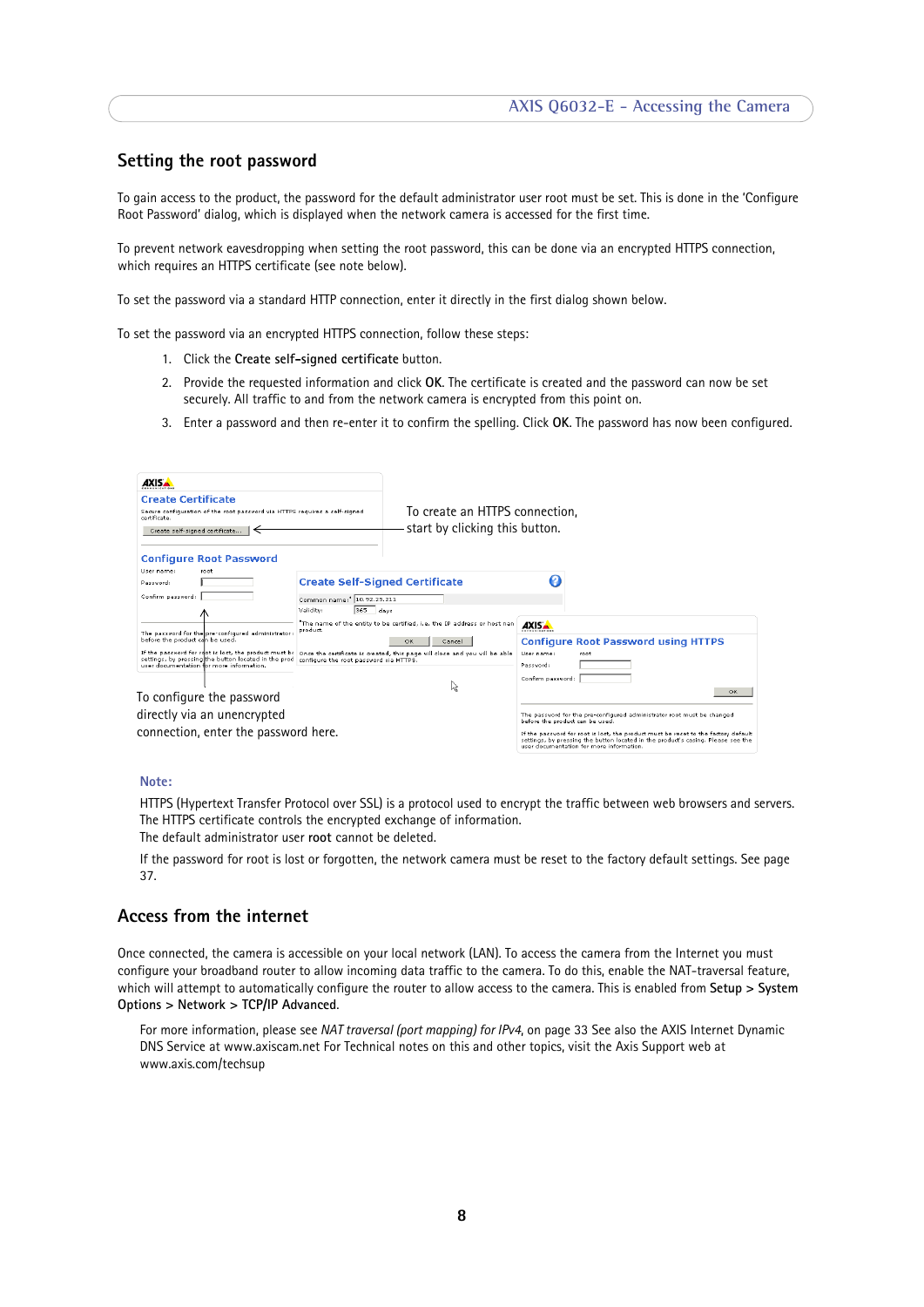## Setting the root password

To gain access to the product, the password for the default administrator user root must be set. This is done in the 'Configure Root Password' dialog, which is displayed when the network camera is accessed for the first time.

To prevent network eavesdropping when setting the root password, this can be done via an encrypted HTTPS connection, which requires an HTTPS certificate (see note below).

To set the password via a standard HTTP connection, enter it directly in the first dialog shown below.

To set the password via an encrypted HTTPS connection, follow these steps:

1. Click the **Create self-signed certificate** button.
2. Provide the requested information and click **OK**. The certificate is created and the password can now be set securely. All traffic to and from the network camera is encrypted from this point on.
3. Enter a password and then re-enter it to confirm the spelling. Click **OK**. The password has now been configured.

To create an HTTPS connection, start by clicking this button.

To configure the password directly via an unencrypted connection, enter the password here.

**Note:**

HTTPS (Hypertext Transfer Protocol over SSL) is a protocol used to encrypt the traffic between web browsers and servers. The HTTPS certificate controls the encrypted exchange of information.
The default administrator user **root** cannot be deleted.

If the password for root is lost or forgotten, the network camera must be reset to the factory default settings. See page 37.

## Access from the internet

Once connected, the camera is accessible on your local network (LAN). To access the camera from the Internet you must configure your broadband router to allow incoming data traffic to the camera. To do this, enable the NAT-traversal feature, which will attempt to automatically configure the router to allow access to the camera. This is enabled from **Setup > System Options > Network > TCP/IP Advanced**.

For more information, please see *NAT traversal (port mapping) for IPv4*, on page 33 See also the AXIS Internet Dynamic DNS Service at www.axiscam.net For Technical notes on this and other topics, visit the Axis Support web at www.axis.com/techsup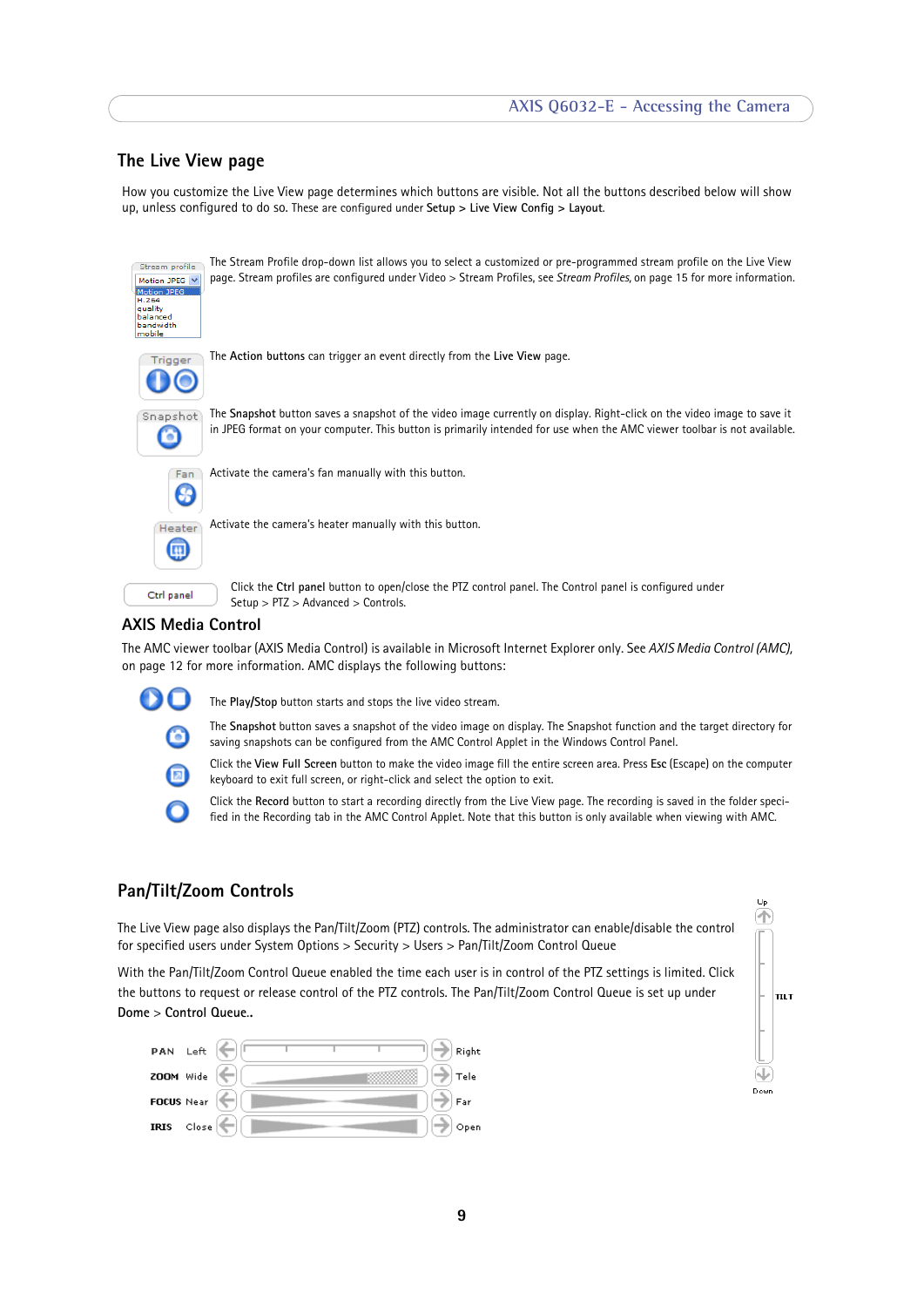## The Live View page

How you customize the Live View page determines which buttons are visible. Not all the buttons described below will show up, unless configured to do so. These are configured under **Setup > Live View Config > Layout**.

The Stream Profile drop-down list allows you to select a customized or pre-programmed stream profile on the Live View page. Stream profiles are configured under Video > Stream Profiles, see *Stream Profiles*, on page 15 for more information.

The **Action buttons** can trigger an event directly from the **Live View** page.

The **Snapshot** button saves a snapshot of the video image currently on display. Right-click on the video image to save it in JPEG format on your computer. This button is primarily intended for use when the AMC viewer toolbar is not available.

Activate the camera's fan manually with this button.

Activate the camera's heater manually with this button.

Click the **Ctrl panel** button to open/close the PTZ control panel. The Control panel is configured under Setup > PTZ > Advanced > Controls.

### AXIS Media Control

The AMC viewer toolbar (AXIS Media Control) is available in Microsoft Internet Explorer only. See *AXIS Media Control (AMC)*, on page 12 for more information. AMC displays the following buttons:

The **Play/Stop** button starts and stops the live video stream.

The **Snapshot** button saves a snapshot of the video image on display. The Snapshot function and the target directory for saving snapshots can be configured from the AMC Control Applet in the Windows Control Panel.

Click the **View Full Screen** button to make the video image fill the entire screen area. Press **Esc** (Escape) on the computer keyboard to exit full screen, or right-click and select the option to exit.

Click the **Record** button to start a recording directly from the Live View page. The recording is saved in the folder specified in the Recording tab in the AMC Control Applet. Note that this button is only available when viewing with AMC.

## Pan/Tilt/Zoom Controls

The Live View page also displays the Pan/Tilt/Zoom (PTZ) controls. The administrator can enable/disable the control for specified users under System Options > Security > Users > Pan/Tilt/Zoom Control Queue

With the Pan/Tilt/Zoom Control Queue enabled the time each user is in control of the PTZ settings is limited. Click the buttons to request or release control of the PTZ controls. The Pan/Tilt/Zoom Control Queue is set up under **Dome > Control Queue.**.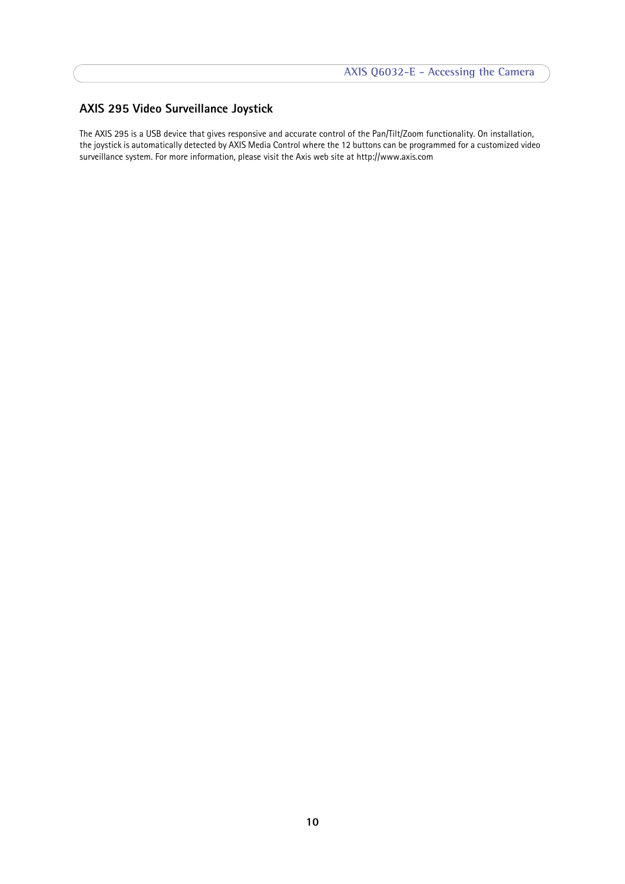## AXIS 295 Video Surveillance Joystick

The AXIS 295 is a USB device that gives responsive and accurate control of the Pan/Tilt/Zoom functionality. On installation, the joystick is automatically detected by AXIS Media Control where the 12 buttons can be programmed for a customized video surveillance system. For more information, please visit the Axis web site at http://www.axis.com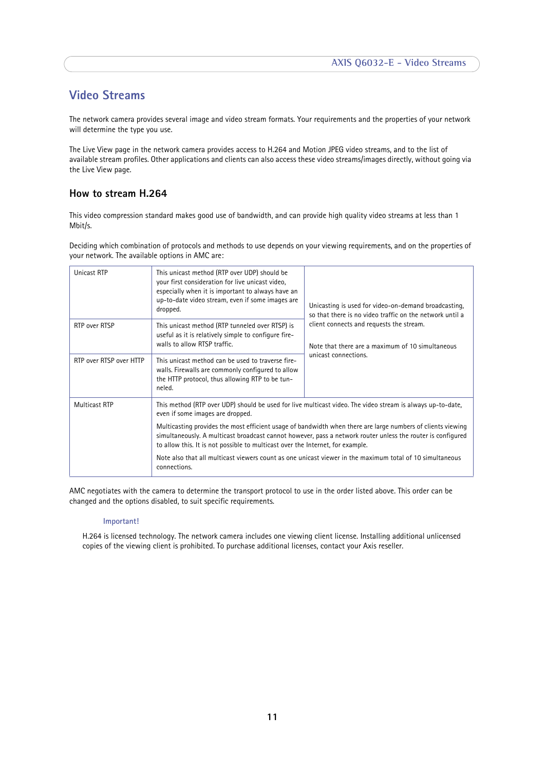# Video Streams

The network camera provides several image and video stream formats. Your requirements and the properties of your network will determine the type you use.

The Live View page in the network camera provides access to H.264 and Motion JPEG video streams, and to the list of available stream profiles. Other applications and clients can also access these video streams/images directly, without going via the Live View page.

## How to stream H.264

This video compression standard makes good use of bandwidth, and can provide high quality video streams at less than 1 Mbit/s.

Deciding which combination of protocols and methods to use depends on your viewing requirements, and on the properties of your network. The available options in AMC are:

| | | |
|---|---|---|
| Unicast RTP | This unicast method (RTP over UDP) should be your first consideration for live unicast video, especially when it is important to always have an up-to-date video stream, even if some images are dropped. | Unicasting is used for video-on-demand broadcasting, so that there is no video traffic on the network until a client connects and requests the stream.<br><br>Note that there are a maximum of 10 simultaneous unicast connections. |
| RTP over RTSP | This unicast method (RTP tunneled over RTSP) is useful as it is relatively simple to configure firewalls to allow RTSP traffic. | |
| RTP over RTSP over HTTP | This unicast method can be used to traverse firewalls. Firewalls are commonly configured to allow the HTTP protocol, thus allowing RTP to be tunneled. | |
| Multicast RTP | This method (RTP over UDP) should be used for live multicast video. The video stream is always up-to-date, even if some images are dropped.<br><br>Multicasting provides the most efficient usage of bandwidth when there are large numbers of clients viewing simultaneously. A multicast broadcast cannot however, pass a network router unless the router is configured to allow this. It is not possible to multicast over the Internet, for example.<br><br>Note also that all multicast viewers count as one unicast viewer in the maximum total of 10 simultaneous connections. | |

AMC negotiates with the camera to determine the transport protocol to use in the order listed above. This order can be changed and the options disabled, to suit specific requirements.

**Important!**

H.264 is licensed technology. The network camera includes one viewing client license. Installing additional unlicensed copies of the viewing client is prohibited. To purchase additional licenses, contact your Axis reseller.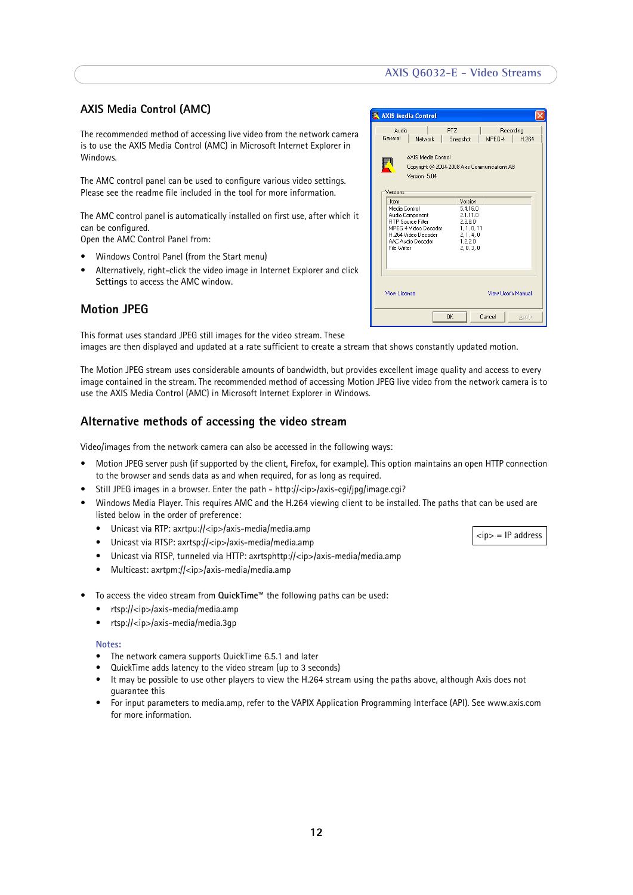## AXIS Media Control (AMC)

The recommended method of accessing live video from the network camera is to use the AXIS Media Control (AMC) in Microsoft Internet Explorer in Windows.

The AMC control panel can be used to configure various video settings. Please see the readme file included in the tool for more information.

The AMC control panel is automatically installed on first use, after which it can be configured.
Open the AMC Control Panel from:

- Windows Control Panel (from the Start menu)
- Alternatively, right-click the video image in Internet Explorer and click **Settings** to access the AMC window.

## Motion JPEG

This format uses standard JPEG still images for the video stream. These images are then displayed and updated at a rate sufficient to create a stream that shows constantly updated motion.

The Motion JPEG stream uses considerable amounts of bandwidth, but provides excellent image quality and access to every image contained in the stream. The recommended method of accessing Motion JPEG live video from the network camera is to use the AXIS Media Control (AMC) in Microsoft Internet Explorer in Windows.

## Alternative methods of accessing the video stream

Video/images from the network camera can also be accessed in the following ways:

- Motion JPEG server push (if supported by the client, Firefox, for example). This option maintains an open HTTP connection to the browser and sends data as and when required, for as long as required.
- Still JPEG images in a browser. Enter the path - http://<ip>/axis-cgi/jpg/image.cgi?
- Windows Media Player. This requires AMC and the H.264 viewing client to be installed. The paths that can be used are listed below in the order of preference:
  - Unicast via RTP: axrtpu://<ip>/axis-media/media.amp
  - Unicast via RTSP: axrtsp://<ip>/axis-media/media.amp
  - Unicast via RTSP, tunneled via HTTP: axrtsphttp://<ip>/axis-media/media.amp
  - Multicast: axrtpm://<ip>/axis-media/media.amp

<ip> = IP address

- To access the video stream from **QuickTime™** the following paths can be used:
  - rtsp://<ip>/axis-media/media.amp
  - rtsp://<ip>/axis-media/media.3gp

**Notes:**

- The network camera supports QuickTime 6.5.1 and later
- QuickTime adds latency to the video stream (up to 3 seconds)
- It may be possible to use other players to view the H.264 stream using the paths above, although Axis does not guarantee this
- For input parameters to media.amp, refer to the VAPIX Application Programming Interface (API). See www.axis.com for more information.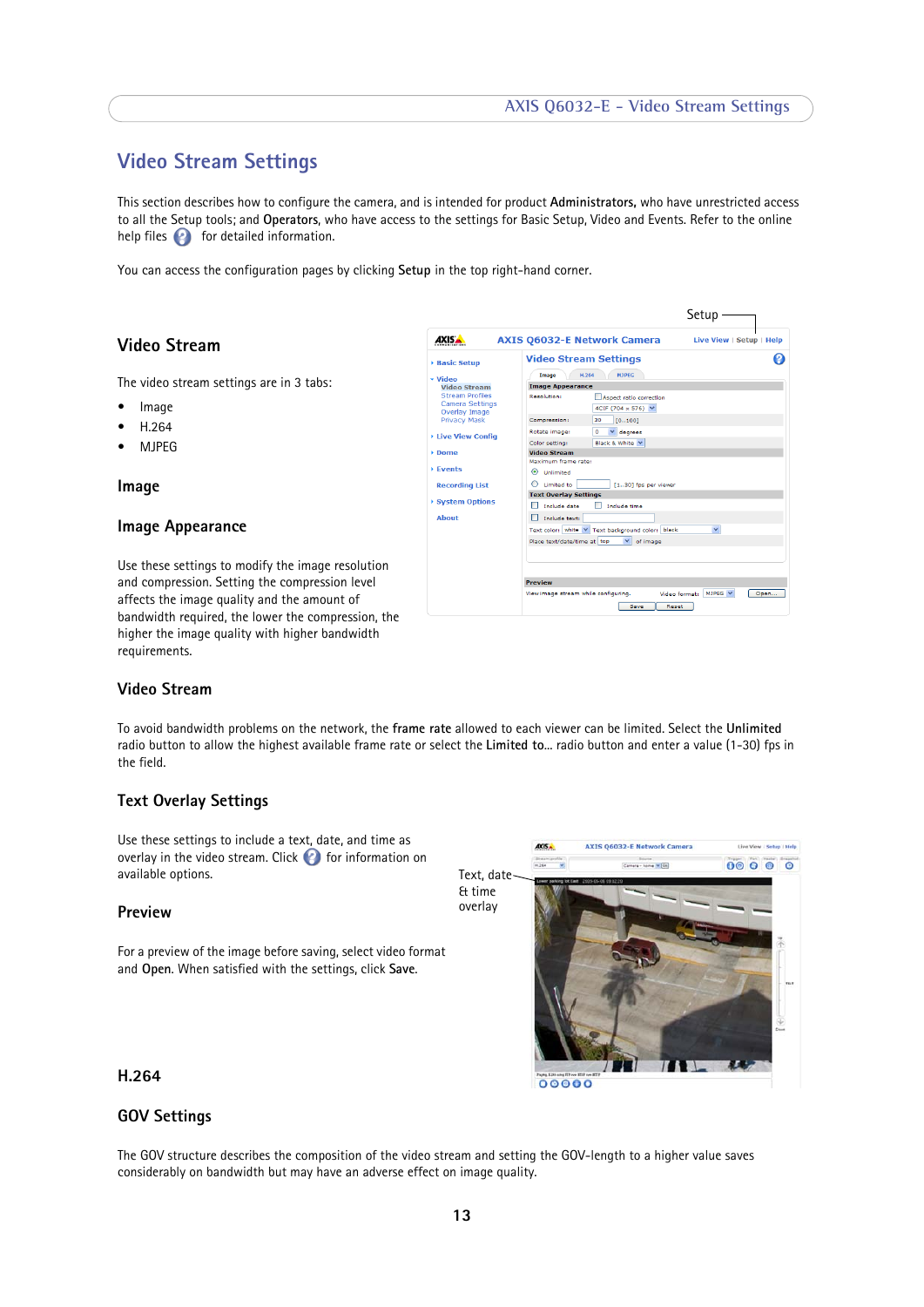# Video Stream Settings

This section describes how to configure the camera, and is intended for product **Administrators,** who have unrestricted access to all the Setup tools; and **Operators**, who have access to the settings for Basic Setup, Video and Events. Refer to the online help files for detailed information.

You can access the configuration pages by clicking **Setup** in the top right-hand corner.

## Video Stream

The video stream settings are in 3 tabs:

- Image
- H.264
- MJPEG

## Image

### Image Appearance

Use these settings to modify the image resolution and compression. Setting the compression level affects the image quality and the amount of bandwidth required, the lower the compression, the higher the image quality with higher bandwidth requirements.

### Video Stream

To avoid bandwidth problems on the network, the **frame rate** allowed to each viewer can be limited. Select the **Unlimited** radio button to allow the highest available frame rate or select the **Limited to...** radio button and enter a value (1-30) fps in the field.

### Text Overlay Settings

Use these settings to include a text, date, and time as overlay in the video stream. Click for information on available options.

Text, date & time overlay

### Preview

For a preview of the image before saving, select video format and **Open**. When satisfied with the settings, click **Save**.

## H.264

### GOV Settings

The GOV structure describes the composition of the video stream and setting the GOV-length to a higher value saves considerably on bandwidth but may have an adverse effect on image quality.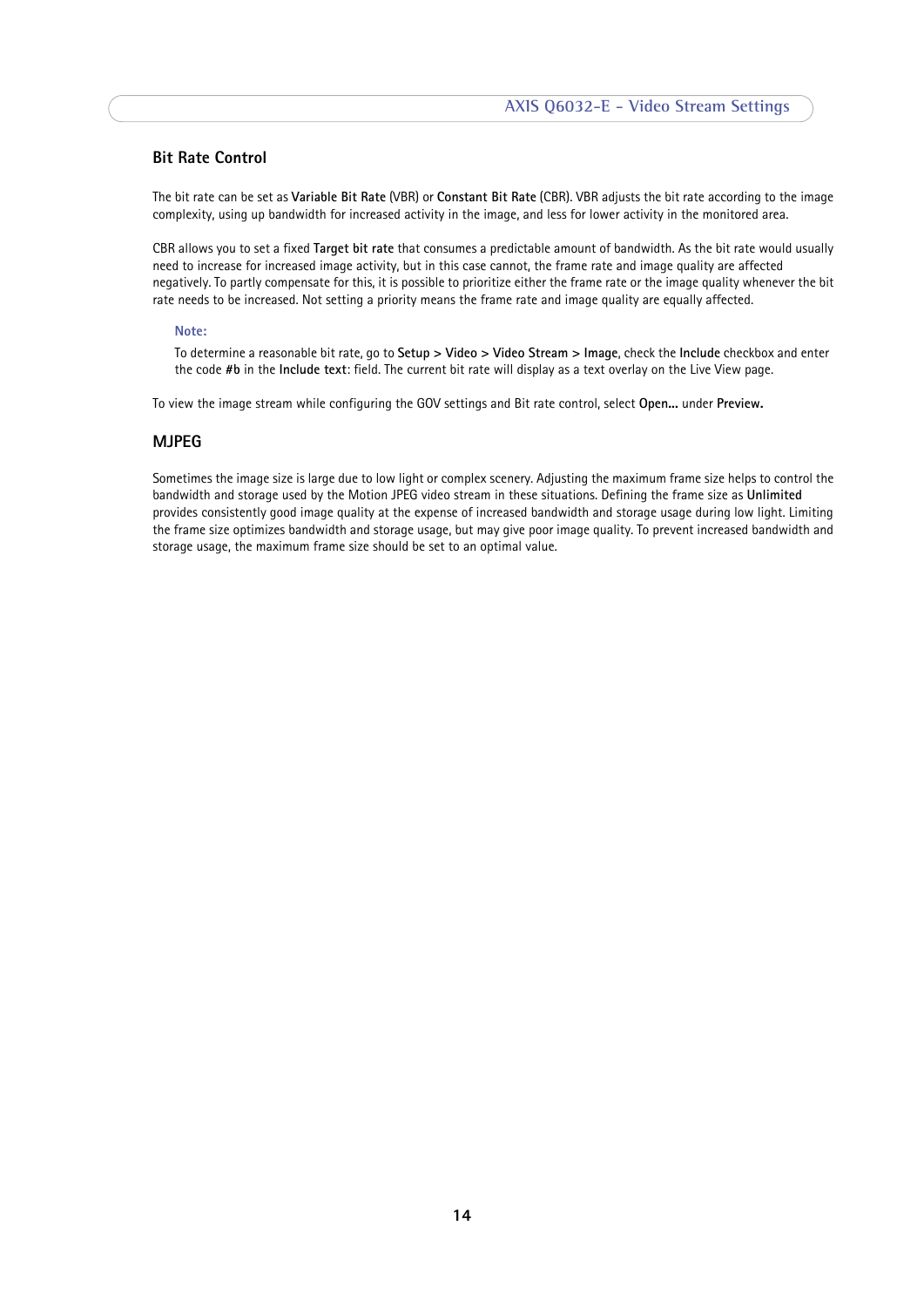## Bit Rate Control

The bit rate can be set as **Variable Bit Rate** (VBR) or **Constant Bit Rate** (CBR). VBR adjusts the bit rate according to the image complexity, using up bandwidth for increased activity in the image, and less for lower activity in the monitored area.

CBR allows you to set a fixed **Target bit rate** that consumes a predictable amount of bandwidth. As the bit rate would usually need to increase for increased image activity, but in this case cannot, the frame rate and image quality are affected negatively. To partly compensate for this, it is possible to prioritize either the frame rate or the image quality whenever the bit rate needs to be increased. Not setting a priority means the frame rate and image quality are equally affected.

**Note:**

To determine a reasonable bit rate, go to **Setup > Video > Video Stream > Image**, check the **Include** checkbox and enter the code **#b** in the **Include text**: field. The current bit rate will display as a text overlay on the Live View page.

To view the image stream while configuring the GOV settings and Bit rate control, select **Open...** under **Preview.**

## MJPEG

Sometimes the image size is large due to low light or complex scenery. Adjusting the maximum frame size helps to control the bandwidth and storage used by the Motion JPEG video stream in these situations. Defining the frame size as **Unlimited** provides consistently good image quality at the expense of increased bandwidth and storage usage during low light. Limiting the frame size optimizes bandwidth and storage usage, but may give poor image quality. To prevent increased bandwidth and storage usage, the maximum frame size should be set to an optimal value.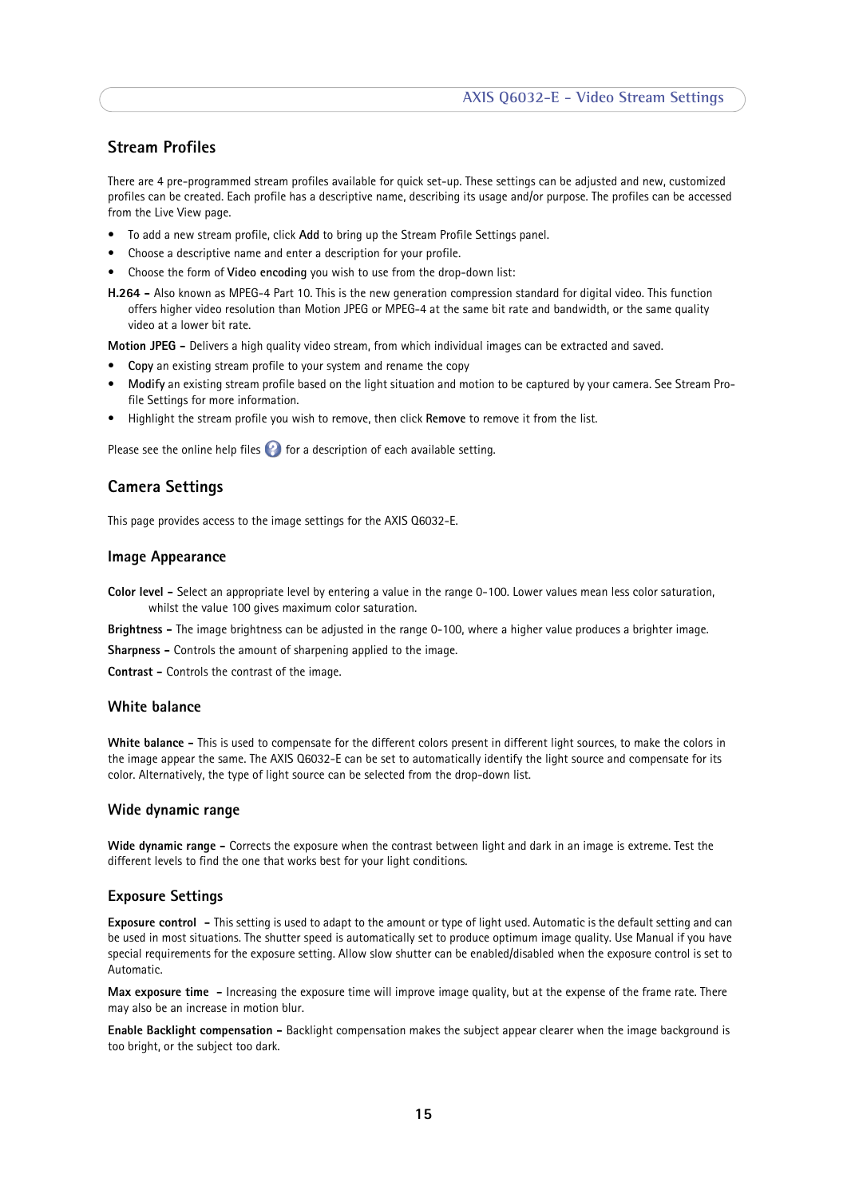## Stream Profiles

There are 4 pre-programmed stream profiles available for quick set-up. These settings can be adjusted and new, customized profiles can be created. Each profile has a descriptive name, describing its usage and/or purpose. The profiles can be accessed from the Live View page.

- To add a new stream profile, click **Add** to bring up the Stream Profile Settings panel.
- Choose a descriptive name and enter a description for your profile.
- Choose the form of **Video encoding** you wish to use from the drop-down list:

**H.264 -** Also known as MPEG-4 Part 10. This is the new generation compression standard for digital video. This function offers higher video resolution than Motion JPEG or MPEG-4 at the same bit rate and bandwidth, or the same quality video at a lower bit rate.

**Motion JPEG -** Delivers a high quality video stream, from which individual images can be extracted and saved.

- **Copy** an existing stream profile to your system and rename the copy
- **Modify** an existing stream profile based on the light situation and motion to be captured by your camera. See Stream Profile Settings for more information.
- Highlight the stream profile you wish to remove, then click **Remove** to remove it from the list.

Please see the online help files for a description of each available setting.

## Camera Settings

This page provides access to the image settings for the AXIS Q6032-E.

### Image Appearance

**Color level -** Select an appropriate level by entering a value in the range 0-100. Lower values mean less color saturation, whilst the value 100 gives maximum color saturation.

**Brightness -** The image brightness can be adjusted in the range 0-100, where a higher value produces a brighter image.

**Sharpness -** Controls the amount of sharpening applied to the image.

**Contrast -** Controls the contrast of the image.

### White balance

**White balance -** This is used to compensate for the different colors present in different light sources, to make the colors in the image appear the same. The AXIS Q6032-E can be set to automatically identify the light source and compensate for its color. Alternatively, the type of light source can be selected from the drop-down list.

### Wide dynamic range

**Wide dynamic range -** Corrects the exposure when the contrast between light and dark in an image is extreme. Test the different levels to find the one that works best for your light conditions.

### Exposure Settings

**Exposure control -** This setting is used to adapt to the amount or type of light used. Automatic is the default setting and can be used in most situations. The shutter speed is automatically set to produce optimum image quality. Use Manual if you have special requirements for the exposure setting. Allow slow shutter can be enabled/disabled when the exposure control is set to Automatic.

**Max exposure time -** Increasing the exposure time will improve image quality, but at the expense of the frame rate. There may also be an increase in motion blur.

**Enable Backlight compensation -** Backlight compensation makes the subject appear clearer when the image background is too bright, or the subject too dark.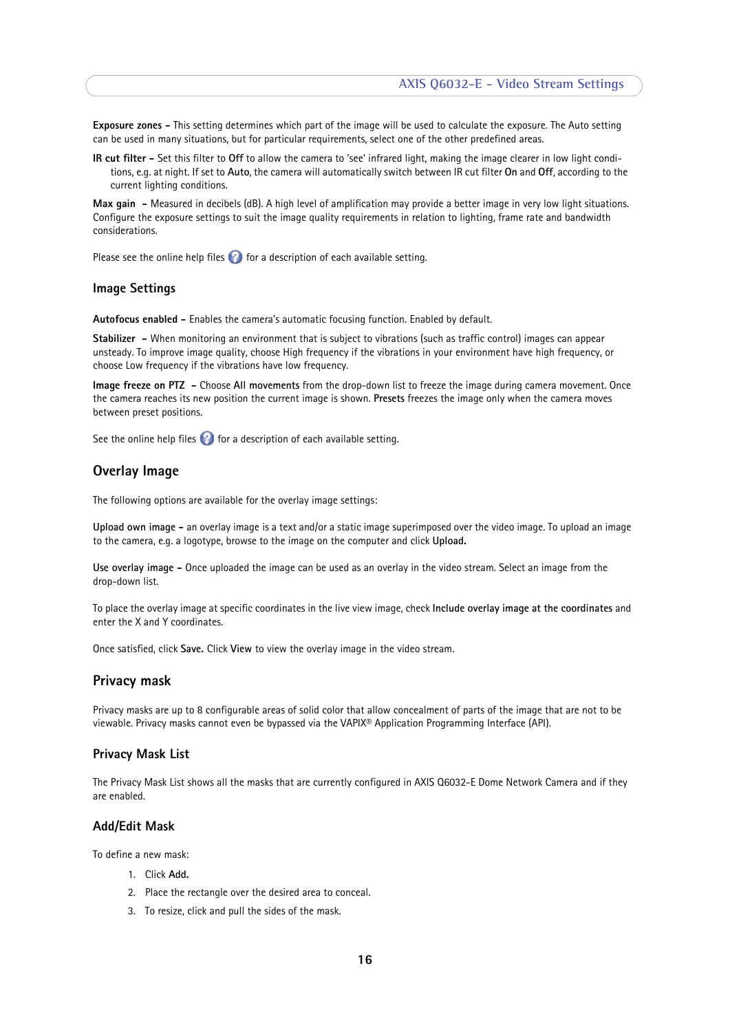**Exposure zones -** This setting determines which part of the image will be used to calculate the exposure. The Auto setting can be used in many situations, but for particular requirements, select one of the other predefined areas.

**IR cut filter -** Set this filter to **Off** to allow the camera to 'see' infrared light, making the image clearer in low light conditions, e.g. at night. If set to **Auto**, the camera will automatically switch between IR cut filter **On** and **Off**, according to the current lighting conditions.

**Max gain -** Measured in decibels (dB). A high level of amplification may provide a better image in very low light situations. Configure the exposure settings to suit the image quality requirements in relation to lighting, frame rate and bandwidth considerations.

Please see the online help files for a description of each available setting.

## Image Settings

**Autofocus enabled -** Enables the camera's automatic focusing function. Enabled by default.

**Stabilizer -** When monitoring an environment that is subject to vibrations (such as traffic control) images can appear unsteady. To improve image quality, choose High frequency if the vibrations in your environment have high frequency, or choose Low frequency if the vibrations have low frequency.

**Image freeze on PTZ -** Choose **All movements** from the drop-down list to freeze the image during camera movement. Once the camera reaches its new position the current image is shown. **Presets** freezes the image only when the camera moves between preset positions.

See the online help files for a description of each available setting.

## Overlay Image

The following options are available for the overlay image settings:

**Upload own image -** an overlay image is a text and/or a static image superimposed over the video image. To upload an image to the camera, e.g. a logotype, browse to the image on the computer and click **Upload.**

**Use overlay image -** Once uploaded the image can be used as an overlay in the video stream. Select an image from the drop-down list.

To place the overlay image at specific coordinates in the live view image, check **Include overlay image at the coordinates** and enter the X and Y coordinates.

Once satisfied, click **Save.** Click **View** to view the overlay image in the video stream.

## Privacy mask

Privacy masks are up to 8 configurable areas of solid color that allow concealment of parts of the image that are not to be viewable. Privacy masks cannot even be bypassed via the VAPIX® Application Programming Interface (API).

### Privacy Mask List

The Privacy Mask List shows all the masks that are currently configured in AXIS Q6032-E Dome Network Camera and if they are enabled.

### Add/Edit Mask

To define a new mask:

1. Click **Add.**
2. Place the rectangle over the desired area to conceal.
3. To resize, click and pull the sides of the mask.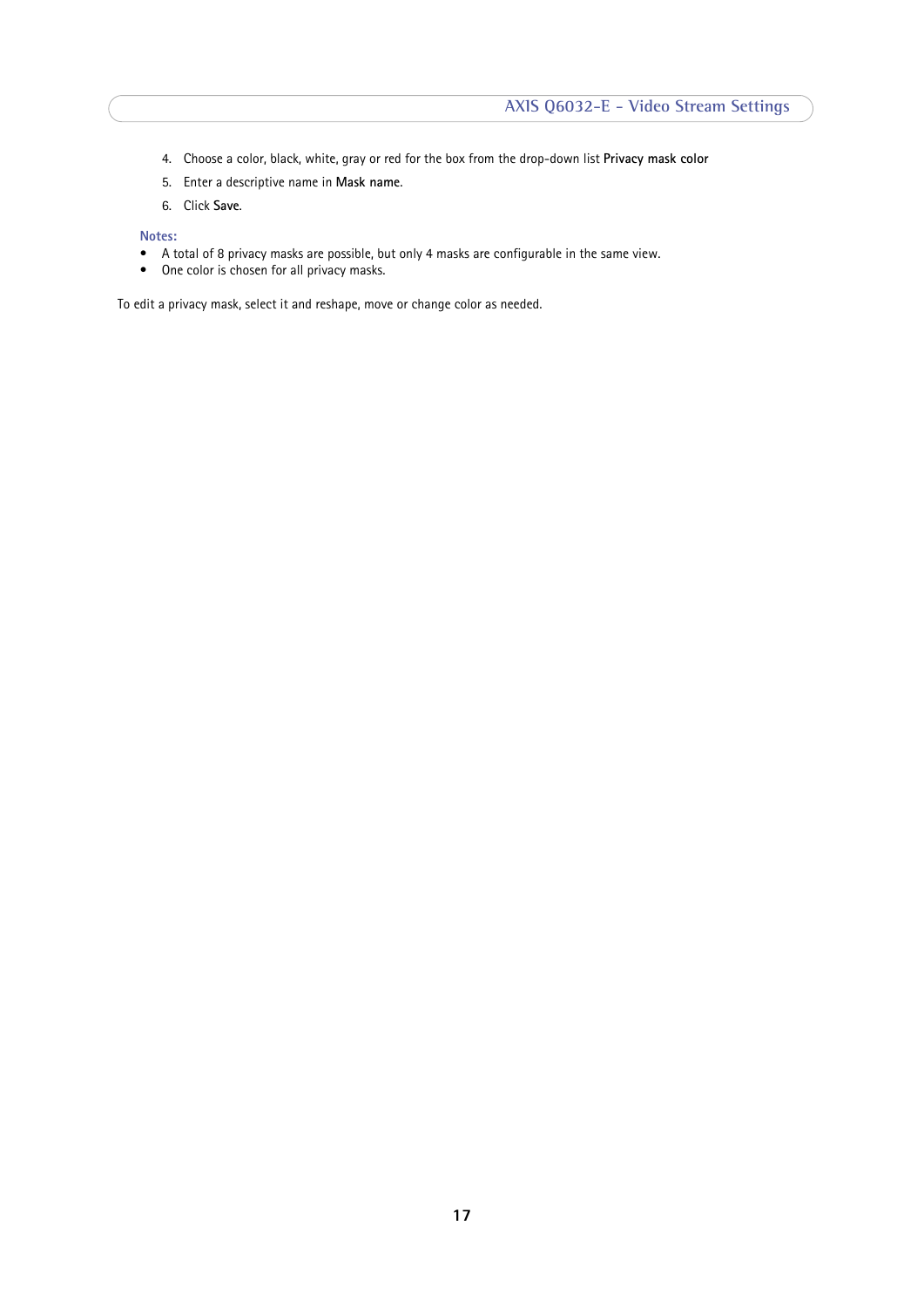4. Choose a color, black, white, gray or red for the box from the drop-down list **Privacy mask color**
5. Enter a descriptive name in **Mask name**.
6. Click **Save**.

**Notes:**

- A total of 8 privacy masks are possible, but only 4 masks are configurable in the same view.
- One color is chosen for all privacy masks.

To edit a privacy mask, select it and reshape, move or change color as needed.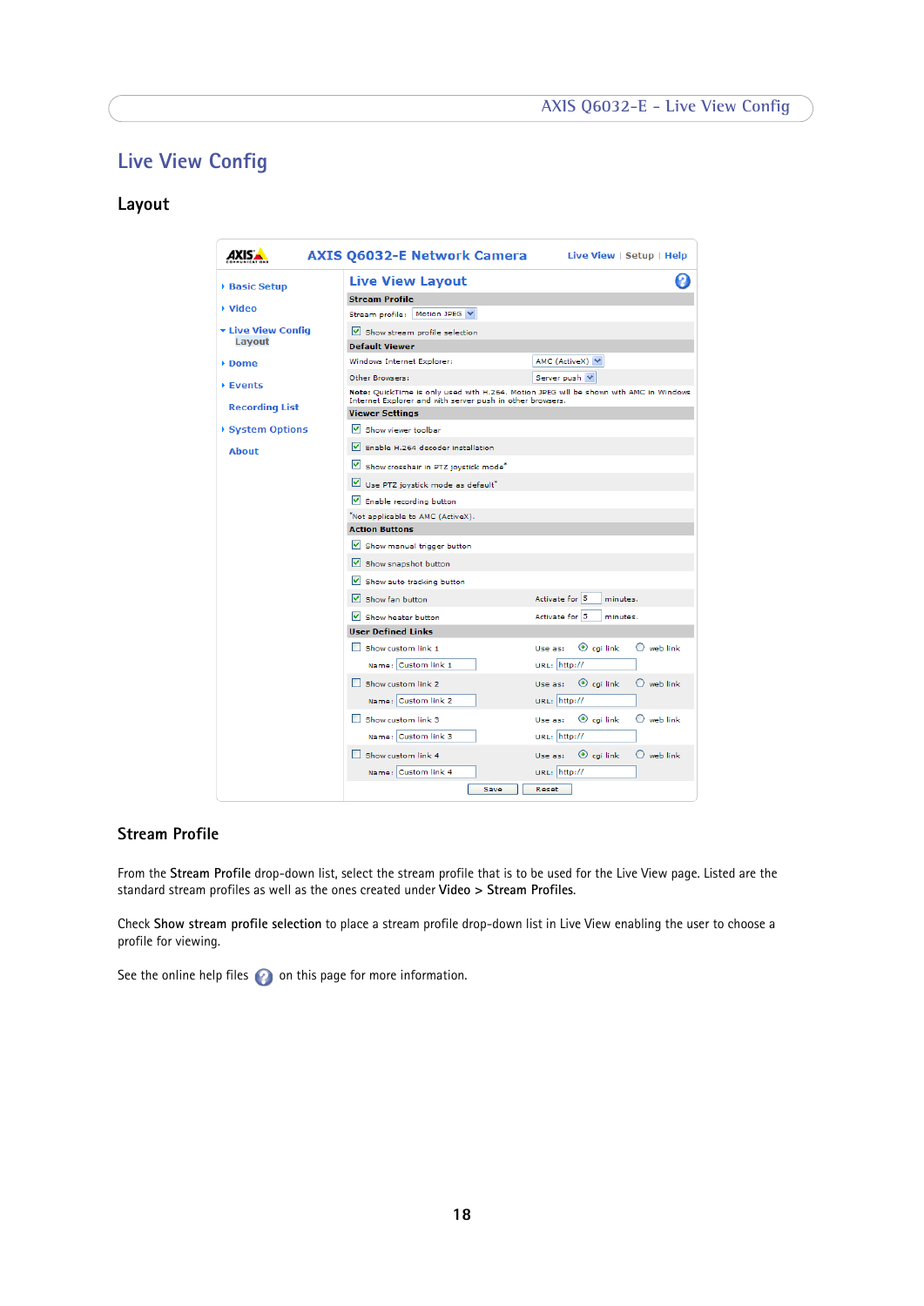# Live View Config

## Layout

## Stream Profile

From the **Stream Profile** drop-down list, select the stream profile that is to be used for the Live View page. Listed are the standard stream profiles as well as the ones created under **Video** > **Stream Profiles**.

Check **Show stream profile selection** to place a stream profile drop-down list in Live View enabling the user to choose a profile for viewing.

See the online help files on this page for more information.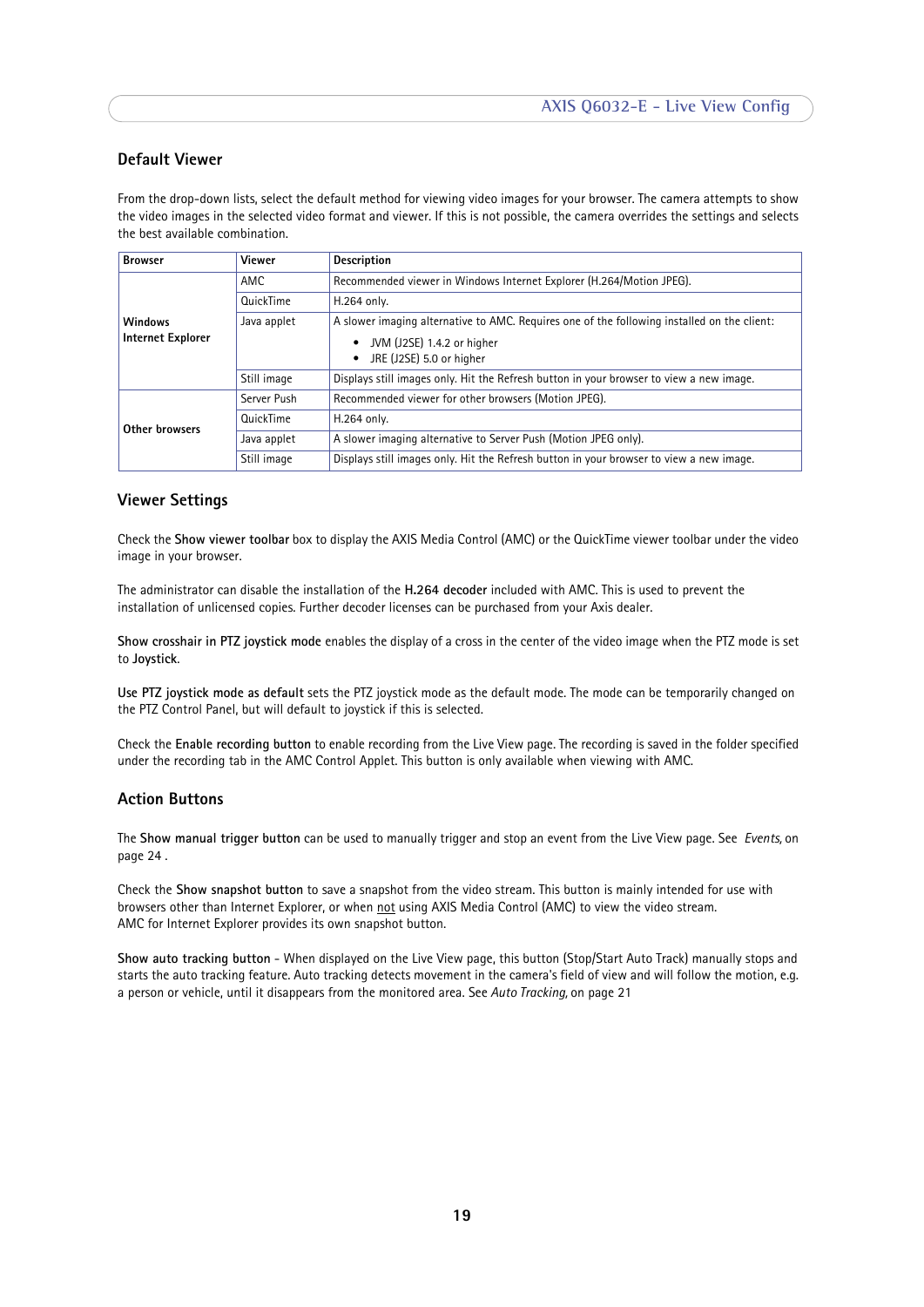## Default Viewer

From the drop-down lists, select the default method for viewing video images for your browser. The camera attempts to show the video images in the selected video format and viewer. If this is not possible, the camera overrides the settings and selects the best available combination.

| Browser | Viewer | Description |
|---|---|---|
| Windows Internet Explorer | AMC | Recommended viewer in Windows Internet Explorer (H.264/Motion JPEG). |
| | QuickTime | H.264 only. |
| | Java applet | A slower imaging alternative to AMC. Requires one of the following installed on the client: <br>• JVM (J2SE) 1.4.2 or higher <br>• JRE (J2SE) 5.0 or higher |
| | Still image | Displays still images only. Hit the Refresh button in your browser to view a new image. |
| Other browsers | Server Push | Recommended viewer for other browsers (Motion JPEG). |
| | QuickTime | H.264 only. |
| | Java applet | A slower imaging alternative to Server Push (Motion JPEG only). |
| | Still image | Displays still images only. Hit the Refresh button in your browser to view a new image. |

## Viewer Settings

Check the **Show viewer toolbar** box to display the AXIS Media Control (AMC) or the QuickTime viewer toolbar under the video image in your browser.

The administrator can disable the installation of the **H.264 decoder** included with AMC. This is used to prevent the installation of unlicensed copies. Further decoder licenses can be purchased from your Axis dealer.

**Show crosshair in PTZ joystick mode** enables the display of a cross in the center of the video image when the PTZ mode is set to **Joystick**.

**Use PTZ joystick mode as default** sets the PTZ joystick mode as the default mode. The mode can be temporarily changed on the PTZ Control Panel, but will default to joystick if this is selected.

Check the **Enable recording button** to enable recording from the Live View page. The recording is saved in the folder specified under the recording tab in the AMC Control Applet. This button is only available when viewing with AMC.

## Action Buttons

The **Show manual trigger button** can be used to manually trigger and stop an event from the Live View page. See *Events,* on page 24 .

Check the **Show snapshot button** to save a snapshot from the video stream. This button is mainly intended for use with browsers other than Internet Explorer, or when not using AXIS Media Control (AMC) to view the video stream.
AMC for Internet Explorer provides its own snapshot button.

**Show auto tracking button** - When displayed on the Live View page, this button (Stop/Start Auto Track) manually stops and starts the auto tracking feature. Auto tracking detects movement in the camera's field of view and will follow the motion, e.g. a person or vehicle, until it disappears from the monitored area. See *Auto Tracking,* on page 21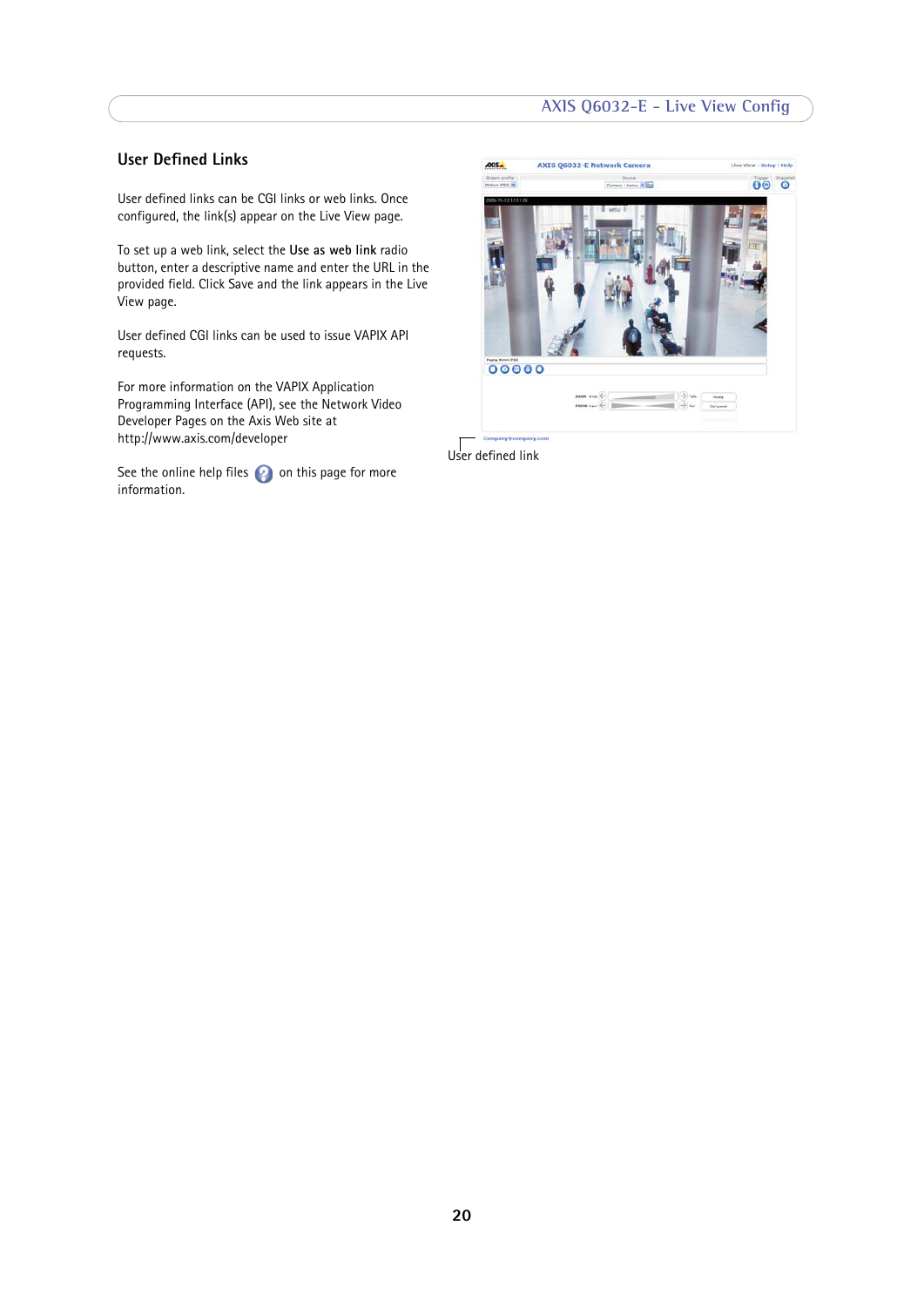## User Defined Links

User defined links can be CGI links or web links. Once configured, the link(s) appear on the Live View page.

To set up a web link, select the **Use as web link** radio button, enter a descriptive name and enter the URL in the provided field. Click Save and the link appears in the Live View page.

User defined CGI links can be used to issue VAPIX API requests.

For more information on the VAPIX Application Programming Interface (API), see the Network Video Developer Pages on the Axis Web site at http://www.axis.com/developer

See the online help files on this page for more information.

User defined link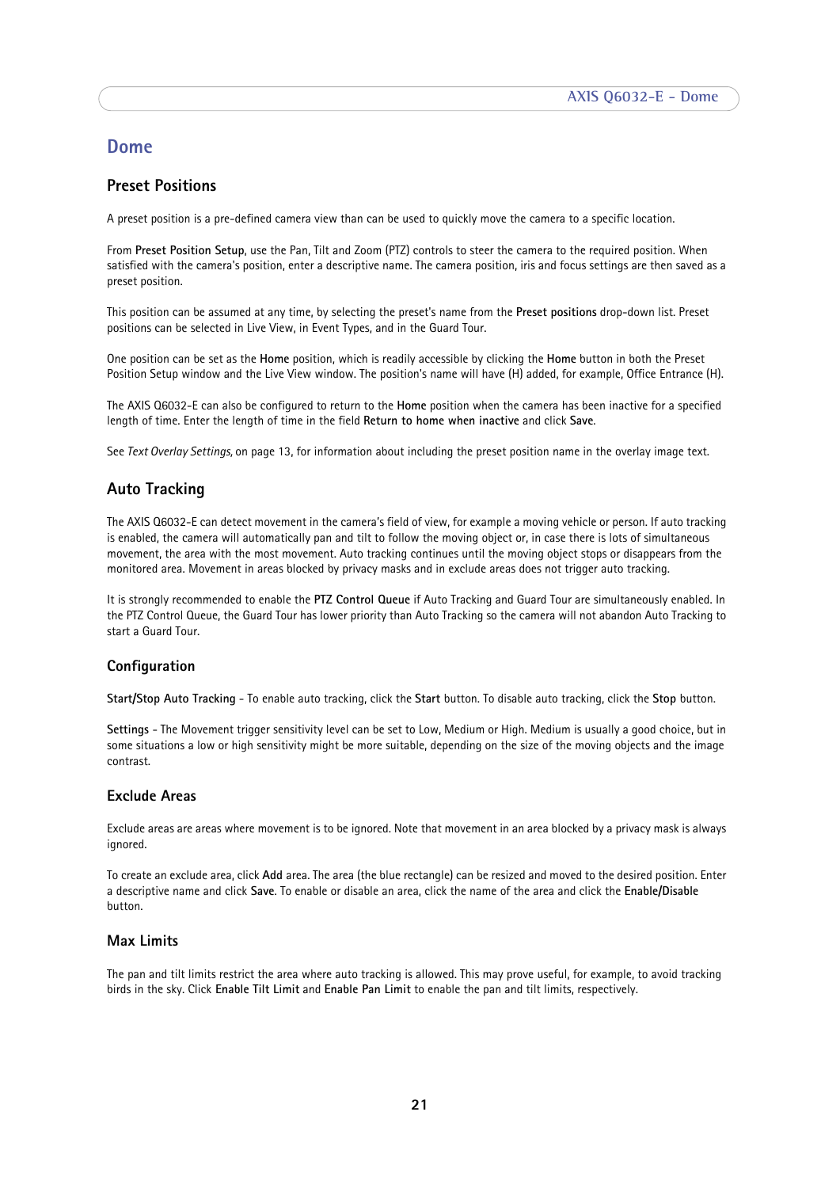# Dome

## Preset Positions

A preset position is a pre-defined camera view than can be used to quickly move the camera to a specific location.

From **Preset Position Setup**, use the Pan, Tilt and Zoom (PTZ) controls to steer the camera to the required position. When satisfied with the camera's position, enter a descriptive name. The camera position, iris and focus settings are then saved as a preset position.

This position can be assumed at any time, by selecting the preset's name from the **Preset positions** drop-down list. Preset positions can be selected in Live View, in Event Types, and in the Guard Tour.

One position can be set as the **Home** position, which is readily accessible by clicking the **Home** button in both the Preset Position Setup window and the Live View window. The position's name will have (H) added, for example, Office Entrance (H).

The AXIS Q6032-E can also be configured to return to the **Home** position when the camera has been inactive for a specified length of time. Enter the length of time in the field **Return to home when inactive** and click **Save**.

See *Text Overlay Settings,* on page 13, for information about including the preset position name in the overlay image text.

## Auto Tracking

The AXIS Q6032-E can detect movement in the camera's field of view, for example a moving vehicle or person. If auto tracking is enabled, the camera will automatically pan and tilt to follow the moving object or, in case there is lots of simultaneous movement, the area with the most movement. Auto tracking continues until the moving object stops or disappears from the monitored area. Movement in areas blocked by privacy masks and in exclude areas does not trigger auto tracking.

It is strongly recommended to enable the **PTZ Control Queue** if Auto Tracking and Guard Tour are simultaneously enabled. In the PTZ Control Queue, the Guard Tour has lower priority than Auto Tracking so the camera will not abandon Auto Tracking to start a Guard Tour.

### Configuration

**Start/Stop Auto Tracking** - To enable auto tracking, click the **Start** button. To disable auto tracking, click the **Stop** button.

**Settings** - The Movement trigger sensitivity level can be set to Low, Medium or High. Medium is usually a good choice, but in some situations a low or high sensitivity might be more suitable, depending on the size of the moving objects and the image contrast.

### Exclude Areas

Exclude areas are areas where movement is to be ignored. Note that movement in an area blocked by a privacy mask is always ignored.

To create an exclude area, click **Add** area. The area (the blue rectangle) can be resized and moved to the desired position. Enter a descriptive name and click **Save**. To enable or disable an area, click the name of the area and click the **Enable/Disable** button.

### Max Limits

The pan and tilt limits restrict the area where auto tracking is allowed. This may prove useful, for example, to avoid tracking birds in the sky. Click **Enable Tilt Limit** and **Enable Pan Limit** to enable the pan and tilt limits, respectively.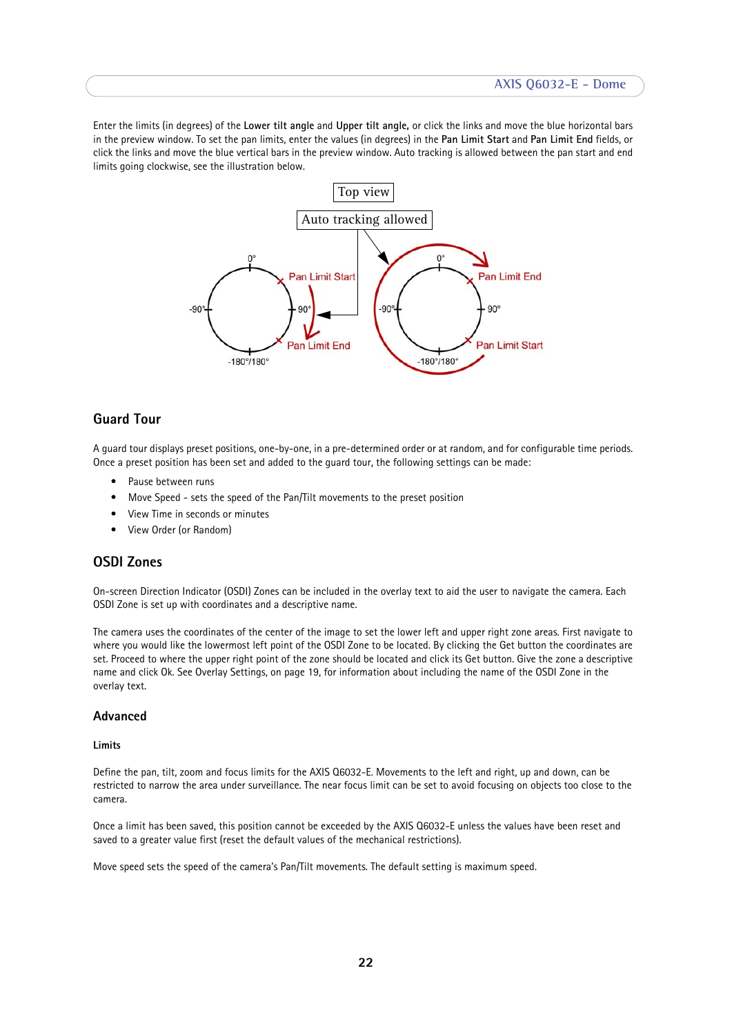Enter the limits (in degrees) of the **Lower tilt angle** and **Upper tilt angle,** or click the links and move the blue horizontal bars in the preview window. To set the pan limits, enter the values (in degrees) in the **Pan Limit Start** and **Pan Limit End** fields, or click the links and move the blue vertical bars in the preview window. Auto tracking is allowed between the pan start and end limits going clockwise, see the illustration below.

## Guard Tour

A guard tour displays preset positions, one-by-one, in a pre-determined order or at random, and for configurable time periods. Once a preset position has been set and added to the guard tour, the following settings can be made:

- Pause between runs
- Move Speed - sets the speed of the Pan/Tilt movements to the preset position
- View Time in seconds or minutes
- View Order (or Random)

## OSDI Zones

On-screen Direction Indicator (OSDI) Zones can be included in the overlay text to aid the user to navigate the camera. Each OSDI Zone is set up with coordinates and a descriptive name.

The camera uses the coordinates of the center of the image to set the lower left and upper right zone areas. First navigate to where you would like the lowermost left point of the OSDI Zone to be located. By clicking the Get button the coordinates are set. Proceed to where the upper right point of the zone should be located and click its Get button. Give the zone a descriptive name and click Ok. See Overlay Settings, on page 19, for information about including the name of the OSDI Zone in the overlay text.

## Advanced

### Limits

Define the pan, tilt, zoom and focus limits for the AXIS Q6032-E. Movements to the left and right, up and down, can be restricted to narrow the area under surveillance. The near focus limit can be set to avoid focusing on objects too close to the camera.

Once a limit has been saved, this position cannot be exceeded by the AXIS Q6032-E unless the values have been reset and saved to a greater value first (reset the default values of the mechanical restrictions).

Move speed sets the speed of the camera's Pan/Tilt movements. The default setting is maximum speed.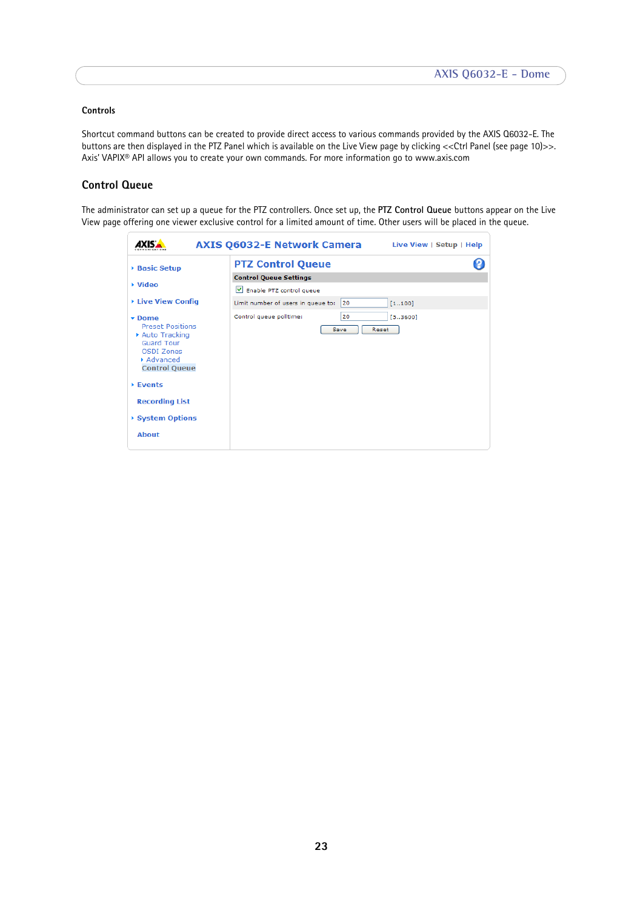### Controls

Shortcut command buttons can be created to provide direct access to various commands provided by the AXIS Q6032-E. The buttons are then displayed in the PTZ Panel which is available on the Live View page by clicking <<Ctrl Panel (see page 10)>>. Axis' VAPIX® API allows you to create your own commands. For more information go to www.axis.com

## Control Queue

The administrator can set up a queue for the PTZ controllers. Once set up, the **PTZ Control Queue** buttons appear on the Live View page offering one viewer exclusive control for a limited amount of time. Other users will be placed in the queue.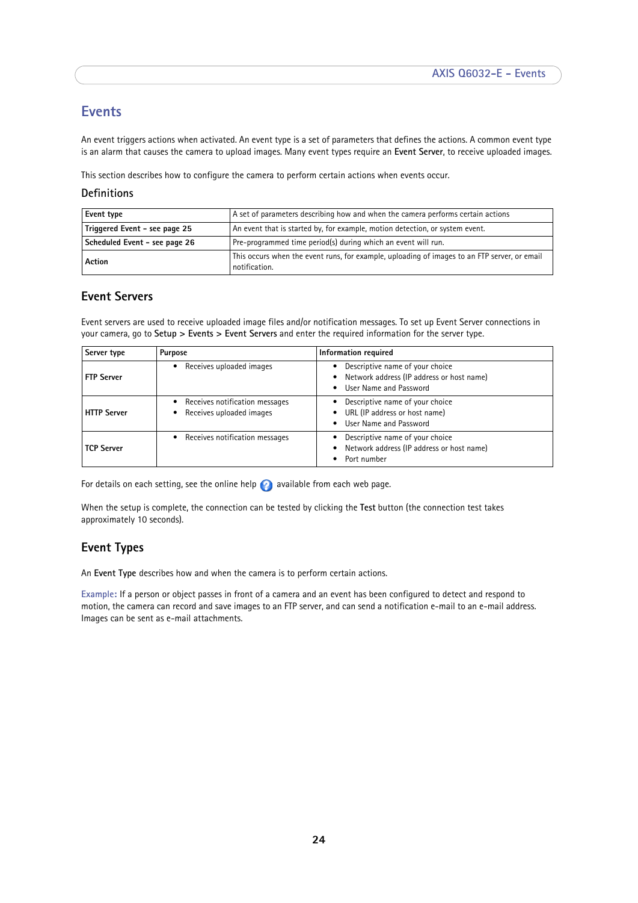# Events

An event triggers actions when activated. An event type is a set of parameters that defines the actions. A common event type is an alarm that causes the camera to upload images. Many event types require an **Event Server**, to receive uploaded images.

This section describes how to configure the camera to perform certain actions when events occur.

## Definitions

| **Event type** | A set of parameters describing how and when the camera performs certain actions |
|---|---|
| **Triggered Event - see page 25** | An event that is started by, for example, motion detection, or system event. |
| **Scheduled Event - see page 26** | Pre-programmed time period(s) during which an event will run. |
| **Action** | This occurs when the event runs, for example, uploading of images to an FTP server, or email notification. |

## Event Servers

Event servers are used to receive uploaded image files and/or notification messages. To set up Event Server connections in your camera, go to **Setup** > **Events** > **Event Servers** and enter the required information for the server type.

| **Server type** | **Purpose** | **Information required** |
|---|---|---|
| **FTP Server** | • Receives uploaded images | • Descriptive name of your choice<br>• Network address (IP address or host name)<br>• User Name and Password |
| **HTTP Server** | • Receives notification messages<br>• Receives uploaded images | • Descriptive name of your choice<br>• URL (IP address or host name)<br>• User Name and Password |
| **TCP Server** | • Receives notification messages | • Descriptive name of your choice<br>• Network address (IP address or host name)<br>• Port number |

For details on each setting, see the online help available from each web page.

When the setup is complete, the connection can be tested by clicking the **Test** button (the connection test takes approximately 10 seconds).

## Event Types

An **Event Type** describes how and when the camera is to perform certain actions.

Example: If a person or object passes in front of a camera and an event has been configured to detect and respond to motion, the camera can record and save images to an FTP server, and can send a notification e-mail to an e-mail address. Images can be sent as e-mail attachments.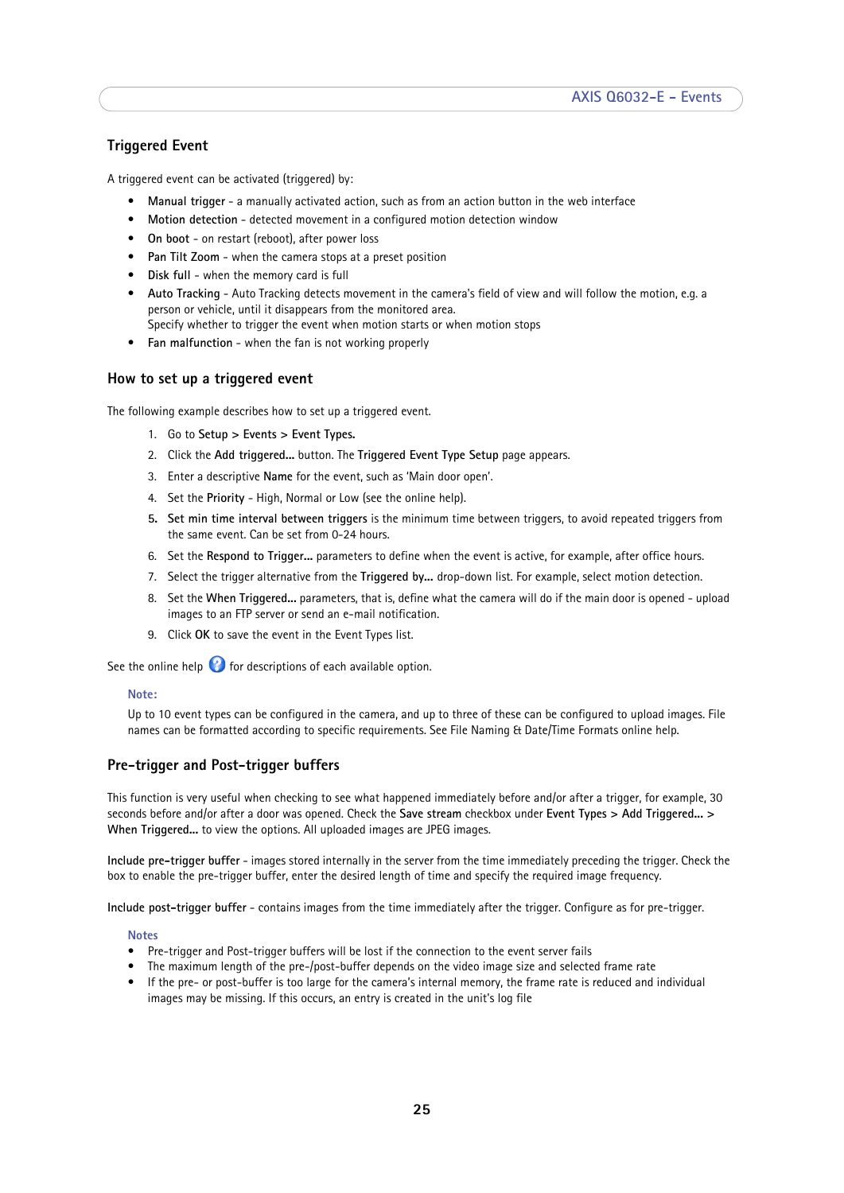## Triggered Event

A triggered event can be activated (triggered) by:

- **Manual trigger** - a manually activated action, such as from an action button in the web interface
- **Motion detection** - detected movement in a configured motion detection window
- **On boot** - on restart (reboot), after power loss
- **Pan Tilt Zoom** - when the camera stops at a preset position
- **Disk full** - when the memory card is full
- **Auto Tracking** - Auto Tracking detects movement in the camera's field of view and will follow the motion, e.g. a person or vehicle, until it disappears from the monitored area.
  Specify whether to trigger the event when motion starts or when motion stops
- **Fan malfunction** - when the fan is not working properly

## How to set up a triggered event

The following example describes how to set up a triggered event.

1. Go to **Setup > Events > Event Types.**
2. Click the **Add triggered...** button. The **Triggered Event Type Setup** page appears.
3. Enter a descriptive **Name** for the event, such as 'Main door open'.
4. Set the **Priority** - High, Normal or Low (see the online help).
5. **Set min time interval between triggers** is the minimum time between triggers, to avoid repeated triggers from the same event. Can be set from 0-24 hours.
6. Set the **Respond to Trigger...** parameters to define when the event is active, for example, after office hours.
7. Select the trigger alternative from the **Triggered by...** drop-down list. For example, select motion detection.
8. Set the **When Triggered...** parameters, that is, define what the camera will do if the main door is opened - upload images to an FTP server or send an e-mail notification.
9. Click **OK** to save the event in the Event Types list.

See the online help for descriptions of each available option.

**Note:**

Up to 10 event types can be configured in the camera, and up to three of these can be configured to upload images. File names can be formatted according to specific requirements. See File Naming & Date/Time Formats online help.

## Pre-trigger and Post-trigger buffers

This function is very useful when checking to see what happened immediately before and/or after a trigger, for example, 30 seconds before and/or after a door was opened. Check the **Save stream** checkbox under **Event Types > Add Triggered... > When Triggered...** to view the options. All uploaded images are JPEG images.

**Include pre-trigger buffer** - images stored internally in the server from the time immediately preceding the trigger. Check the box to enable the pre-trigger buffer, enter the desired length of time and specify the required image frequency.

**Include post-trigger buffer** - contains images from the time immediately after the trigger. Configure as for pre-trigger.

**Notes**

- Pre-trigger and Post-trigger buffers will be lost if the connection to the event server fails
- The maximum length of the pre-/post-buffer depends on the video image size and selected frame rate
- If the pre- or post-buffer is too large for the camera's internal memory, the frame rate is reduced and individual images may be missing. If this occurs, an entry is created in the unit's log file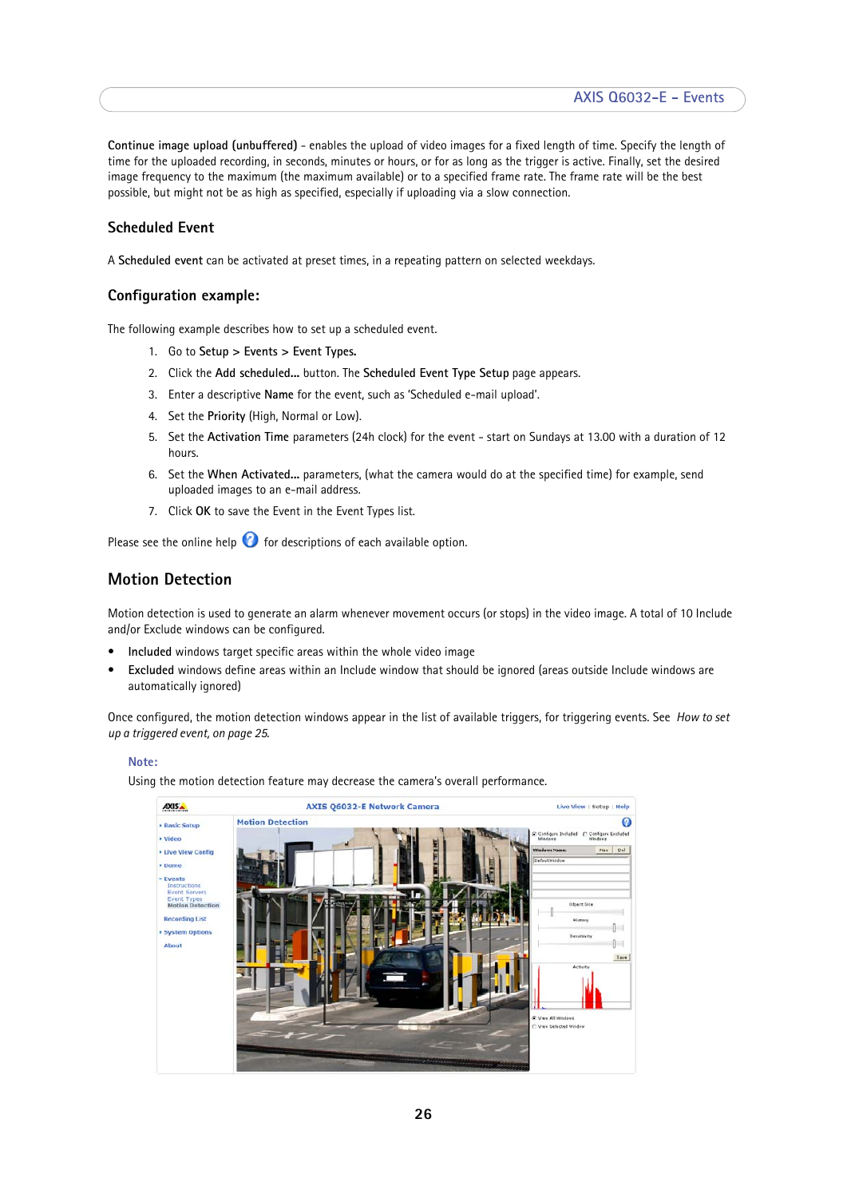**Continue image upload (unbuffered)** - enables the upload of video images for a fixed length of time. Specify the length of time for the uploaded recording, in seconds, minutes or hours, or for as long as the trigger is active. Finally, set the desired image frequency to the maximum (the maximum available) or to a specified frame rate. The frame rate will be the best possible, but might not be as high as specified, especially if uploading via a slow connection.

### Scheduled Event

A **Scheduled event** can be activated at preset times, in a repeating pattern on selected weekdays.

### Configuration example:

The following example describes how to set up a scheduled event.

1. Go to **Setup** > **Events** > **Event Types.**
2. Click the **Add scheduled...** button. The **Scheduled Event Type Setup** page appears.
3. Enter a descriptive **Name** for the event, such as 'Scheduled e-mail upload'.
4. Set the **Priority** (High, Normal or Low).
5. Set the **Activation Time** parameters (24h clock) for the event - start on Sundays at 13.00 with a duration of 12 hours.
6. Set the **When Activated...** parameters, (what the camera would do at the specified time) for example, send uploaded images to an e-mail address.
7. Click **OK** to save the Event in the Event Types list.

Please see the online help for descriptions of each available option.

## Motion Detection

Motion detection is used to generate an alarm whenever movement occurs (or stops) in the video image. A total of 10 Include and/or Exclude windows can be configured.

- **Included** windows target specific areas within the whole video image
- **Excluded** windows define areas within an Include window that should be ignored (areas outside Include windows are automatically ignored)

Once configured, the motion detection windows appear in the list of available triggers, for triggering events. See *How to set up a triggered event, on page 25.*

**Note:**
Using the motion detection feature may decrease the camera's overall performance.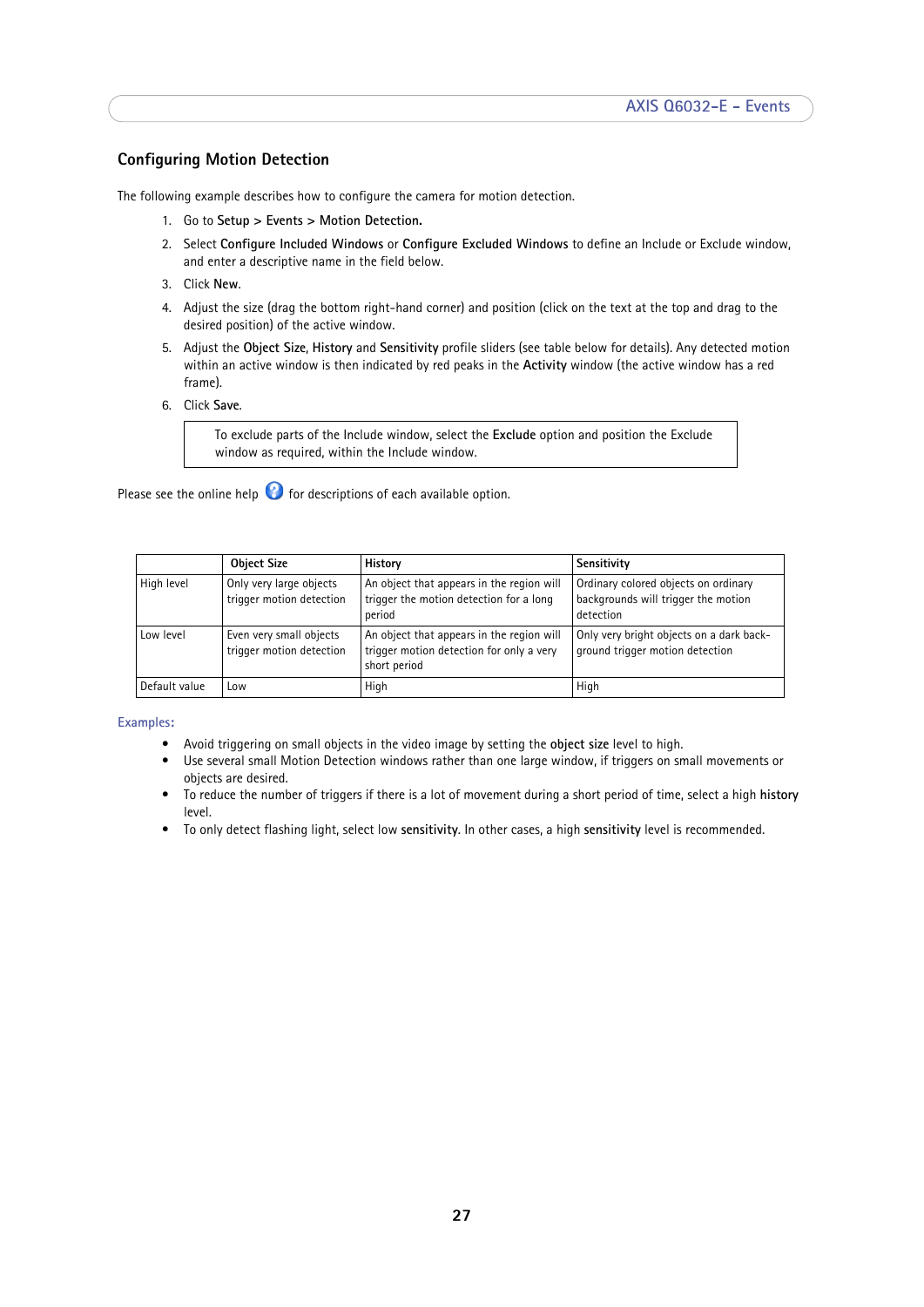## Configuring Motion Detection

The following example describes how to configure the camera for motion detection.

1. Go to **Setup** > **Events** > **Motion Detection.**
2. Select **Configure Included Windows** or **Configure Excluded Windows** to define an Include or Exclude window, and enter a descriptive name in the field below.
3. Click **New**.
4. Adjust the size (drag the bottom right-hand corner) and position (click on the text at the top and drag to the desired position) of the active window.
5. Adjust the **Object Size**, **History** and **Sensitivity** profile sliders (see table below for details). Any detected motion within an active window is then indicated by red peaks in the **Activity** window (the active window has a red frame).
6. Click **Save**.

> To exclude parts of the Include window, select the **Exclude** option and position the Exclude window as required, within the Include window.

Please see the online help for descriptions of each available option.

| | **Object Size** | **History** | **Sensitivity** |
|---|---|---|---|
| High level | Only very large objects trigger motion detection | An object that appears in the region will trigger the motion detection for a long period | Ordinary colored objects on ordinary backgrounds will trigger the motion detection |
| Low level | Even very small objects trigger motion detection | An object that appears in the region will trigger motion detection for only a very short period | Only very bright objects on a dark back-ground trigger motion detection |
| Default value | Low | High | High |

**Examples:**

- Avoid triggering on small objects in the video image by setting the **object size** level to high.
- Use several small Motion Detection windows rather than one large window, if triggers on small movements or objects are desired.
- To reduce the number of triggers if there is a lot of movement during a short period of time, select a high **history** level.
- To only detect flashing light, select low **sensitivity**. In other cases, a high **sensitivity** level is recommended.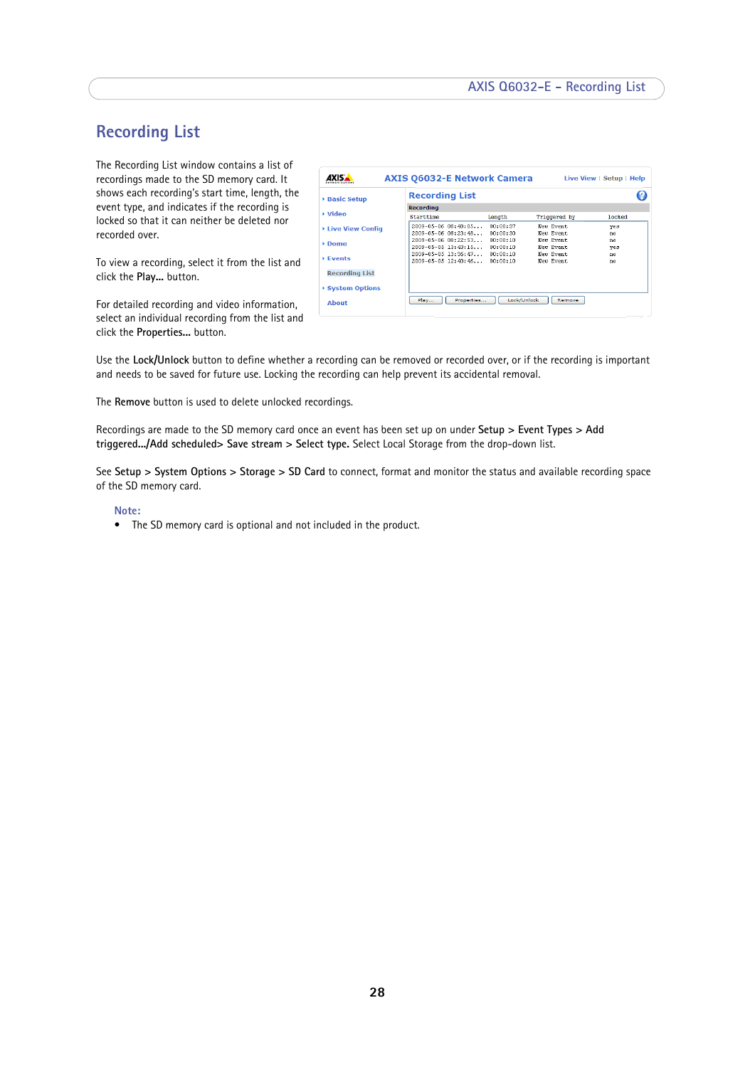# Recording List

The Recording List window contains a list of recordings made to the SD memory card. It shows each recording's start time, length, the event type, and indicates if the recording is locked so that it can neither be deleted nor recorded over.

To view a recording, select it from the list and click the **Play...** button.

For detailed recording and video information, select an individual recording from the list and click the **Properties...** button.

Use the **Lock/Unlock** button to define whether a recording can be removed or recorded over, or if the recording is important and needs to be saved for future use. Locking the recording can help prevent its accidental removal.

The **Remove** button is used to delete unlocked recordings.

Recordings are made to the SD memory card once an event has been set up on under **Setup > Event Types > Add triggered.../Add scheduled> Save stream > Select type.** Select Local Storage from the drop-down list.

See **Setup > System Options > Storage > SD Card** to connect, format and monitor the status and available recording space of the SD memory card.

**Note:**

- The SD memory card is optional and not included in the product.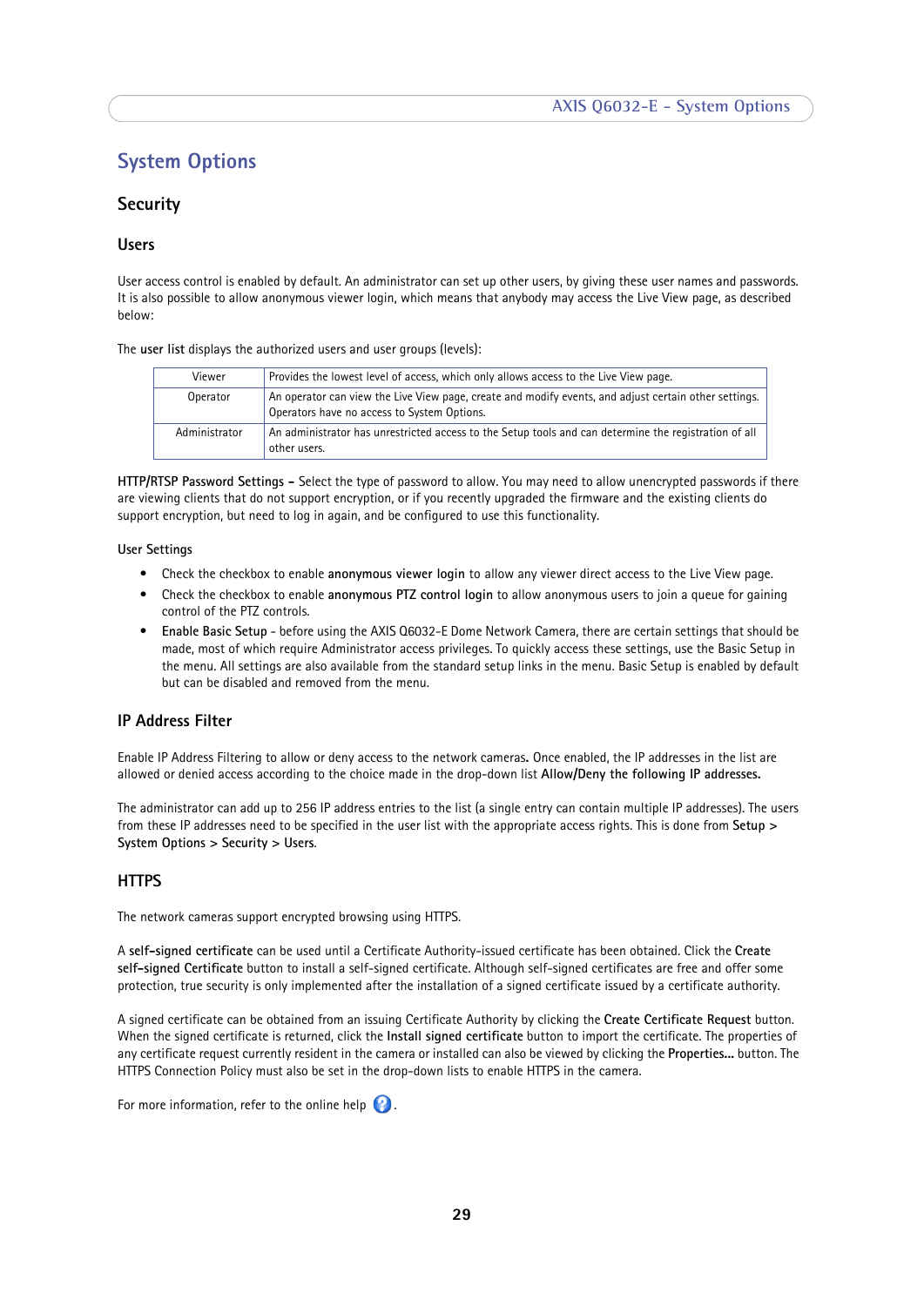# System Options

## Security

### Users

User access control is enabled by default. An administrator can set up other users, by giving these user names and passwords. It is also possible to allow anonymous viewer login, which means that anybody may access the Live View page, as described below:

The **user list** displays the authorized users and user groups (levels):

| Viewer | Provides the lowest level of access, which only allows access to the Live View page. |
|---|---|
| Operator | An operator can view the Live View page, create and modify events, and adjust certain other settings. Operators have no access to System Options. |
| Administrator | An administrator has unrestricted access to the Setup tools and can determine the registration of all other users. |

**HTTP/RTSP Password Settings -** Select the type of password to allow. You may need to allow unencrypted passwords if there are viewing clients that do not support encryption, or if you recently upgraded the firmware and the existing clients do support encryption, but need to log in again, and be configured to use this functionality.

User Settings

- Check the checkbox to enable **anonymous viewer login** to allow any viewer direct access to the Live View page.
- Check the checkbox to enable **anonymous PTZ control login** to allow anonymous users to join a queue for gaining control of the PTZ controls.
- **Enable Basic Setup** - before using the AXIS Q6032-E Dome Network Camera, there are certain settings that should be made, most of which require Administrator access privileges. To quickly access these settings, use the Basic Setup in the menu. All settings are also available from the standard setup links in the menu. Basic Setup is enabled by default but can be disabled and removed from the menu.

## IP Address Filter

Enable IP Address Filtering to allow or deny access to the network cameras**.** Once enabled, the IP addresses in the list are allowed or denied access according to the choice made in the drop-down list **Allow/Deny the following IP addresses.**

The administrator can add up to 256 IP address entries to the list (a single entry can contain multiple IP addresses). The users from these IP addresses need to be specified in the user list with the appropriate access rights. This is done from **Setup > System Options > Security > Users**.

## HTTPS

The network cameras support encrypted browsing using HTTPS.

A **self-signed certificate** can be used until a Certificate Authority-issued certificate has been obtained. Click the **Create self-signed Certificate** button to install a self-signed certificate. Although self-signed certificates are free and offer some protection, true security is only implemented after the installation of a signed certificate issued by a certificate authority.

A signed certificate can be obtained from an issuing Certificate Authority by clicking the **Create Certificate Request** button. When the signed certificate is returned, click the **Install signed certificate** button to import the certificate. The properties of any certificate request currently resident in the camera or installed can also be viewed by clicking the **Properties...** button. The HTTPS Connection Policy must also be set in the drop-down lists to enable HTTPS in the camera.

For more information, refer to the online help .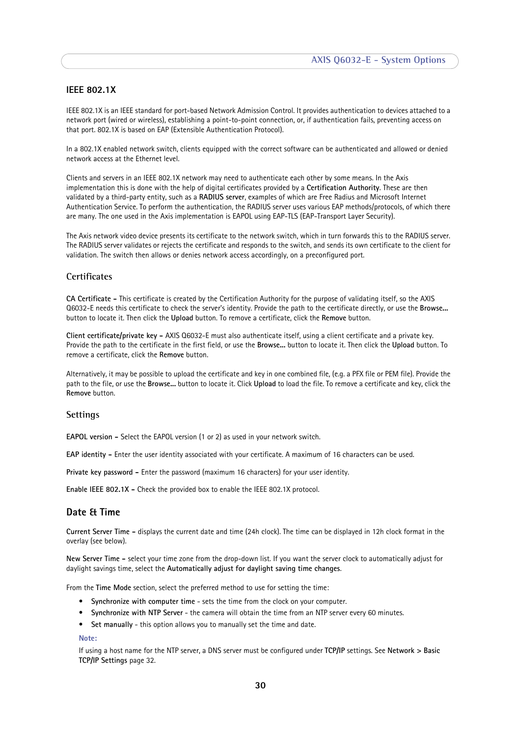## IEEE 802.1X

IEEE 802.1X is an IEEE standard for port-based Network Admission Control. It provides authentication to devices attached to a network port (wired or wireless), establishing a point-to-point connection, or, if authentication fails, preventing access on that port. 802.1X is based on EAP (Extensible Authentication Protocol).

In a 802.1X enabled network switch, clients equipped with the correct software can be authenticated and allowed or denied network access at the Ethernet level.

Clients and servers in an IEEE 802.1X network may need to authenticate each other by some means. In the Axis implementation this is done with the help of digital certificates provided by a **Certification Authority**. These are then validated by a third-party entity, such as a **RADIUS server**, examples of which are Free Radius and Microsoft Internet Authentication Service. To perform the authentication, the RADIUS server uses various EAP methods/protocols, of which there are many. The one used in the Axis implementation is EAPOL using EAP-TLS (EAP-Transport Layer Security).

The Axis network video device presents its certificate to the network switch, which in turn forwards this to the RADIUS server. The RADIUS server validates or rejects the certificate and responds to the switch, and sends its own certificate to the client for validation. The switch then allows or denies network access accordingly, on a preconfigured port.

### Certificates

**CA Certificate -** This certificate is created by the Certification Authority for the purpose of validating itself, so the AXIS Q6032-E needs this certificate to check the server's identity. Provide the path to the certificate directly, or use the **Browse...** button to locate it. Then click the **Upload** button. To remove a certificate, click the **Remove** button.

**Client certificate/private key -** AXIS Q6032-E must also authenticate itself, using a client certificate and a private key. Provide the path to the certificate in the first field, or use the **Browse...** button to locate it. Then click the **Upload** button. To remove a certificate, click the **Remove** button.

Alternatively, it may be possible to upload the certificate and key in one combined file, (e.g. a PFX file or PEM file). Provide the path to the file, or use the **Browse...** button to locate it. Click **Upload** to load the file. To remove a certificate and key, click the **Remove** button.

### Settings

**EAPOL version -** Select the EAPOL version (1 or 2) as used in your network switch.

**EAP identity -** Enter the user identity associated with your certificate. A maximum of 16 characters can be used.

**Private key password -** Enter the password (maximum 16 characters) for your user identity.

**Enable IEEE 802.1X -** Check the provided box to enable the IEEE 802.1X protocol.

## Date & Time

**Current Server Time -** displays the current date and time (24h clock). The time can be displayed in 12h clock format in the overlay (see below).

**New Server Time -** select your time zone from the drop-down list. If you want the server clock to automatically adjust for daylight savings time, select the **Automatically adjust for daylight saving time changes**.

From the **Time Mode** section, select the preferred method to use for setting the time:

- **Synchronize with computer time** - sets the time from the clock on your computer.
- **Synchronize with NTP Server** - the camera will obtain the time from an NTP server every 60 minutes.
- **Set manually** - this option allows you to manually set the time and date.

**Note:**

If using a host name for the NTP server, a DNS server must be configured under **TCP/IP** settings. See **Network > Basic TCP/IP Settings** page 32.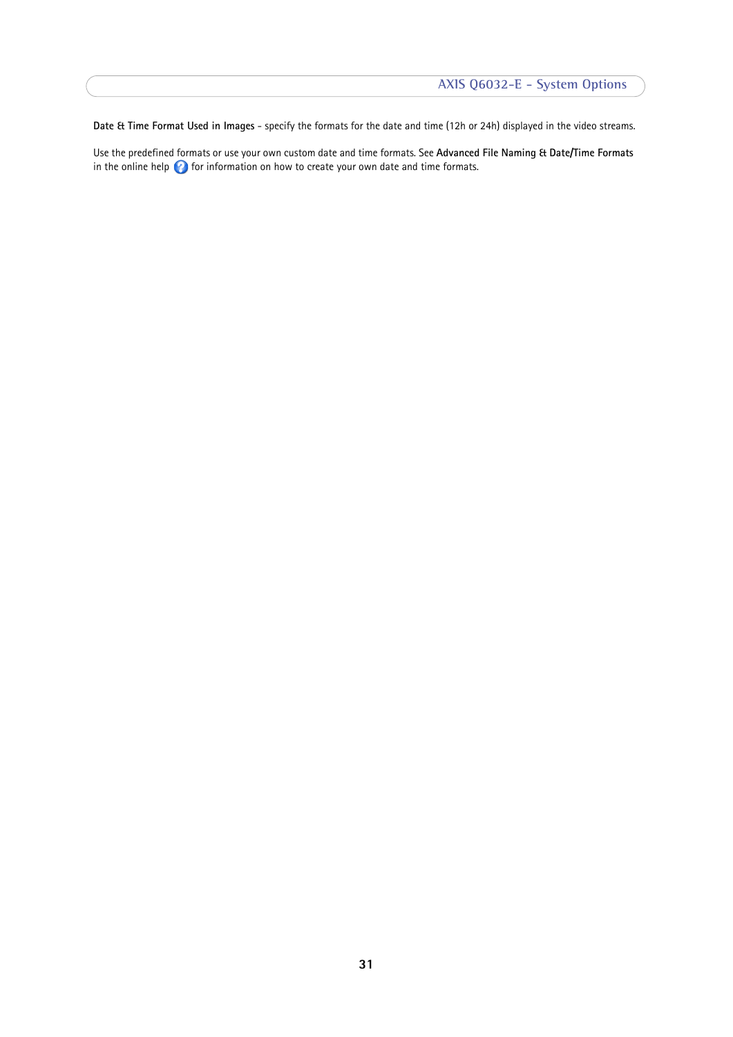**Date & Time Format Used in Images** - specify the formats for the date and time (12h or 24h) displayed in the video streams.

Use the predefined formats or use your own custom date and time formats. See **Advanced File Naming & Date/Time Formats** in the online help for information on how to create your own date and time formats.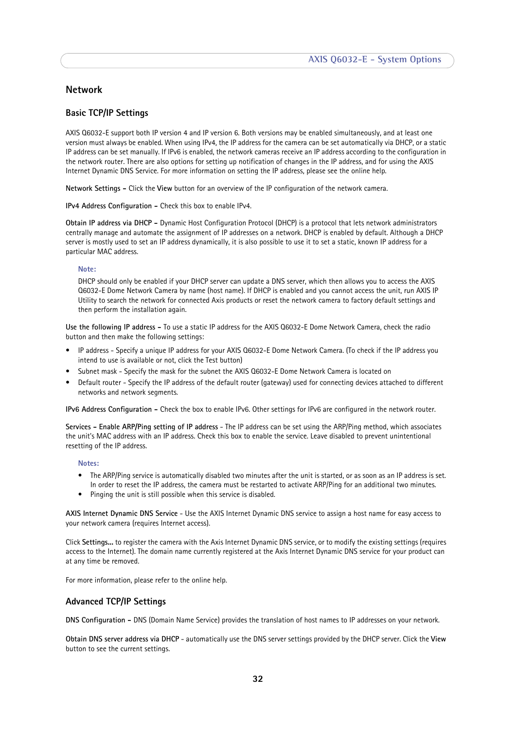## Network

### Basic TCP/IP Settings

AXIS Q6032-E support both IP version 4 and IP version 6. Both versions may be enabled simultaneously, and at least one version must always be enabled. When using IPv4, the IP address for the camera can be set automatically via DHCP, or a static IP address can be set manually. If IPv6 is enabled, the network cameras receive an IP address according to the configuration in the network router. There are also options for setting up notification of changes in the IP address, and for using the AXIS Internet Dynamic DNS Service. For more information on setting the IP address, please see the online help.

**Network Settings –** Click the **View** button for an overview of the IP configuration of the network camera.

**IPv4 Address Configuration –** Check this box to enable IPv4.

**Obtain IP address via DHCP –** Dynamic Host Configuration Protocol (DHCP) is a protocol that lets network administrators centrally manage and automate the assignment of IP addresses on a network. DHCP is enabled by default. Although a DHCP server is mostly used to set an IP address dynamically, it is also possible to use it to set a static, known IP address for a particular MAC address.

> **Note:**
>
> DHCP should only be enabled if your DHCP server can update a DNS server, which then allows you to access the AXIS Q6032-E Dome Network Camera by name (host name). If DHCP is enabled and you cannot access the unit, run AXIS IP Utility to search the network for connected Axis products or reset the network camera to factory default settings and then perform the installation again.

**Use the following IP address –** To use a static IP address for the AXIS Q6032-E Dome Network Camera, check the radio button and then make the following settings:

- IP address - Specify a unique IP address for your AXIS Q6032-E Dome Network Camera. (To check if the IP address you intend to use is available or not, click the Test button)
- Subnet mask - Specify the mask for the subnet the AXIS Q6032-E Dome Network Camera is located on
- Default router - Specify the IP address of the default router (gateway) used for connecting devices attached to different networks and network segments.

**IPv6 Address Configuration –** Check the box to enable IPv6. Other settings for IPv6 are configured in the network router.

**Services – Enable ARP/Ping setting of IP address** - The IP address can be set using the ARP/Ping method, which associates the unit's MAC address with an IP address. Check this box to enable the service. Leave disabled to prevent unintentional resetting of the IP address.

> **Notes:**
>
> - The ARP/Ping service is automatically disabled two minutes after the unit is started, or as soon as an IP address is set. In order to reset the IP address, the camera must be restarted to activate ARP/Ping for an additional two minutes.
> - Pinging the unit is still possible when this service is disabled.

**AXIS Internet Dynamic DNS Service** - Use the AXIS Internet Dynamic DNS service to assign a host name for easy access to your network camera (requires Internet access).

Click **Settings...** to register the camera with the Axis Internet Dynamic DNS service, or to modify the existing settings (requires access to the Internet). The domain name currently registered at the Axis Internet Dynamic DNS service for your product can at any time be removed.

For more information, please refer to the online help.

### Advanced TCP/IP Settings

**DNS Configuration –** DNS (Domain Name Service) provides the translation of host names to IP addresses on your network.

**Obtain DNS server address via DHCP** - automatically use the DNS server settings provided by the DHCP server. Click the **View** button to see the current settings.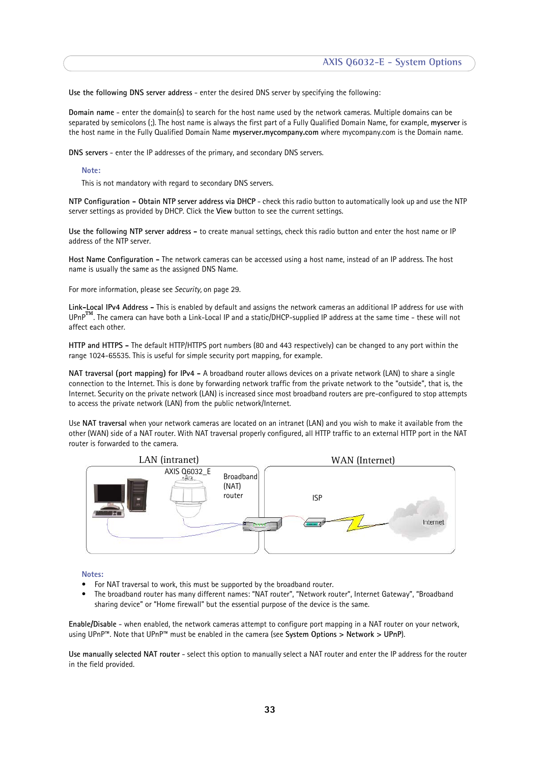**Use the following DNS server address** - enter the desired DNS server by specifying the following:

**Domain name** - enter the domain(s) to search for the host name used by the network cameras. Multiple domains can be separated by semicolons (;). The host name is always the first part of a Fully Qualified Domain Name, for example, **myserver** is the host name in the Fully Qualified Domain Name **myserver.mycompany.com** where mycompany.com is the Domain name.

**DNS servers** - enter the IP addresses of the primary, and secondary DNS servers.

**Note:**

This is not mandatory with regard to secondary DNS servers.

**NTP Configuration - Obtain NTP server address via DHCP** - check this radio button to automatically look up and use the NTP server settings as provided by DHCP. Click the **View** button to see the current settings.

**Use the following NTP server address -** to create manual settings, check this radio button and enter the host name or IP address of the NTP server.

**Host Name Configuration -** The network cameras can be accessed using a host name, instead of an IP address. The host name is usually the same as the assigned DNS Name.

For more information, please see *Security,* on page 29.

**Link-Local IPv4 Address -** This is enabled by default and assigns the network cameras an additional IP address for use with UPnP™. The camera can have both a Link-Local IP and a static/DHCP-supplied IP address at the same time - these will not affect each other.

**HTTP and HTTPS -** The default HTTP/HTTPS port numbers (80 and 443 respectively) can be changed to any port within the range 1024-65535. This is useful for simple security port mapping, for example.

**NAT traversal (port mapping) for IPv4 -** A broadband router allows devices on a private network (LAN) to share a single connection to the Internet. This is done by forwarding network traffic from the private network to the "outside", that is, the Internet. Security on the private network (LAN) is increased since most broadband routers are pre-configured to stop attempts to access the private network (LAN) from the public network/Internet.

Use **NAT traversal** when your network cameras are located on an intranet (LAN) and you wish to make it available from the other (WAN) side of a NAT router. With NAT traversal properly configured, all HTTP traffic to an external HTTP port in the NAT router is forwarded to the camera.

LAN (intranet) | WAN (Internet) — AXIS Q6032_E, Broadband (NAT) router, ISP, Internet

**Notes:**

- For NAT traversal to work, this must be supported by the broadband router.
- The broadband router has many different names: "NAT router", "Network router", Internet Gateway", "Broadband sharing device" or "Home firewall" but the essential purpose of the device is the same.

**Enable/Disable** - when enabled, the network cameras attempt to configure port mapping in a NAT router on your network, using UPnP™. Note that UPnP™ must be enabled in the camera (see **System Options > Network > UPnP**).

**Use manually selected NAT router** - select this option to manually select a NAT router and enter the IP address for the router in the field provided.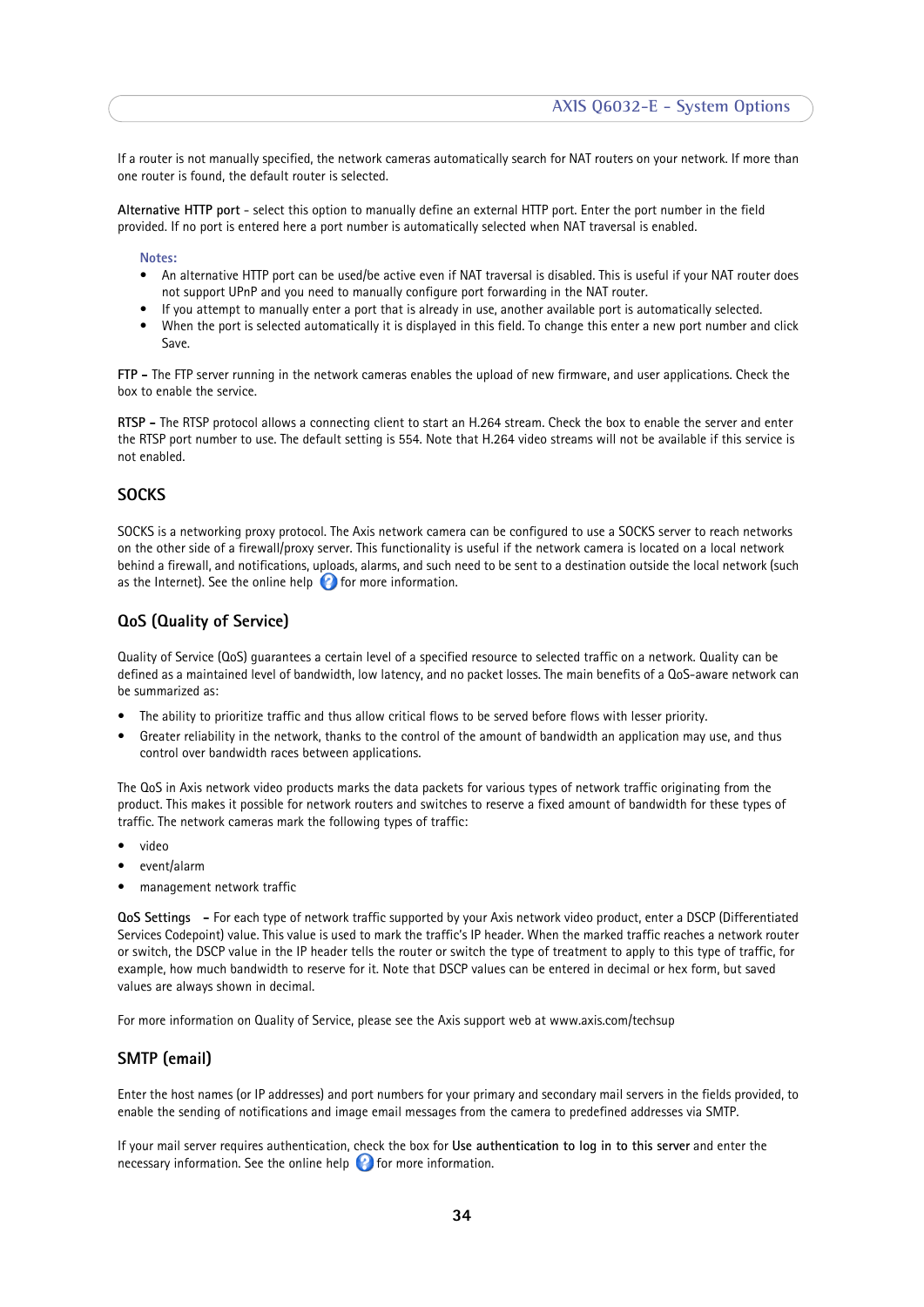If a router is not manually specified, the network cameras automatically search for NAT routers on your network. If more than one router is found, the default router is selected.

**Alternative HTTP port** - select this option to manually define an external HTTP port. Enter the port number in the field provided. If no port is entered here a port number is automatically selected when NAT traversal is enabled.

**Notes:**

- An alternative HTTP port can be used/be active even if NAT traversal is disabled. This is useful if your NAT router does not support UPnP and you need to manually configure port forwarding in the NAT router.
- If you attempt to manually enter a port that is already in use, another available port is automatically selected.
- When the port is selected automatically it is displayed in this field. To change this enter a new port number and click Save.

**FTP –** The FTP server running in the network cameras enables the upload of new firmware, and user applications. Check the box to enable the service.

**RTSP –** The RTSP protocol allows a connecting client to start an H.264 stream. Check the box to enable the server and enter the RTSP port number to use. The default setting is 554. Note that H.264 video streams will not be available if this service is not enabled.

## SOCKS

SOCKS is a networking proxy protocol. The Axis network camera can be configured to use a SOCKS server to reach networks on the other side of a firewall/proxy server. This functionality is useful if the network camera is located on a local network behind a firewall, and notifications, uploads, alarms, and such need to be sent to a destination outside the local network (such as the Internet). See the online help for more information.

## QoS (Quality of Service)

Quality of Service (QoS) guarantees a certain level of a specified resource to selected traffic on a network. Quality can be defined as a maintained level of bandwidth, low latency, and no packet losses. The main benefits of a QoS-aware network can be summarized as:

- The ability to prioritize traffic and thus allow critical flows to be served before flows with lesser priority.
- Greater reliability in the network, thanks to the control of the amount of bandwidth an application may use, and thus control over bandwidth races between applications.

The QoS in Axis network video products marks the data packets for various types of network traffic originating from the product. This makes it possible for network routers and switches to reserve a fixed amount of bandwidth for these types of traffic. The network cameras mark the following types of traffic:

- video
- event/alarm
- management network traffic

**QoS Settings** – For each type of network traffic supported by your Axis network video product, enter a DSCP (Differentiated Services Codepoint) value. This value is used to mark the traffic's IP header. When the marked traffic reaches a network router or switch, the DSCP value in the IP header tells the router or switch the type of treatment to apply to this type of traffic, for example, how much bandwidth to reserve for it. Note that DSCP values can be entered in decimal or hex form, but saved values are always shown in decimal.

For more information on Quality of Service, please see the Axis support web at www.axis.com/techsup

## SMTP (email)

Enter the host names (or IP addresses) and port numbers for your primary and secondary mail servers in the fields provided, to enable the sending of notifications and image email messages from the camera to predefined addresses via SMTP.

If your mail server requires authentication, check the box for **Use authentication to log in to this server** and enter the necessary information. See the online help for more information.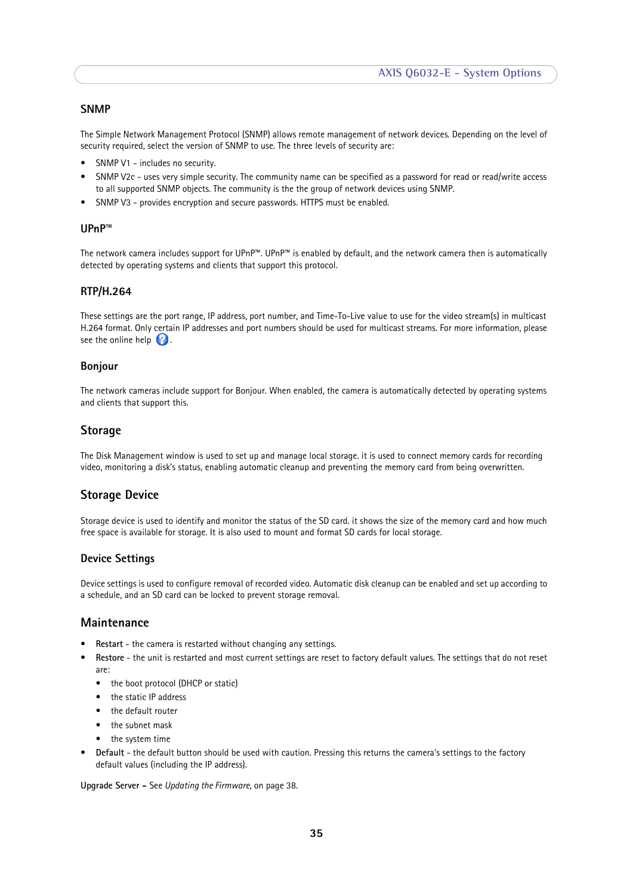### SNMP

The Simple Network Management Protocol (SNMP) allows remote management of network devices. Depending on the level of security required, select the version of SNMP to use. The three levels of security are:

- SNMP V1 - includes no security.
- SNMP V2c - uses very simple security. The community name can be specified as a password for read or read/write access to all supported SNMP objects. The community is the the group of network devices using SNMP.
- SNMP V3 - provides encryption and secure passwords. HTTPS must be enabled.

### UPnP™

The network camera includes support for UPnP™. UPnP™ is enabled by default, and the network camera then is automatically detected by operating systems and clients that support this protocol.

### RTP/H.264

These settings are the port range, IP address, port number, and Time-To-Live value to use for the video stream(s) in multicast H.264 format. Only certain IP addresses and port numbers should be used for multicast streams. For more information, please see the online help .

### Bonjour

The network cameras include support for Bonjour. When enabled, the camera is automatically detected by operating systems and clients that support this.

## Storage

The Disk Management window is used to set up and manage local storage. it is used to connect memory cards for recording video, monitoring a disk's status, enabling automatic cleanup and preventing the memory card from being overwritten.

## Storage Device

Storage device is used to identify and monitor the status of the SD card. it shows the size of the memory card and how much free space is available for storage. It is also used to mount and format SD cards for local storage.

### Device Settings

Device settings is used to configure removal of recorded video. Automatic disk cleanup can be enabled and set up according to a schedule, and an SD card can be locked to prevent storage removal.

## Maintenance

- **Restart** - the camera is restarted without changing any settings.
- **Restore** - the unit is restarted and most current settings are reset to factory default values. The settings that do not reset are:
  - the boot protocol (DHCP or static)
  - the static IP address
  - the default router
  - the subnet mask
  - the system time
- **Default** - the default button should be used with caution. Pressing this returns the camera's settings to the factory default values (including the IP address).

**Upgrade Server –** See *Updating the Firmware*, on page 38.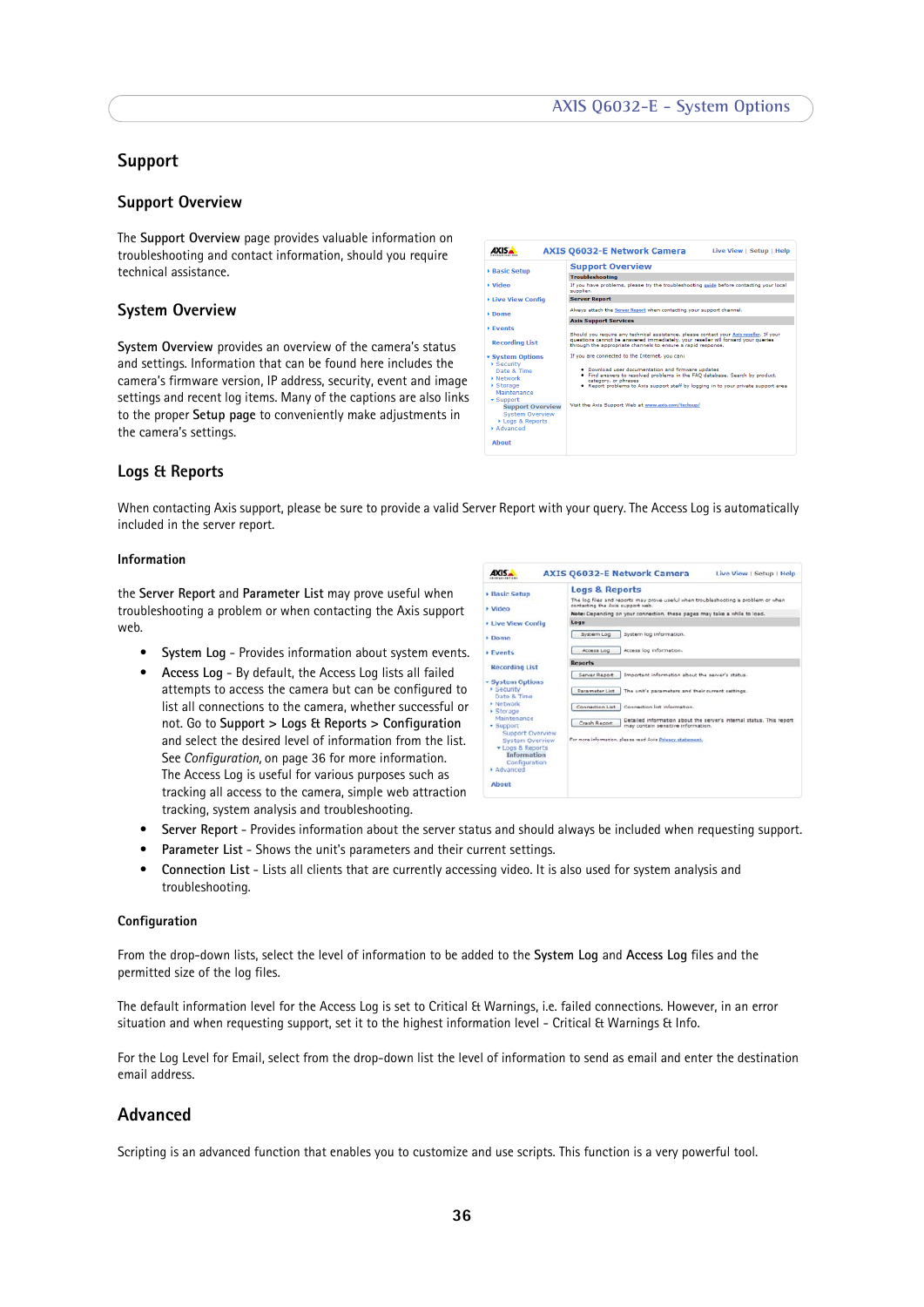## Support

### Support Overview

The **Support Overview** page provides valuable information on troubleshooting and contact information, should you require technical assistance.

### System Overview

**System Overview** provides an overview of the camera's status and settings. Information that can be found here includes the camera's firmware version, IP address, security, event and image settings and recent log items. Many of the captions are also links to the proper **Setup page** to conveniently make adjustments in the camera's settings.

### Logs & Reports

When contacting Axis support, please be sure to provide a valid Server Report with your query. The Access Log is automatically included in the server report.

#### Information

the **Server Report** and **Parameter List** may prove useful when troubleshooting a problem or when contacting the Axis support web.

- **System Log** - Provides information about system events.
- **Access Log** - By default, the Access Log lists all failed attempts to access the camera but can be configured to list all connections to the camera, whether successful or not. Go to **Support > Logs & Reports > Configuration** and select the desired level of information from the list. See *Configuration,* on page 36 for more information. The Access Log is useful for various purposes such as tracking all access to the camera, simple web attraction tracking, system analysis and troubleshooting.
- **Server Report** - Provides information about the server status and should always be included when requesting support.
- **Parameter List** - Shows the unit's parameters and their current settings.
- **Connection List** - Lists all clients that are currently accessing video. It is also used for system analysis and troubleshooting.

#### Configuration

From the drop-down lists, select the level of information to be added to the **System Log** and **Access Log** files and the permitted size of the log files.

The default information level for the Access Log is set to Critical & Warnings, i.e. failed connections. However, in an error situation and when requesting support, set it to the highest information level - Critical & Warnings & Info.

For the Log Level for Email, select from the drop-down list the level of information to send as email and enter the destination email address.

## Advanced

Scripting is an advanced function that enables you to customize and use scripts. This function is a very powerful tool.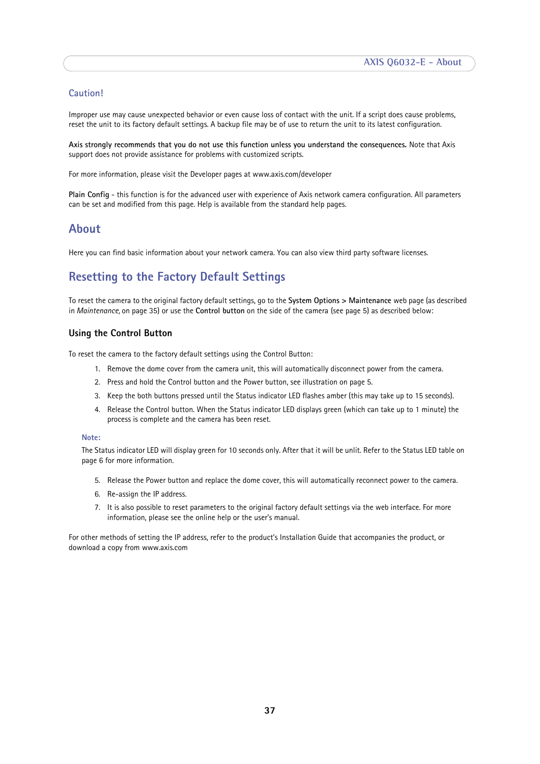### Caution!

Improper use may cause unexpected behavior or even cause loss of contact with the unit. If a script does cause problems, reset the unit to its factory default settings. A backup file may be of use to return the unit to its latest configuration.

**Axis strongly recommends that you do not use this function unless you understand the consequences.** Note that Axis support does not provide assistance for problems with customized scripts.

For more information, please visit the Developer pages at www.axis.com/developer

**Plain Config** - this function is for the advanced user with experience of Axis network camera configuration. All parameters can be set and modified from this page. Help is available from the standard help pages.

## About

Here you can find basic information about your network camera. You can also view third party software licenses.

## Resetting to the Factory Default Settings

To reset the camera to the original factory default settings, go to the **System Options > Maintenance** web page (as described in *Maintenance,* on page 35) or use the **Control button** on the side of the camera (see page 5) as described below:

### Using the Control Button

To reset the camera to the factory default settings using the Control Button:

1. Remove the dome cover from the camera unit, this will automatically disconnect power from the camera.
2. Press and hold the Control button and the Power button, see illustration on page 5.
3. Keep the both buttons pressed until the Status indicator LED flashes amber (this may take up to 15 seconds).
4. Release the Control button. When the Status indicator LED displays green (which can take up to 1 minute) the process is complete and the camera has been reset.

**Note:**

The Status indicator LED will display green for 10 seconds only. After that it will be unlit. Refer to the Status LED table on page 6 for more information.

5. Release the Power button and replace the dome cover, this will automatically reconnect power to the camera.
6. Re-assign the IP address.
7. It is also possible to reset parameters to the original factory default settings via the web interface. For more information, please see the online help or the user's manual.

For other methods of setting the IP address, refer to the product's Installation Guide that accompanies the product, or download a copy from www.axis.com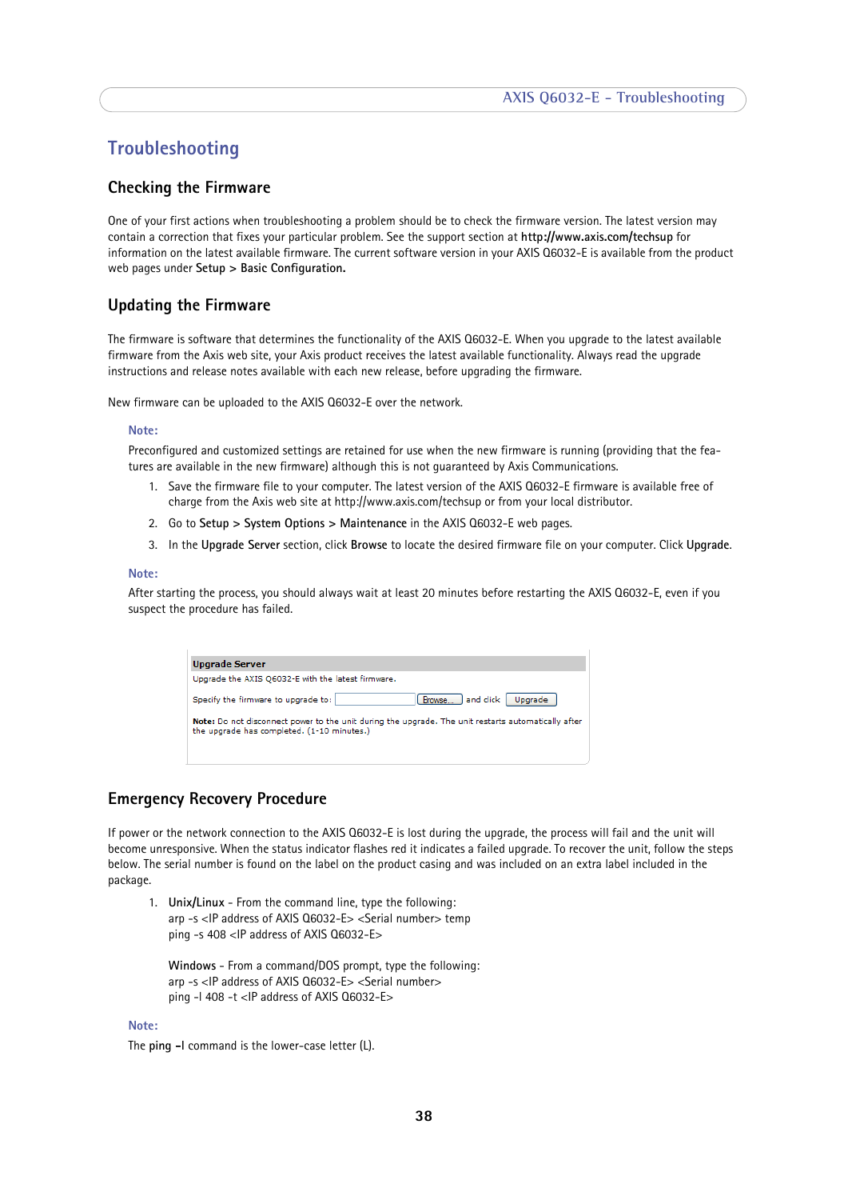# Troubleshooting

## Checking the Firmware

One of your first actions when troubleshooting a problem should be to check the firmware version. The latest version may contain a correction that fixes your particular problem. See the support section at **http://www.axis.com/techsup** for information on the latest available firmware. The current software version in your AXIS Q6032-E is available from the product web pages under **Setup > Basic Configuration.**

## Updating the Firmware

The firmware is software that determines the functionality of the AXIS Q6032-E. When you upgrade to the latest available firmware from the Axis web site, your Axis product receives the latest available functionality. Always read the upgrade instructions and release notes available with each new release, before upgrading the firmware.

New firmware can be uploaded to the AXIS Q6032-E over the network.

**Note:**

Preconfigured and customized settings are retained for use when the new firmware is running (providing that the features are available in the new firmware) although this is not guaranteed by Axis Communications.

1. Save the firmware file to your computer. The latest version of the AXIS Q6032-E firmware is available free of charge from the Axis web site at http://www.axis.com/techsup or from your local distributor.
2. Go to **Setup > System Options > Maintenance** in the AXIS Q6032-E web pages.
3. In the **Upgrade Server** section, click **Browse** to locate the desired firmware file on your computer. Click **Upgrade**.

**Note:**

After starting the process, you should always wait at least 20 minutes before restarting the AXIS Q6032-E, even if you suspect the procedure has failed.

**Upgrade Server**

Upgrade the AXIS Q6032-E with the latest firmware.

Specify the firmware to upgrade to: [ ] Browse... and click Upgrade

**Note:** Do not disconnect power to the unit during the upgrade. The unit restarts automatically after the upgrade has completed. (1-10 minutes.)

## Emergency Recovery Procedure

If power or the network connection to the AXIS Q6032-E is lost during the upgrade, the process will fail and the unit will become unresponsive. When the status indicator flashes red it indicates a failed upgrade. To recover the unit, follow the steps below. The serial number is found on the label on the product casing and was included on an extra label included in the package.

1. **Unix/Linux** - From the command line, type the following:
   arp -s <IP address of AXIS Q6032-E> <Serial number> temp
   ping -s 408 <IP address of AXIS Q6032-E>

   **Windows** - From a command/DOS prompt, type the following:
   arp -s <IP address of AXIS Q6032-E> <Serial number>
   ping -l 408 -t <IP address of AXIS Q6032-E>

**Note:**

The **ping -l** command is the lower-case letter (L).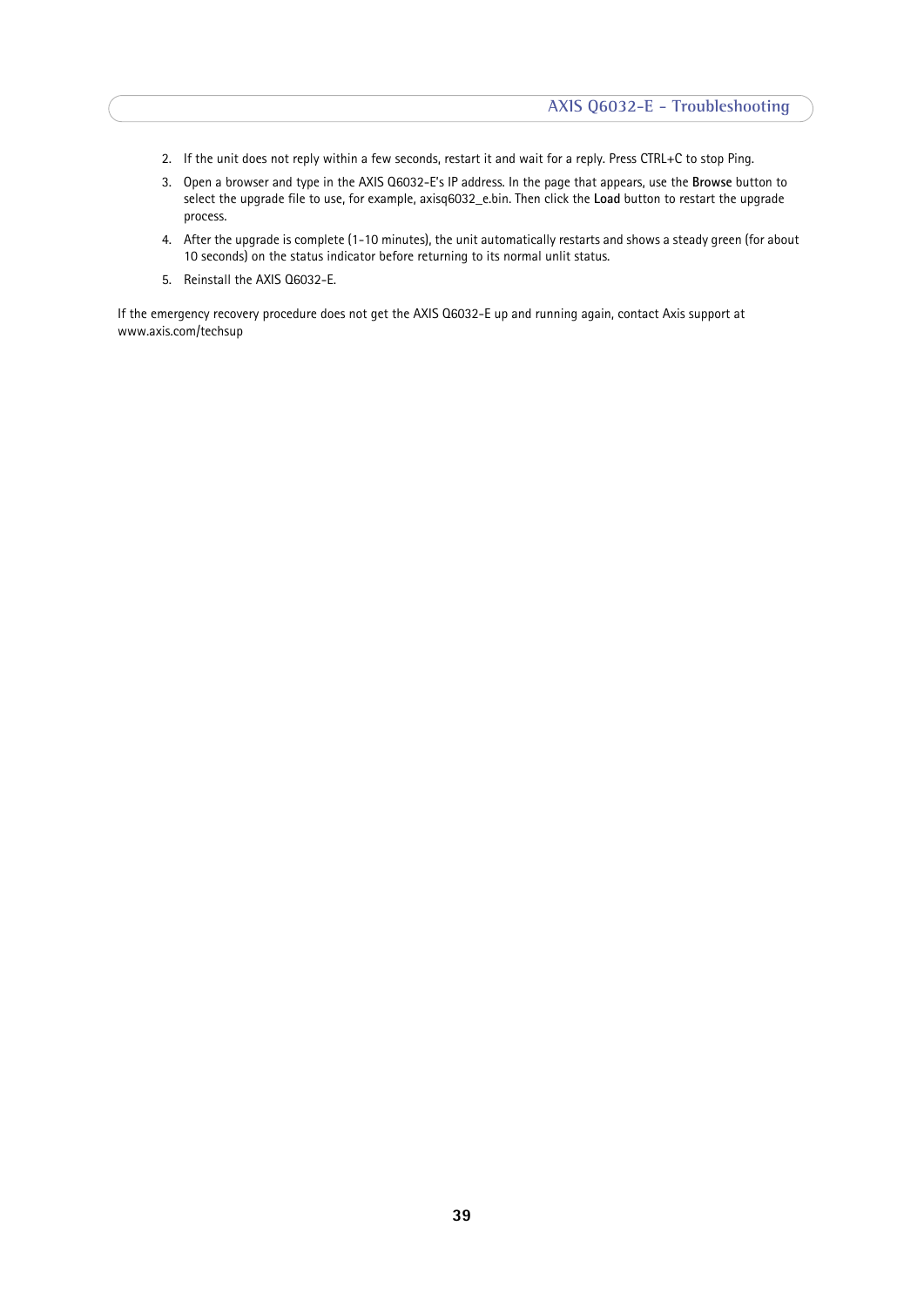2. If the unit does not reply within a few seconds, restart it and wait for a reply. Press CTRL+C to stop Ping.
3. Open a browser and type in the AXIS Q6032-E's IP address. In the page that appears, use the **Browse** button to select the upgrade file to use, for example, axisq6032_e.bin. Then click the **Load** button to restart the upgrade process.
4. After the upgrade is complete (1-10 minutes), the unit automatically restarts and shows a steady green (for about 10 seconds) on the status indicator before returning to its normal unlit status.
5. Reinstall the AXIS Q6032-E.

If the emergency recovery procedure does not get the AXIS Q6032-E up and running again, contact Axis support at www.axis.com/techsup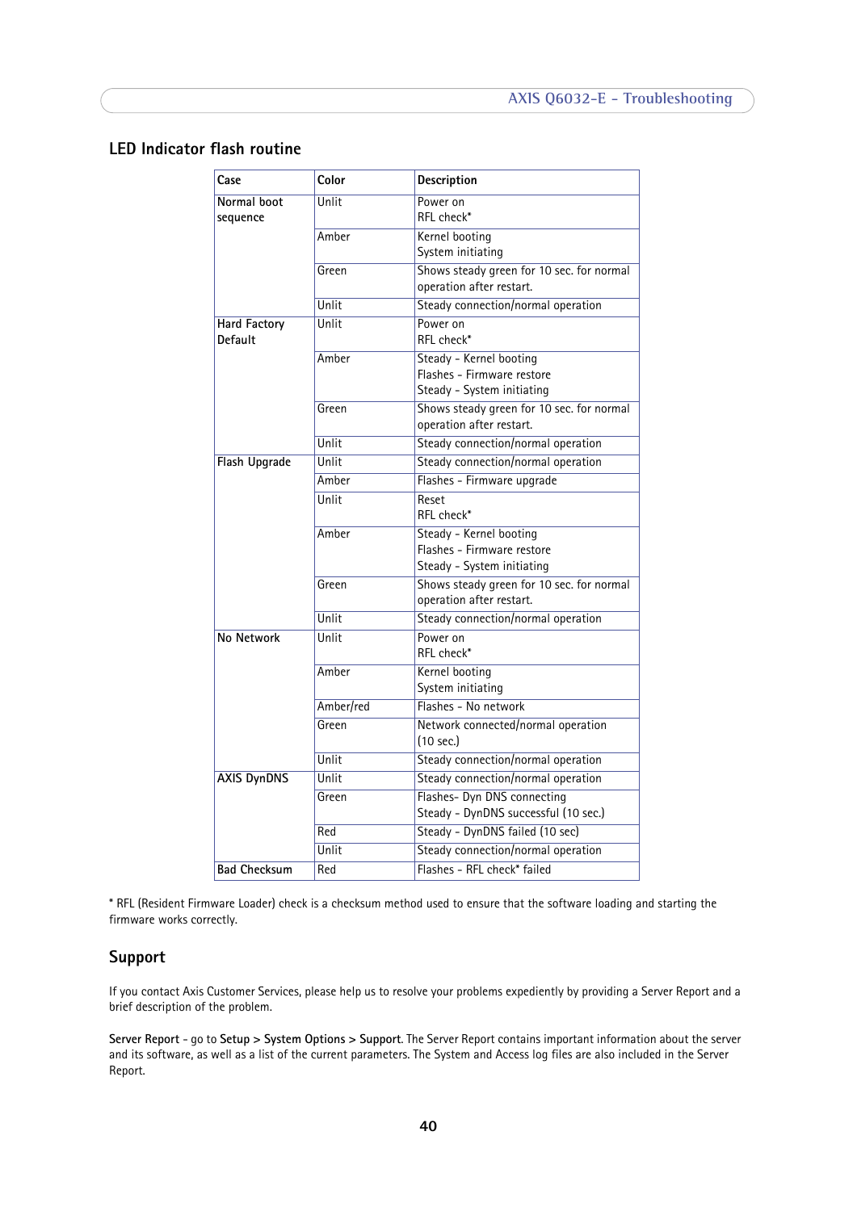## LED Indicator flash routine

| Case | Color | Description |
|---|---|---|
| Normal boot sequence | Unlit | Power on<br>RFL check* |
| | Amber | Kernel booting<br>System initiating |
| | Green | Shows steady green for 10 sec. for normal operation after restart. |
| | Unlit | Steady connection/normal operation |
| Hard Factory Default | Unlit | Power on<br>RFL check* |
| | Amber | Steady - Kernel booting<br>Flashes - Firmware restore<br>Steady - System initiating |
| | Green | Shows steady green for 10 sec. for normal operation after restart. |
| | Unlit | Steady connection/normal operation |
| Flash Upgrade | Unlit | Steady connection/normal operation |
| | Amber | Flashes - Firmware upgrade |
| | Unlit | Reset<br>RFL check* |
| | Amber | Steady - Kernel booting<br>Flashes - Firmware restore<br>Steady - System initiating |
| | Green | Shows steady green for 10 sec. for normal operation after restart. |
| | Unlit | Steady connection/normal operation |
| No Network | Unlit | Power on<br>RFL check* |
| | Amber | Kernel booting<br>System initiating |
| | Amber/red | Flashes - No network |
| | Green | Network connected/normal operation (10 sec.) |
| | Unlit | Steady connection/normal operation |
| AXIS DynDNS | Unlit | Steady connection/normal operation |
| | Green | Flashes- Dyn DNS connecting<br>Steady - DynDNS successful (10 sec.) |
| | Red | Steady - DynDNS failed (10 sec) |
| | Unlit | Steady connection/normal operation |
| Bad Checksum | Red | Flashes - RFL check* failed |

* RFL (Resident Firmware Loader) check is a checksum method used to ensure that the software loading and starting the firmware works correctly.

## Support

If you contact Axis Customer Services, please help us to resolve your problems expediently by providing a Server Report and a brief description of the problem.

**Server Report** - go to **Setup > System Options > Support**. The Server Report contains important information about the server and its software, as well as a list of the current parameters. The System and Access log files are also included in the Server Report.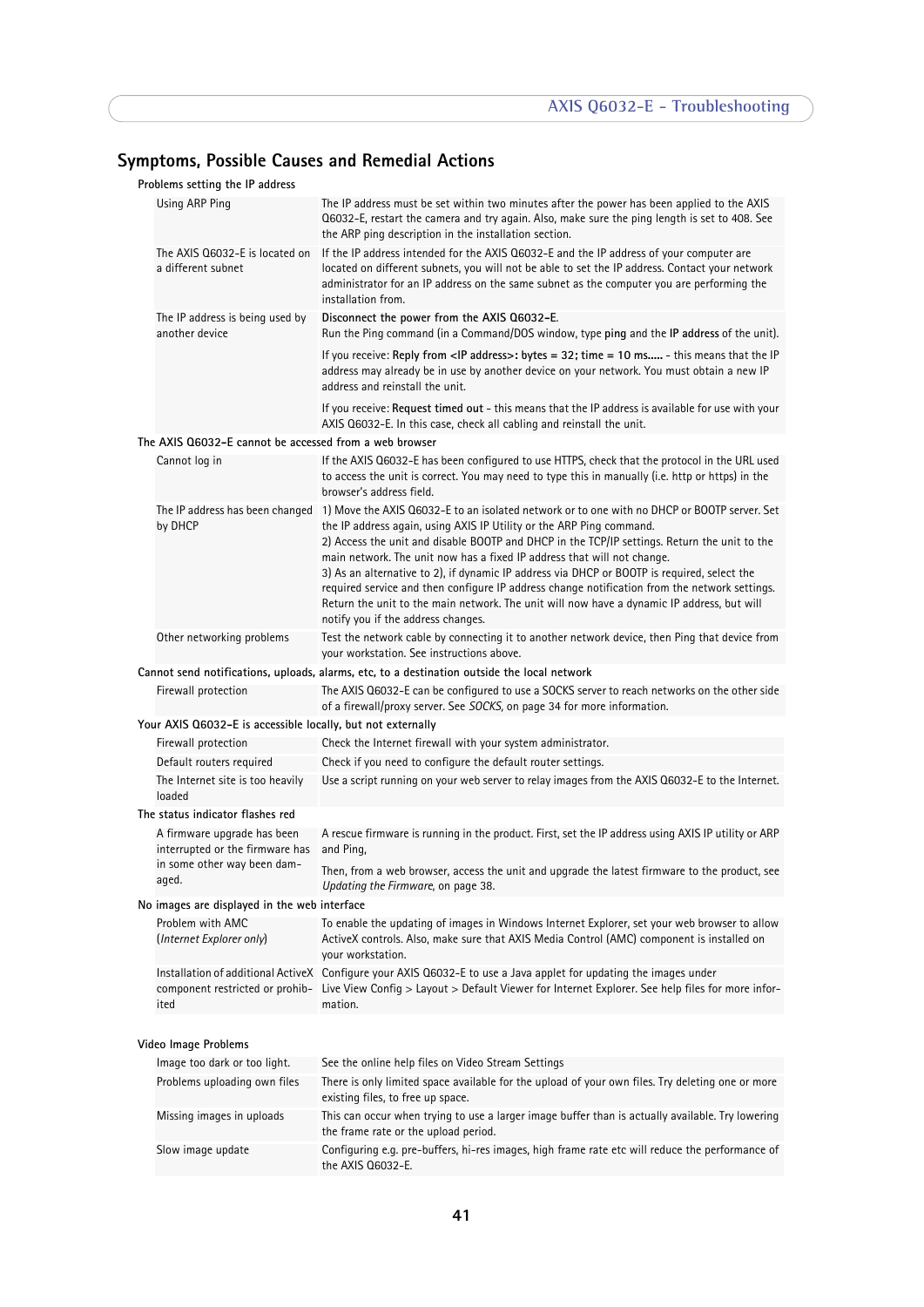## Symptoms, Possible Causes and Remedial Actions

**Problems setting the IP address**

| | |
|---|---|
| Using ARP Ping | The IP address must be set within two minutes after the power has been applied to the AXIS Q6032-E, restart the camera and try again. Also, make sure the ping length is set to 408. See the ARP ping description in the installation section. |
| The AXIS Q6032-E is located on a different subnet | If the IP address intended for the AXIS Q6032-E and the IP address of your computer are located on different subnets, you will not be able to set the IP address. Contact your network administrator for an IP address on the same subnet as the computer you are performing the installation from. |
| The IP address is being used by another device | **Disconnect the power from the AXIS Q6032-E.** Run the Ping command (in a Command/DOS window, type **ping** and the **IP address** of the unit). If you receive: **Reply from <IP address>: bytes = 32; time = 10 ms.....** - this means that the IP address may already be in use by another device on your network. You must obtain a new IP address and reinstall the unit. If you receive: **Request timed out** - this means that the IP address is available for use with your AXIS Q6032-E. In this case, check all cabling and reinstall the unit. |

**The AXIS Q6032-E cannot be accessed from a web browser**

| | |
|---|---|
| Cannot log in | If the AXIS Q6032-E has been configured to use HTTPS, check that the protocol in the URL used to access the unit is correct. You may need to type this in manually (i.e. http or https) in the browser's address field. |
| The IP address has been changed by DHCP | 1) Move the AXIS Q6032-E to an isolated network or to one with no DHCP or BOOTP server. Set the IP address again, using AXIS IP Utility or the ARP Ping command. 2) Access the unit and disable BOOTP and DHCP in the TCP/IP settings. Return the unit to the main network. The unit now has a fixed IP address that will not change. 3) As an alternative to 2), if dynamic IP address via DHCP or BOOTP is required, select the required service and then configure IP address change notification from the network settings. Return the unit to the main network. The unit will now have a dynamic IP address, but will notify you if the address changes. |
| Other networking problems | Test the network cable by connecting it to another network device, then Ping that device from your workstation. See instructions above. |

**Cannot send notifications, uploads, alarms, etc, to a destination outside the local network**

| | |
|---|---|
| Firewall protection | The AXIS Q6032-E can be configured to use a SOCKS server to reach networks on the other side of a firewall/proxy server. See *SOCKS*, on page 34 for more information. |

**Your AXIS Q6032-E is accessible locally, but not externally**

| | |
|---|---|
| Firewall protection | Check the Internet firewall with your system administrator. |
| Default routers required | Check if you need to configure the default router settings. |
| The Internet site is too heavily loaded | Use a script running on your web server to relay images from the AXIS Q6032-E to the Internet. |

**The status indicator flashes red**

| | |
|---|---|
| A firmware upgrade has been interrupted or the firmware has in some other way been damaged. | A rescue firmware is running in the product. First, set the IP address using AXIS IP utility or ARP and Ping, Then, from a web browser, access the unit and upgrade the latest firmware to the product, see *Updating the Firmware*, on page 38. |

**No images are displayed in the web interface**

| | |
|---|---|
| Problem with AMC (*Internet Explorer only*) | To enable the updating of images in Windows Internet Explorer, set your web browser to allow ActiveX controls. Also, make sure that AXIS Media Control (AMC) component is installed on your workstation. |
| Installation of additional ActiveX component restricted or prohibited | Configure your AXIS Q6032-E to use a Java applet for updating the images under Live View Config > Layout > Default Viewer for Internet Explorer. See help files for more information. |

**Video Image Problems**

| | |
|---|---|
| Image too dark or too light. | See the online help files on Video Stream Settings |
| Problems uploading own files | There is only limited space available for the upload of your own files. Try deleting one or more existing files, to free up space. |
| Missing images in uploads | This can occur when trying to use a larger image buffer than is actually available. Try lowering the frame rate or the upload period. |
| Slow image update | Configuring e.g. pre-buffers, hi-res images, high frame rate etc will reduce the performance of the AXIS Q6032-E. |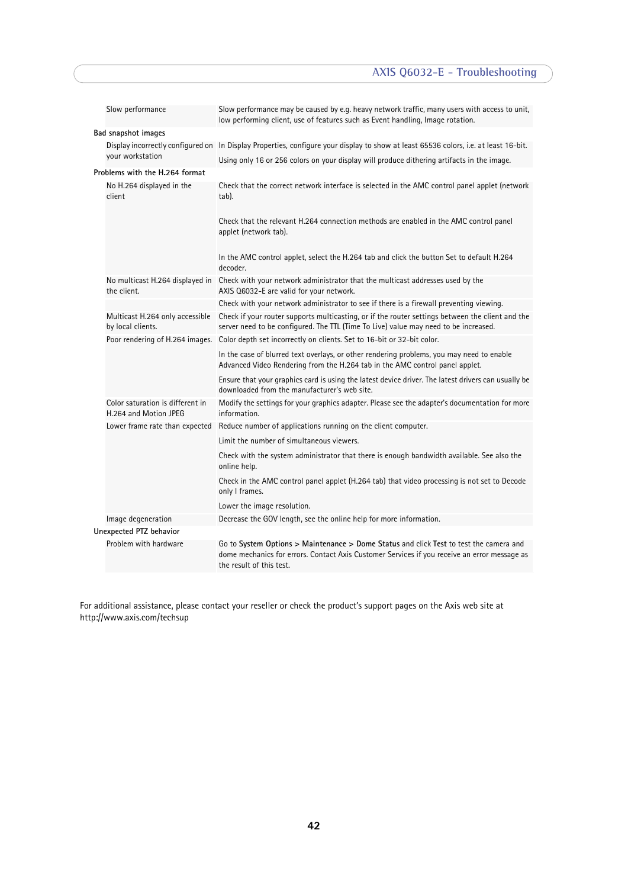| | |
|---|---|
| Slow performance | Slow performance may be caused by e.g. heavy network traffic, many users with access to unit, low performing client, use of features such as Event handling, Image rotation. |
| **Bad snapshot images** | |
| Display incorrectly configured on your workstation | In Display Properties, configure your display to show at least 65536 colors, i.e. at least 16-bit.<br>Using only 16 or 256 colors on your display will produce dithering artifacts in the image. |
| **Problems with the H.264 format** | |
| No H.264 displayed in the client | Check that the correct network interface is selected in the AMC control panel applet (network tab).<br><br>Check that the relevant H.264 connection methods are enabled in the AMC control panel applet (network tab).<br><br>In the AMC control applet, select the H.264 tab and click the button Set to default H.264 decoder. |
| No multicast H.264 displayed in the client. | Check with your network administrator that the multicast addresses used by the AXIS Q6032-E are valid for your network.<br>Check with your network administrator to see if there is a firewall preventing viewing. |
| Multicast H.264 only accessible by local clients. | Check if your router supports multicasting, or if the router settings between the client and the server need to be configured. The TTL (Time To Live) value may need to be increased. |
| Poor rendering of H.264 images. | Color depth set incorrectly on clients. Set to 16-bit or 32-bit color.<br>In the case of blurred text overlays, or other rendering problems, you may need to enable Advanced Video Rendering from the H.264 tab in the AMC control panel applet.<br>Ensure that your graphics card is using the latest device driver. The latest drivers can usually be downloaded from the manufacturer's web site. |
| Color saturation is different in H.264 and Motion JPEG | Modify the settings for your graphics adapter. Please see the adapter's documentation for more information. |
| Lower frame rate than expected | Reduce number of applications running on the client computer.<br>Limit the number of simultaneous viewers.<br>Check with the system administrator that there is enough bandwidth available. See also the online help.<br>Check in the AMC control panel applet (H.264 tab) that video processing is not set to Decode only I frames.<br>Lower the image resolution. |
| Image degeneration | Decrease the GOV length, see the online help for more information. |
| **Unexpected PTZ behavior** | |
| Problem with hardware | Go to **System Options > Maintenance > Dome Status** and click **Test** to test the camera and dome mechanics for errors. Contact Axis Customer Services if you receive an error message as the result of this test. |

For additional assistance, please contact your reseller or check the product's support pages on the Axis web site at http://www.axis.com/techsup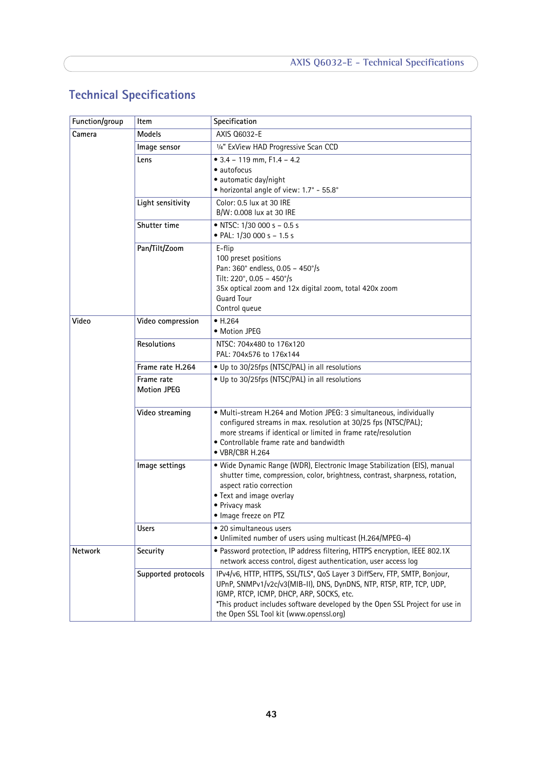# Technical Specifications

| Function/group | Item | Specification |
|---|---|---|
| Camera | Models | AXIS Q6032-E |
| | Image sensor | 1/4" ExView HAD Progressive Scan CCD |
| | Lens | • 3.4 – 119 mm, F1.4 – 4.2<br>• autofocus<br>• automatic day/night<br>• horizontal angle of view: 1.7° - 55.8° |
| | Light sensitivity | Color: 0.5 lux at 30 IRE<br>B/W: 0.008 lux at 30 IRE |
| | Shutter time | • NTSC: 1/30 000 s – 0.5 s<br>• PAL: 1/30 000 s – 1.5 s |
| | Pan/Tilt/Zoom | E-flip<br>100 preset positions<br>Pan: 360° endless, 0.05 – 450°/s<br>Tilt: 220°, 0.05 – 450°/s<br>35x optical zoom and 12x digital zoom, total 420x zoom<br>Guard Tour<br>Control queue |
| Video | Video compression | • H.264<br>• Motion JPEG |
| | Resolutions | NTSC: 704x480 to 176x120<br>PAL: 704x576 to 176x144 |
| | Frame rate H.264 | • Up to 30/25fps (NTSC/PAL) in all resolutions |
| | Frame rate Motion JPEG | • Up to 30/25fps (NTSC/PAL) in all resolutions |
| | Video streaming | • Multi-stream H.264 and Motion JPEG: 3 simultaneous, individually configured streams in max. resolution at 30/25 fps (NTSC/PAL); more streams if identical or limited in frame rate/resolution<br>• Controllable frame rate and bandwidth<br>• VBR/CBR H.264 |
| | Image settings | • Wide Dynamic Range (WDR), Electronic Image Stabilization (EIS), manual shutter time, compression, color, brightness, contrast, sharpness, rotation, aspect ratio correction<br>• Text and image overlay<br>• Privacy mask<br>• Image freeze on PTZ |
| | Users | • 20 simultaneous users<br>• Unlimited number of users using multicast (H.264/MPEG-4) |
| Network | Security | • Password protection, IP address filtering, HTTPS encryption, IEEE 802.1X network access control, digest authentication, user access log |
| | Supported protocols | IPv4/v6, HTTP, HTTPS, SSL/TLS*, QoS Layer 3 DiffServ, FTP, SMTP, Bonjour, UPnP, SNMPv1/v2c/v3(MIB-II), DNS, DynDNS, NTP, RTSP, RTP, TCP, UDP, IGMP, RTCP, ICMP, DHCP, ARP, SOCKS, etc.<br>*This product includes software developed by the Open SSL Project for use in the Open SSL Tool kit (www.openssl.org) |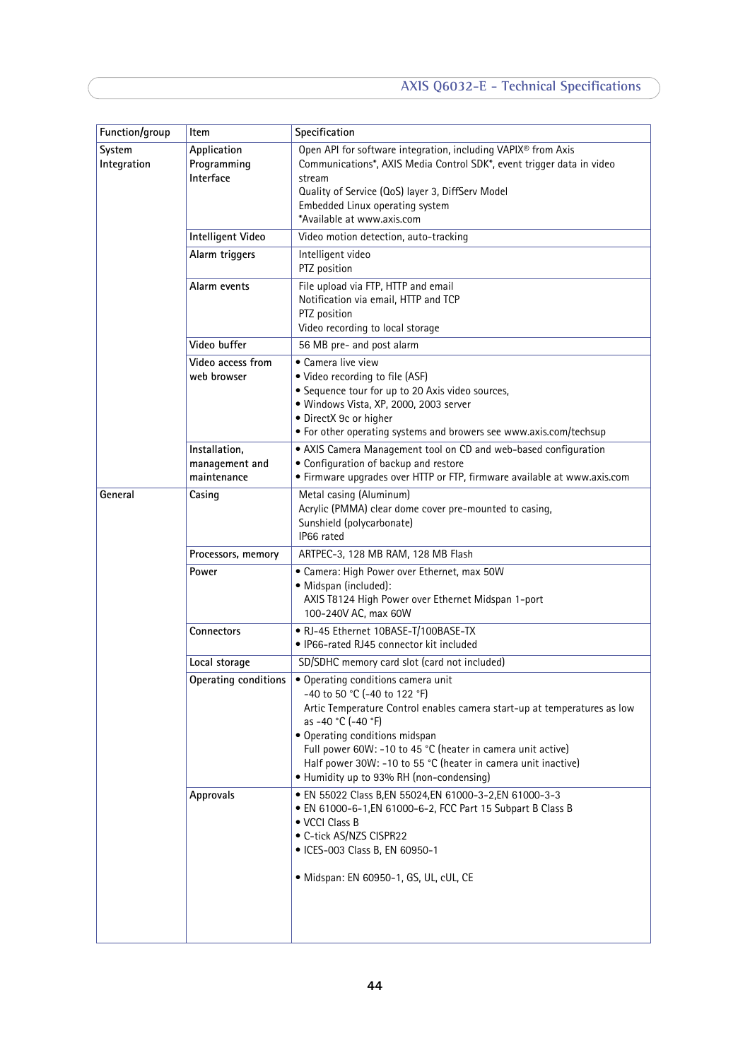| Function/group | Item | Specification |
|---|---|---|
| System Integration | Application Programming Interface | Open API for software integration, including VAPIX® from Axis Communications*, AXIS Media Control SDK*, event trigger data in video stream<br>Quality of Service (QoS) layer 3, DiffServ Model<br>Embedded Linux operating system<br>*Available at www.axis.com |
| | Intelligent Video | Video motion detection, auto-tracking |
| | Alarm triggers | Intelligent video<br>PTZ position |
| | Alarm events | File upload via FTP, HTTP and email<br>Notification via email, HTTP and TCP<br>PTZ position<br>Video recording to local storage |
| | Video buffer | 56 MB pre- and post alarm |
| | Video access from web browser | • Camera live view<br>• Video recording to file (ASF)<br>• Sequence tour for up to 20 Axis video sources,<br>• Windows Vista, XP, 2000, 2003 server<br>• DirectX 9c or higher<br>• For other operating systems and browsers see www.axis.com/techsup |
| | Installation, management and maintenance | • AXIS Camera Management tool on CD and web-based configuration<br>• Configuration of backup and restore<br>• Firmware upgrades over HTTP or FTP, firmware available at www.axis.com |
| General | Casing | Metal casing (Aluminum)<br>Acrylic (PMMA) clear dome cover pre-mounted to casing,<br>Sunshield (polycarbonate)<br>IP66 rated |
| | Processors, memory | ARTPEC-3, 128 MB RAM, 128 MB Flash |
| | Power | • Camera: High Power over Ethernet, max 50W<br>• Midspan (included):<br>AXIS T8124 High Power over Ethernet Midspan 1-port<br>100-240V AC, max 60W |
| | Connectors | • RJ-45 Ethernet 10BASE-T/100BASE-TX<br>• IP66-rated RJ45 connector kit included |
| | Local storage | SD/SDHC memory card slot (card not included) |
| | Operating conditions | • Operating conditions camera unit<br>-40 to 50 °C (-40 to 122 °F)<br>Artic Temperature Control enables camera start-up at temperatures as low as -40 °C (-40 °F)<br>• Operating conditions midspan<br>Full power 60W: -10 to 45 °C (heater in camera unit active)<br>Half power 30W: -10 to 55 °C (heater in camera unit inactive)<br>• Humidity up to 93% RH (non-condensing) |
| | Approvals | • EN 55022 Class B,EN 55024,EN 61000-3-2,EN 61000-3-3<br>• EN 61000-6-1,EN 61000-6-2, FCC Part 15 Subpart B Class B<br>• VCCI Class B<br>• C-tick AS/NZS CISPR22<br>• ICES-003 Class B, EN 60950-1<br><br>• Midspan: EN 60950-1, GS, UL, cUL, CE |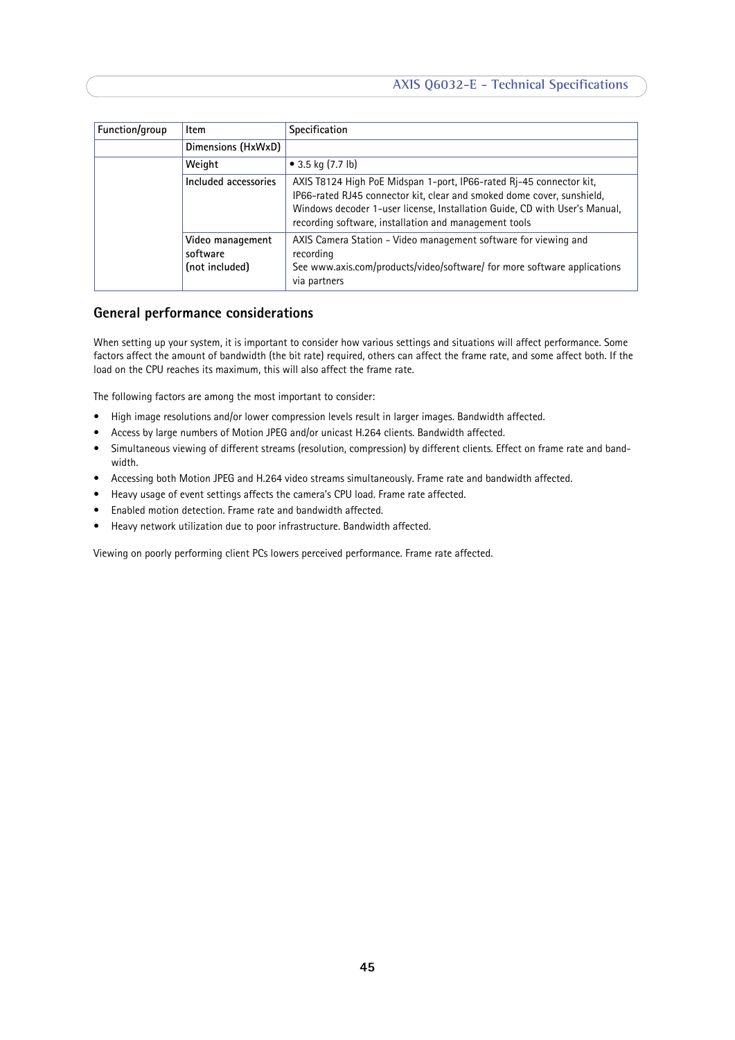| Function/group | Item | Specification |
|---|---|---|
| | Dimensions (HxWxD) | |
| | Weight | • 3.5 kg (7.7 lb) |
| | Included accessories | AXIS T8124 High PoE Midspan 1-port, IP66-rated Rj-45 connector kit, IP66-rated RJ45 connector kit, clear and smoked dome cover, sunshield, Windows decoder 1-user license, Installation Guide, CD with User's Manual, recording software, installation and management tools |
| | Video management software (not included) | AXIS Camera Station - Video management software for viewing and recording<br>See www.axis.com/products/video/software/ for more software applications via partners |

## General performance considerations

When setting up your system, it is important to consider how various settings and situations will affect performance. Some factors affect the amount of bandwidth (the bit rate) required, others can affect the frame rate, and some affect both. If the load on the CPU reaches its maximum, this will also affect the frame rate.

The following factors are among the most important to consider:

- High image resolutions and/or lower compression levels result in larger images. Bandwidth affected.
- Access by large numbers of Motion JPEG and/or unicast H.264 clients. Bandwidth affected.
- Simultaneous viewing of different streams (resolution, compression) by different clients. Effect on frame rate and bandwidth.
- Accessing both Motion JPEG and H.264 video streams simultaneously. Frame rate and bandwidth affected.
- Heavy usage of event settings affects the camera's CPU load. Frame rate affected.
- Enabled motion detection. Frame rate and bandwidth affected.
- Heavy network utilization due to poor infrastructure. Bandwidth affected.

Viewing on poorly performing client PCs lowers perceived performance. Frame rate affected.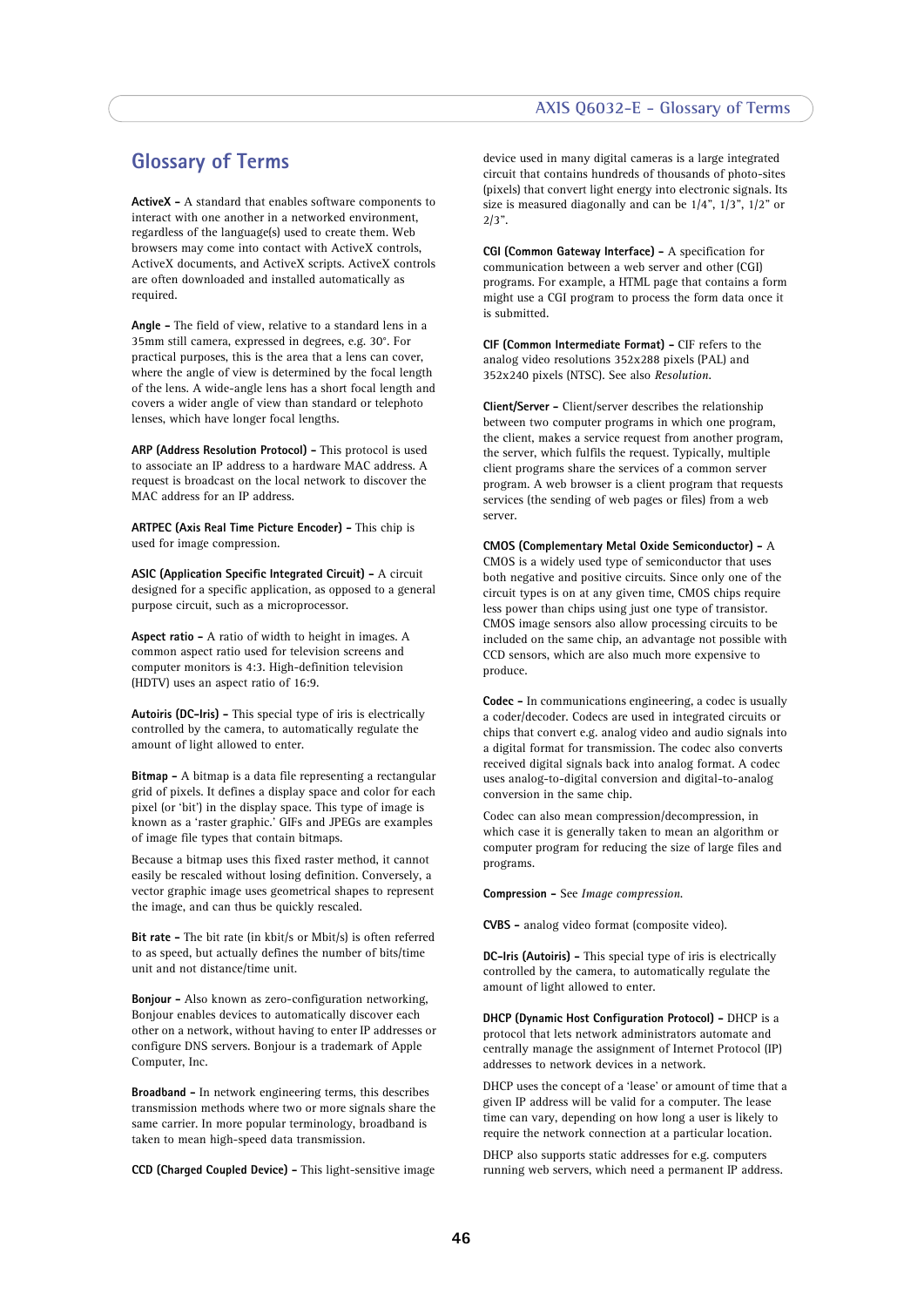# Glossary of Terms

**ActiveX -** A standard that enables software components to interact with one another in a networked environment, regardless of the language(s) used to create them. Web browsers may come into contact with ActiveX controls, ActiveX documents, and ActiveX scripts. ActiveX controls are often downloaded and installed automatically as required.

**Angle -** The field of view, relative to a standard lens in a 35mm still camera, expressed in degrees, e.g. 30°. For practical purposes, this is the area that a lens can cover, where the angle of view is determined by the focal length of the lens. A wide-angle lens has a short focal length and covers a wider angle of view than standard or telephoto lenses, which have longer focal lengths.

**ARP (Address Resolution Protocol) -** This protocol is used to associate an IP address to a hardware MAC address. A request is broadcast on the local network to discover the MAC address for an IP address.

**ARTPEC (Axis Real Time Picture Encoder) -** This chip is used for image compression.

**ASIC (Application Specific Integrated Circuit) -** A circuit designed for a specific application, as opposed to a general purpose circuit, such as a microprocessor.

**Aspect ratio -** A ratio of width to height in images. A common aspect ratio used for television screens and computer monitors is 4:3. High-definition television (HDTV) uses an aspect ratio of 16:9.

**Autoiris (DC-Iris) -** This special type of iris is electrically controlled by the camera, to automatically regulate the amount of light allowed to enter.

**Bitmap -** A bitmap is a data file representing a rectangular grid of pixels. It defines a display space and color for each pixel (or 'bit') in the display space. This type of image is known as a 'raster graphic.' GIFs and JPEGs are examples of image file types that contain bitmaps.

Because a bitmap uses this fixed raster method, it cannot easily be rescaled without losing definition. Conversely, a vector graphic image uses geometrical shapes to represent the image, and can thus be quickly rescaled.

**Bit rate -** The bit rate (in kbit/s or Mbit/s) is often referred to as speed, but actually defines the number of bits/time unit and not distance/time unit.

**Bonjour -** Also known as zero-configuration networking, Bonjour enables devices to automatically discover each other on a network, without having to enter IP addresses or configure DNS servers. Bonjour is a trademark of Apple Computer, Inc.

**Broadband -** In network engineering terms, this describes transmission methods where two or more signals share the same carrier. In more popular terminology, broadband is taken to mean high-speed data transmission.

**CCD (Charged Coupled Device) -** This light-sensitive image device used in many digital cameras is a large integrated circuit that contains hundreds of thousands of photo-sites (pixels) that convert light energy into electronic signals. Its size is measured diagonally and can be 1/4", 1/3", 1/2" or 2/3".

**CGI (Common Gateway Interface) -** A specification for communication between a web server and other (CGI) programs. For example, a HTML page that contains a form might use a CGI program to process the form data once it is submitted.

**CIF (Common Intermediate Format) -** CIF refers to the analog video resolutions 352x288 pixels (PAL) and 352x240 pixels (NTSC). See also *Resolution*.

**Client/Server -** Client/server describes the relationship between two computer programs in which one program, the client, makes a service request from another program, the server, which fulfils the request. Typically, multiple client programs share the services of a common server program. A web browser is a client program that requests services (the sending of web pages or files) from a web server.

**CMOS (Complementary Metal Oxide Semiconductor) -** A CMOS is a widely used type of semiconductor that uses both negative and positive circuits. Since only one of the circuit types is on at any given time, CMOS chips require less power than chips using just one type of transistor. CMOS image sensors also allow processing circuits to be included on the same chip, an advantage not possible with CCD sensors, which are also much more expensive to produce.

**Codec -** In communications engineering, a codec is usually a coder/decoder. Codecs are used in integrated circuits or chips that convert e.g. analog video and audio signals into a digital format for transmission. The codec also converts received digital signals back into analog format. A codec uses analog-to-digital conversion and digital-to-analog conversion in the same chip.

Codec can also mean compression/decompression, in which case it is generally taken to mean an algorithm or computer program for reducing the size of large files and programs.

**Compression -** See *Image compression*.

**CVBS -** analog video format (composite video).

**DC-Iris (Autoiris) -** This special type of iris is electrically controlled by the camera, to automatically regulate the amount of light allowed to enter.

**DHCP (Dynamic Host Configuration Protocol) -** DHCP is a protocol that lets network administrators automate and centrally manage the assignment of Internet Protocol (IP) addresses to network devices in a network.

DHCP uses the concept of a 'lease' or amount of time that a given IP address will be valid for a computer. The lease time can vary, depending on how long a user is likely to require the network connection at a particular location.

DHCP also supports static addresses for e.g. computers running web servers, which need a permanent IP address.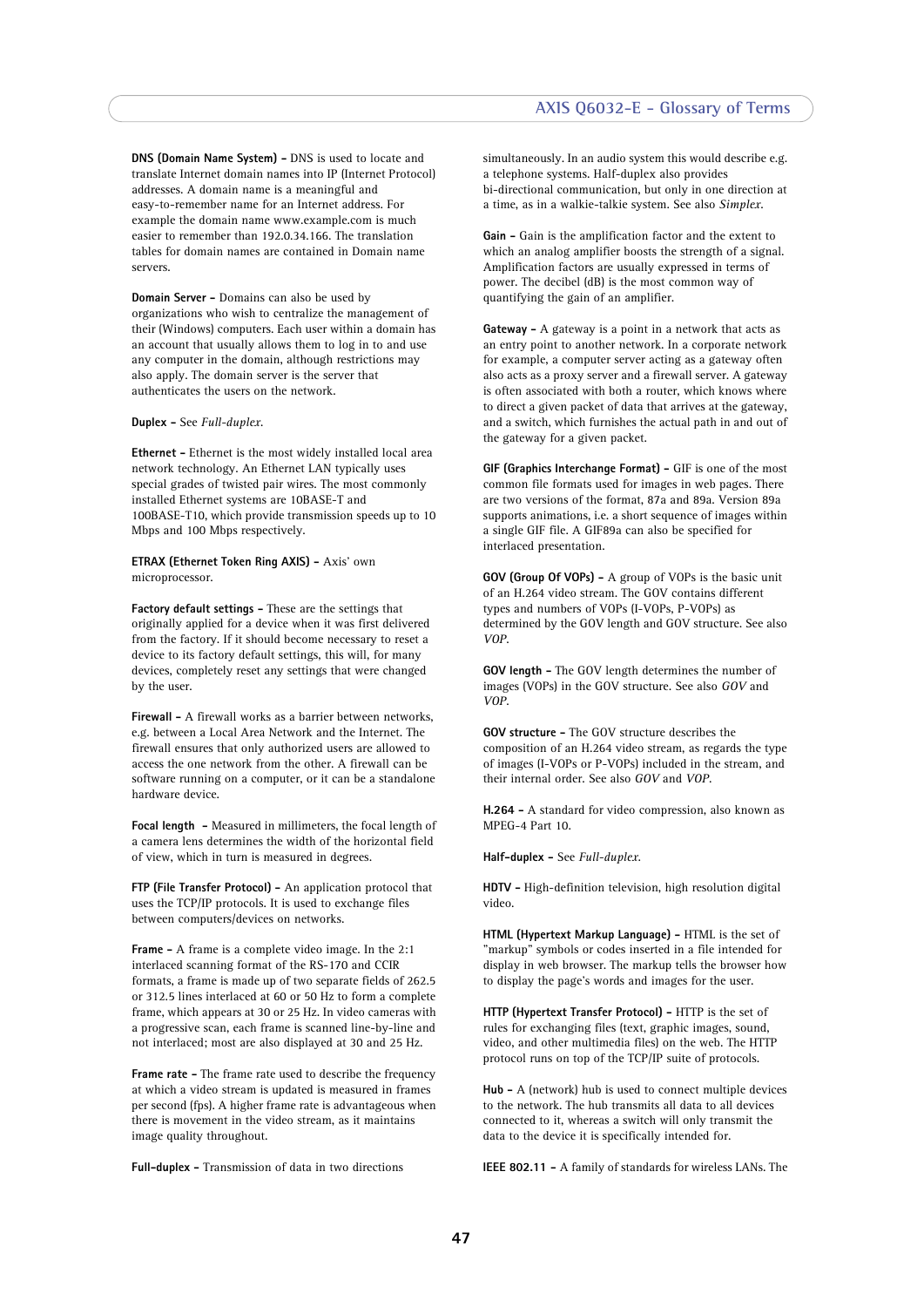**DNS (Domain Name System) -** DNS is used to locate and translate Internet domain names into IP (Internet Protocol) addresses. A domain name is a meaningful and easy-to-remember name for an Internet address. For example the domain name www.example.com is much easier to remember than 192.0.34.166. The translation tables for domain names are contained in Domain name servers.

**Domain Server -** Domains can also be used by organizations who wish to centralize the management of their (Windows) computers. Each user within a domain has an account that usually allows them to log in to and use any computer in the domain, although restrictions may also apply. The domain server is the server that authenticates the users on the network.

**Duplex -** See *Full-duplex*.

**Ethernet -** Ethernet is the most widely installed local area network technology. An Ethernet LAN typically uses special grades of twisted pair wires. The most commonly installed Ethernet systems are 10BASE-T and 100BASE-T10, which provide transmission speeds up to 10 Mbps and 100 Mbps respectively.

**ETRAX (Ethernet Token Ring AXIS) -** Axis' own microprocessor.

**Factory default settings -** These are the settings that originally applied for a device when it was first delivered from the factory. If it should become necessary to reset a device to its factory default settings, this will, for many devices, completely reset any settings that were changed by the user.

**Firewall -** A firewall works as a barrier between networks, e.g. between a Local Area Network and the Internet. The firewall ensures that only authorized users are allowed to access the one network from the other. A firewall can be software running on a computer, or it can be a standalone hardware device.

**Focal length -** Measured in millimeters, the focal length of a camera lens determines the width of the horizontal field of view, which in turn is measured in degrees.

**FTP (File Transfer Protocol) -** An application protocol that uses the TCP/IP protocols. It is used to exchange files between computers/devices on networks.

**Frame -** A frame is a complete video image. In the 2:1 interlaced scanning format of the RS-170 and CCIR formats, a frame is made up of two separate fields of 262.5 or 312.5 lines interlaced at 60 or 50 Hz to form a complete frame, which appears at 30 or 25 Hz. In video cameras with a progressive scan, each frame is scanned line-by-line and not interlaced; most are also displayed at 30 and 25 Hz.

**Frame rate -** The frame rate used to describe the frequency at which a video stream is updated is measured in frames per second (fps). A higher frame rate is advantageous when there is movement in the video stream, as it maintains image quality throughout.

**Full-duplex -** Transmission of data in two directions simultaneously. In an audio system this would describe e.g. a telephone systems. Half-duplex also provides bi-directional communication, but only in one direction at a time, as in a walkie-talkie system. See also *Simplex*.

**Gain -** Gain is the amplification factor and the extent to which an analog amplifier boosts the strength of a signal. Amplification factors are usually expressed in terms of power. The decibel (dB) is the most common way of quantifying the gain of an amplifier.

**Gateway -** A gateway is a point in a network that acts as an entry point to another network. In a corporate network for example, a computer server acting as a gateway often also acts as a proxy server and a firewall server. A gateway is often associated with both a router, which knows where to direct a given packet of data that arrives at the gateway, and a switch, which furnishes the actual path in and out of the gateway for a given packet.

**GIF (Graphics Interchange Format) -** GIF is one of the most common file formats used for images in web pages. There are two versions of the format, 87a and 89a. Version 89a supports animations, i.e. a short sequence of images within a single GIF file. A GIF89a can also be specified for interlaced presentation.

**GOV (Group Of VOPs) -** A group of VOPs is the basic unit of an H.264 video stream. The GOV contains different types and numbers of VOPs (I-VOPs, P-VOPs) as determined by the GOV length and GOV structure. See also *VOP*.

**GOV length -** The GOV length determines the number of images (VOPs) in the GOV structure. See also *GOV* and *VOP*.

**GOV structure -** The GOV structure describes the composition of an H.264 video stream, as regards the type of images (I-VOPs or P-VOPs) included in the stream, and their internal order. See also *GOV* and *VOP*.

**H.264 -** A standard for video compression, also known as MPEG-4 Part 10.

**Half-duplex -** See *Full-duplex*.

**HDTV -** High-definition television, high resolution digital video.

**HTML (Hypertext Markup Language) -** HTML is the set of "markup" symbols or codes inserted in a file intended for display in web browser. The markup tells the browser how to display the page's words and images for the user.

**HTTP (Hypertext Transfer Protocol) -** HTTP is the set of rules for exchanging files (text, graphic images, sound, video, and other multimedia files) on the web. The HTTP protocol runs on top of the TCP/IP suite of protocols.

**Hub -** A (network) hub is used to connect multiple devices to the network. The hub transmits all data to all devices connected to it, whereas a switch will only transmit the data to the device it is specifically intended for.

**IEEE 802.11 -** A family of standards for wireless LANs. The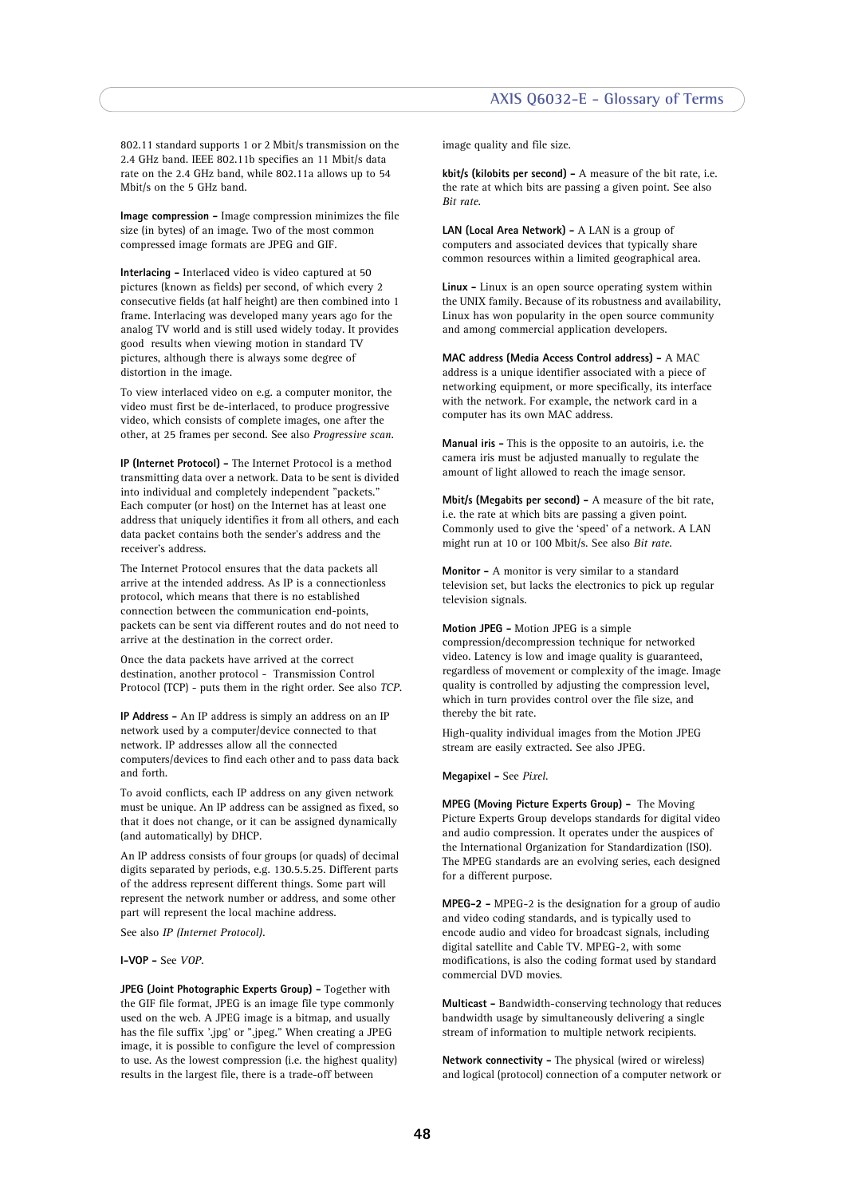802.11 standard supports 1 or 2 Mbit/s transmission on the 2.4 GHz band. IEEE 802.11b specifies an 11 Mbit/s data rate on the 2.4 GHz band, while 802.11a allows up to 54 Mbit/s on the 5 GHz band.

**Image compression -** Image compression minimizes the file size (in bytes) of an image. Two of the most common compressed image formats are JPEG and GIF.

**Interlacing -** Interlaced video is video captured at 50 pictures (known as fields) per second, of which every 2 consecutive fields (at half height) are then combined into 1 frame. Interlacing was developed many years ago for the analog TV world and is still used widely today. It provides good results when viewing motion in standard TV pictures, although there is always some degree of distortion in the image.

To view interlaced video on e.g. a computer monitor, the video must first be de-interlaced, to produce progressive video, which consists of complete images, one after the other, at 25 frames per second. See also *Progressive scan*.

**IP (Internet Protocol) -** The Internet Protocol is a method transmitting data over a network. Data to be sent is divided into individual and completely independent "packets." Each computer (or host) on the Internet has at least one address that uniquely identifies it from all others, and each data packet contains both the sender's address and the receiver's address.

The Internet Protocol ensures that the data packets all arrive at the intended address. As IP is a connectionless protocol, which means that there is no established connection between the communication end-points, packets can be sent via different routes and do not need to arrive at the destination in the correct order.

Once the data packets have arrived at the correct destination, another protocol - Transmission Control Protocol (TCP) - puts them in the right order. See also *TCP*.

**IP Address -** An IP address is simply an address on an IP network used by a computer/device connected to that network. IP addresses allow all the connected computers/devices to find each other and to pass data back and forth.

To avoid conflicts, each IP address on any given network must be unique. An IP address can be assigned as fixed, so that it does not change, or it can be assigned dynamically (and automatically) by DHCP.

An IP address consists of four groups (or quads) of decimal digits separated by periods, e.g. 130.5.5.25. Different parts of the address represent different things. Some part will represent the network number or address, and some other part will represent the local machine address.

See also *IP (Internet Protocol)*.

**I-VOP -** See *VOP*.

**JPEG (Joint Photographic Experts Group) -** Together with the GIF file format, JPEG is an image file type commonly used on the web. A JPEG image is a bitmap, and usually has the file suffix '.jpg' or ".jpeg." When creating a JPEG image, it is possible to configure the level of compression to use. As the lowest compression (i.e. the highest quality) results in the largest file, there is a trade-off between image quality and file size.

**kbit/s (kilobits per second) -** A measure of the bit rate, i.e. the rate at which bits are passing a given point. See also *Bit rate*.

**LAN (Local Area Network) -** A LAN is a group of computers and associated devices that typically share common resources within a limited geographical area.

**Linux -** Linux is an open source operating system within the UNIX family. Because of its robustness and availability, Linux has won popularity in the open source community and among commercial application developers.

**MAC address (Media Access Control address) -** A MAC address is a unique identifier associated with a piece of networking equipment, or more specifically, its interface with the network. For example, the network card in a computer has its own MAC address.

**Manual iris -** This is the opposite to an autoiris, i.e. the camera iris must be adjusted manually to regulate the amount of light allowed to reach the image sensor.

**Mbit/s (Megabits per second) -** A measure of the bit rate, i.e. the rate at which bits are passing a given point. Commonly used to give the 'speed' of a network. A LAN might run at 10 or 100 Mbit/s. See also *Bit rate*.

**Monitor -** A monitor is very similar to a standard television set, but lacks the electronics to pick up regular television signals.

**Motion JPEG -** Motion JPEG is a simple compression/decompression technique for networked video. Latency is low and image quality is guaranteed, regardless of movement or complexity of the image. Image quality is controlled by adjusting the compression level, which in turn provides control over the file size, and thereby the bit rate.

High-quality individual images from the Motion JPEG stream are easily extracted. See also JPEG.

**Megapixel -** See *Pixel*.

**MPEG (Moving Picture Experts Group) -** The Moving Picture Experts Group develops standards for digital video and audio compression. It operates under the auspices of the International Organization for Standardization (ISO). The MPEG standards are an evolving series, each designed for a different purpose.

**MPEG-2 -** MPEG-2 is the designation for a group of audio and video coding standards, and is typically used to encode audio and video for broadcast signals, including digital satellite and Cable TV. MPEG-2, with some modifications, is also the coding format used by standard commercial DVD movies.

**Multicast -** Bandwidth-conserving technology that reduces bandwidth usage by simultaneously delivering a single stream of information to multiple network recipients.

**Network connectivity -** The physical (wired or wireless) and logical (protocol) connection of a computer network or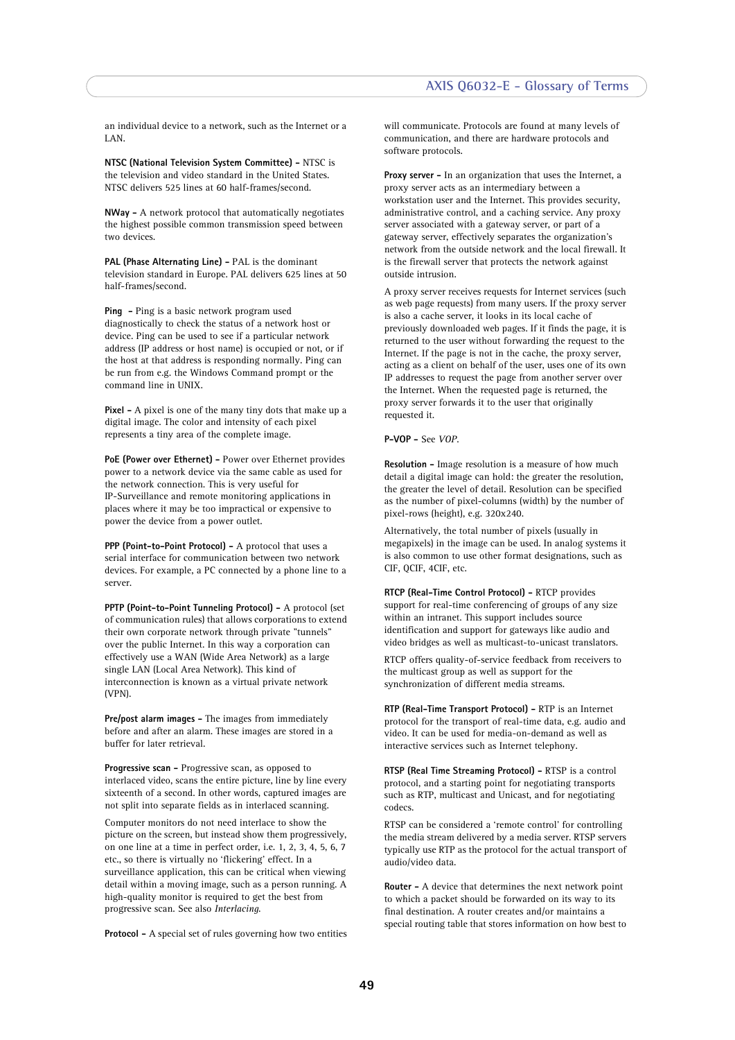an individual device to a network, such as the Internet or a LAN.

**NTSC (National Television System Committee) -** NTSC is the television and video standard in the United States. NTSC delivers 525 lines at 60 half-frames/second.

**NWay -** A network protocol that automatically negotiates the highest possible common transmission speed between two devices.

**PAL (Phase Alternating Line) -** PAL is the dominant television standard in Europe. PAL delivers 625 lines at 50 half-frames/second.

**Ping -** Ping is a basic network program used diagnostically to check the status of a network host or device. Ping can be used to see if a particular network address (IP address or host name) is occupied or not, or if the host at that address is responding normally. Ping can be run from e.g. the Windows Command prompt or the command line in UNIX.

**Pixel -** A pixel is one of the many tiny dots that make up a digital image. The color and intensity of each pixel represents a tiny area of the complete image.

**PoE (Power over Ethernet) -** Power over Ethernet provides power to a network device via the same cable as used for the network connection. This is very useful for IP-Surveillance and remote monitoring applications in places where it may be too impractical or expensive to power the device from a power outlet.

**PPP (Point-to-Point Protocol) -** A protocol that uses a serial interface for communication between two network devices. For example, a PC connected by a phone line to a server.

**PPTP (Point-to-Point Tunneling Protocol) -** A protocol (set of communication rules) that allows corporations to extend their own corporate network through private "tunnels" over the public Internet. In this way a corporation can effectively use a WAN (Wide Area Network) as a large single LAN (Local Area Network). This kind of interconnection is known as a virtual private network (VPN).

**Pre/post alarm images -** The images from immediately before and after an alarm. These images are stored in a buffer for later retrieval.

**Progressive scan -** Progressive scan, as opposed to interlaced video, scans the entire picture, line by line every sixteenth of a second. In other words, captured images are not split into separate fields as in interlaced scanning.

Computer monitors do not need interlace to show the picture on the screen, but instead show them progressively, on one line at a time in perfect order, i.e. 1, 2, 3, 4, 5, 6, 7 etc., so there is virtually no 'flickering' effect. In a surveillance application, this can be critical when viewing detail within a moving image, such as a person running. A high-quality monitor is required to get the best from progressive scan. See also *Interlacing*.

**Protocol -** A special set of rules governing how two entities will communicate. Protocols are found at many levels of communication, and there are hardware protocols and software protocols.

**Proxy server -** In an organization that uses the Internet, a proxy server acts as an intermediary between a workstation user and the Internet. This provides security, administrative control, and a caching service. Any proxy server associated with a gateway server, or part of a gateway server, effectively separates the organization's network from the outside network and the local firewall. It is the firewall server that protects the network against outside intrusion.

A proxy server receives requests for Internet services (such as web page requests) from many users. If the proxy server is also a cache server, it looks in its local cache of previously downloaded web pages. If it finds the page, it is returned to the user without forwarding the request to the Internet. If the page is not in the cache, the proxy server, acting as a client on behalf of the user, uses one of its own IP addresses to request the page from another server over the Internet. When the requested page is returned, the proxy server forwards it to the user that originally requested it.

**P-VOP -** See *VOP*.

**Resolution -** Image resolution is a measure of how much detail a digital image can hold: the greater the resolution, the greater the level of detail. Resolution can be specified as the number of pixel-columns (width) by the number of pixel-rows (height), e.g. 320x240.

Alternatively, the total number of pixels (usually in megapixels) in the image can be used. In analog systems it is also common to use other format designations, such as CIF, QCIF, 4CIF, etc.

**RTCP (Real-Time Control Protocol) -** RTCP provides support for real-time conferencing of groups of any size within an intranet. This support includes source identification and support for gateways like audio and video bridges as well as multicast-to-unicast translators.

RTCP offers quality-of-service feedback from receivers to the multicast group as well as support for the synchronization of different media streams.

**RTP (Real-Time Transport Protocol) -** RTP is an Internet protocol for the transport of real-time data, e.g. audio and video. It can be used for media-on-demand as well as interactive services such as Internet telephony.

**RTSP (Real Time Streaming Protocol) -** RTSP is a control protocol, and a starting point for negotiating transports such as RTP, multicast and Unicast, and for negotiating codecs.

RTSP can be considered a 'remote control' for controlling the media stream delivered by a media server. RTSP servers typically use RTP as the protocol for the actual transport of audio/video data.

**Router -** A device that determines the next network point to which a packet should be forwarded on its way to its final destination. A router creates and/or maintains a special routing table that stores information on how best to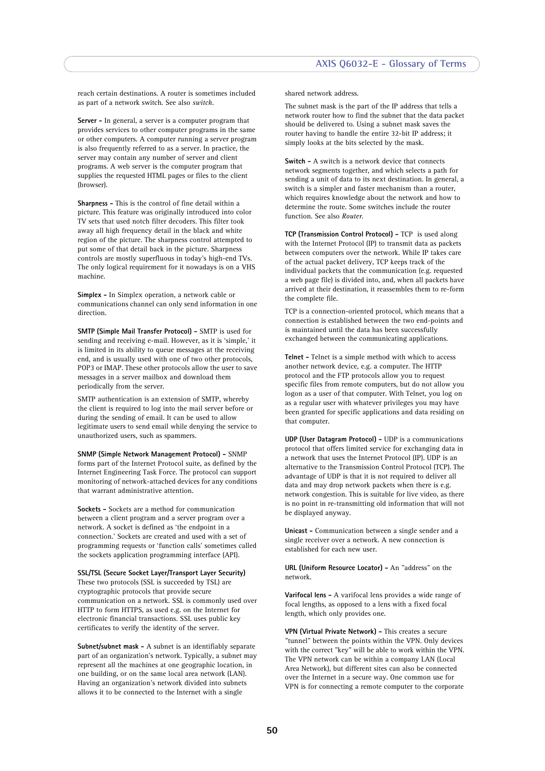reach certain destinations. A router is sometimes included as part of a network switch. See also *switch*.

**Server -** In general, a server is a computer program that provides services to other computer programs in the same or other computers. A computer running a server program is also frequently referred to as a server. In practice, the server may contain any number of server and client programs. A web server is the computer program that supplies the requested HTML pages or files to the client (browser).

**Sharpness -** This is the control of fine detail within a picture. This feature was originally introduced into color TV sets that used notch filter decoders. This filter took away all high frequency detail in the black and white region of the picture. The sharpness control attempted to put some of that detail back in the picture. Sharpness controls are mostly superfluous in today's high-end TVs. The only logical requirement for it nowadays is on a VHS machine.

**Simplex -** In Simplex operation, a network cable or communications channel can only send information in one direction.

**SMTP (Simple Mail Transfer Protocol) -** SMTP is used for sending and receiving e-mail. However, as it is 'simple,' it is limited in its ability to queue messages at the receiving end, and is usually used with one of two other protocols, POP3 or IMAP. These other protocols allow the user to save messages in a server mailbox and download them periodically from the server.

SMTP authentication is an extension of SMTP, whereby the client is required to log into the mail server before or during the sending of email. It can be used to allow legitimate users to send email while denying the service to unauthorized users, such as spammers.

**SNMP (Simple Network Management Protocol) -** SNMP forms part of the Internet Protocol suite, as defined by the Internet Engineering Task Force. The protocol can support monitoring of network-attached devices for any conditions that warrant administrative attention.

**Sockets -** Sockets are a method for communication between a client program and a server program over a network. A socket is defined as 'the endpoint in a connection.' Sockets are created and used with a set of programming requests or 'function calls' sometimes called the sockets application programming interface (API).

**SSL/TSL (Secure Socket Layer/Transport Layer Security)** These two protocols (SSL is succeeded by TSL) are cryptographic protocols that provide secure communication on a network. SSL is commonly used over HTTP to form HTTPS, as used e.g. on the Internet for electronic financial transactions. SSL uses public key certificates to verify the identity of the server.

**Subnet/subnet mask -** A subnet is an identifiably separate part of an organization's network. Typically, a subnet may represent all the machines at one geographic location, in one building, or on the same local area network (LAN). Having an organization's network divided into subnets allows it to be connected to the Internet with a single shared network address.

The subnet mask is the part of the IP address that tells a network router how to find the subnet that the data packet should be delivered to. Using a subnet mask saves the router having to handle the entire 32-bit IP address; it simply looks at the bits selected by the mask.

**Switch -** A switch is a network device that connects network segments together, and which selects a path for sending a unit of data to its next destination. In general, a switch is a simpler and faster mechanism than a router, which requires knowledge about the network and how to determine the route. Some switches include the router function. See also *Router*.

**TCP (Transmission Control Protocol) -** TCP is used along with the Internet Protocol (IP) to transmit data as packets between computers over the network. While IP takes care of the actual packet delivery, TCP keeps track of the individual packets that the communication (e.g. requested a web page file) is divided into, and, when all packets have arrived at their destination, it reassembles them to re-form the complete file.

TCP is a connection-oriented protocol, which means that a connection is established between the two end-points and is maintained until the data has been successfully exchanged between the communicating applications.

**Telnet -** Telnet is a simple method with which to access another network device, e.g. a computer. The HTTP protocol and the FTP protocols allow you to request specific files from remote computers, but do not allow you logon as a user of that computer. With Telnet, you log on as a regular user with whatever privileges you may have been granted for specific applications and data residing on that computer.

**UDP (User Datagram Protocol) -** UDP is a communications protocol that offers limited service for exchanging data in a network that uses the Internet Protocol (IP). UDP is an alternative to the Transmission Control Protocol (TCP). The advantage of UDP is that it is not required to deliver all data and may drop network packets when there is e.g. network congestion. This is suitable for live video, as there is no point in re-transmitting old information that will not be displayed anyway.

**Unicast -** Communication between a single sender and a single receiver over a network. A new connection is established for each new user.

**URL (Uniform Resource Locator) -** An "address" on the network.

**Varifocal lens -** A varifocal lens provides a wide range of focal lengths, as opposed to a lens with a fixed focal length, which only provides one.

**VPN (Virtual Private Network) -** This creates a secure "tunnel" between the points within the VPN. Only devices with the correct "key" will be able to work within the VPN. The VPN network can be within a company LAN (Local Area Network), but different sites can also be connected over the Internet in a secure way. One common use for VPN is for connecting a remote computer to the corporate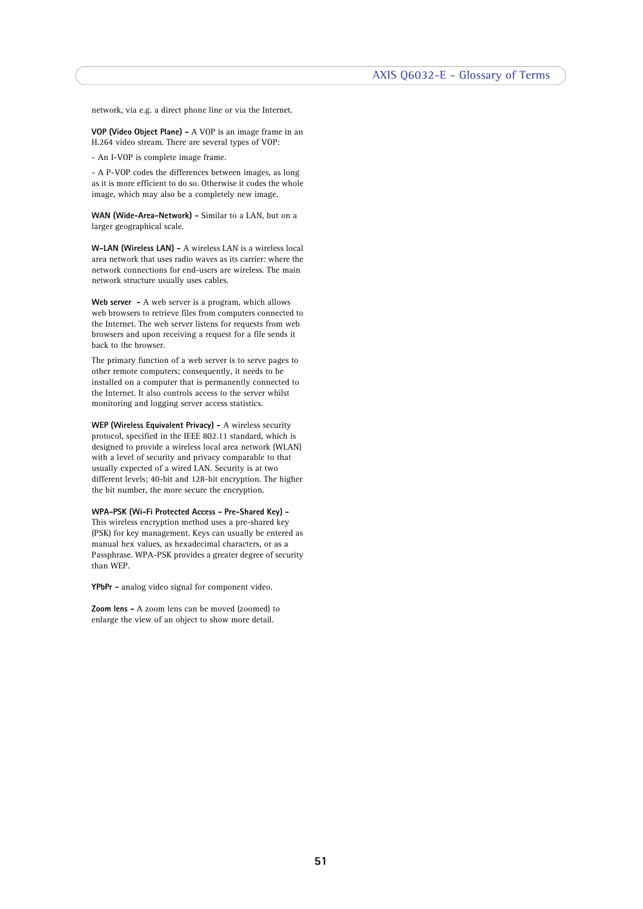network, via e.g. a direct phone line or via the Internet.

**VOP (Video Object Plane) -** A VOP is an image frame in an H.264 video stream. There are several types of VOP:

- An I-VOP is complete image frame.

- A P-VOP codes the differences between images, as long as it is more efficient to do so. Otherwise it codes the whole image, which may also be a completely new image.

**WAN (Wide-Area-Network) -** Similar to a LAN, but on a larger geographical scale.

**W-LAN (Wireless LAN) -** A wireless LAN is a wireless local area network that uses radio waves as its carrier: where the network connections for end-users are wireless. The main network structure usually uses cables.

**Web server -** A web server is a program, which allows web browsers to retrieve files from computers connected to the Internet. The web server listens for requests from web browsers and upon receiving a request for a file sends it back to the browser.

The primary function of a web server is to serve pages to other remote computers; consequently, it needs to be installed on a computer that is permanently connected to the Internet. It also controls access to the server whilst monitoring and logging server access statistics.

**WEP (Wireless Equivalent Privacy) -** A wireless security protocol, specified in the IEEE 802.11 standard, which is designed to provide a wireless local area network (WLAN) with a level of security and privacy comparable to that usually expected of a wired LAN. Security is at two different levels; 40-bit and 128-bit encryption. The higher the bit number, the more secure the encryption.

**WPA-PSK (Wi-Fi Protected Access - Pre-Shared Key) -** This wireless encryption method uses a pre-shared key (PSK) for key management. Keys can usually be entered as manual hex values, as hexadecimal characters, or as a Passphrase. WPA-PSK provides a greater degree of security than WEP.

**YPbPr -** analog video signal for component video.

**Zoom lens -** A zoom lens can be moved (zoomed) to enlarge the view of an object to show more detail.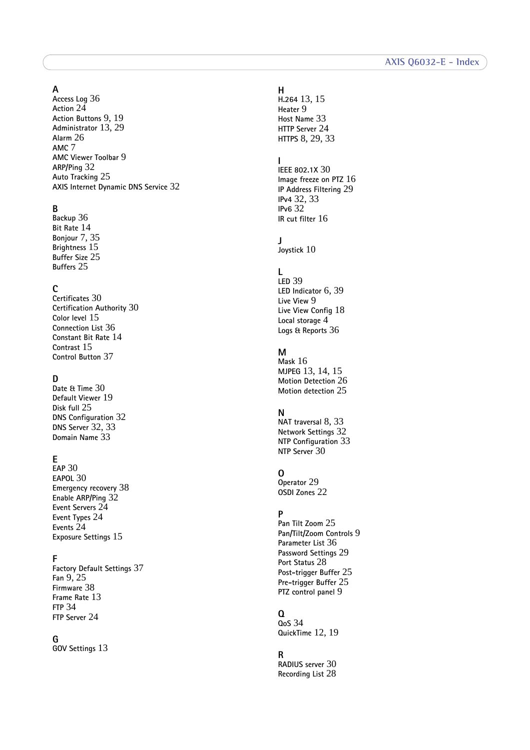## A

Access Log 36
Action 24
Action Buttons 9, 19
Administrator 13, 29
Alarm 26
AMC 7
AMC Viewer Toolbar 9
ARP/Ping 32
Auto Tracking 25
AXIS Internet Dynamic DNS Service 32

## B

Backup 36
Bit Rate 14
Bonjour 7, 35
Brightness 15
Buffer Size 25
Buffers 25

## C

Certificates 30
Certification Authority 30
Color level 15
Connection List 36
Constant Bit Rate 14
Contrast 15
Control Button 37

## D

Date & Time 30
Default Viewer 19
Disk full 25
DNS Configuration 32
DNS Server 32, 33
Domain Name 33

## E

EAP 30
EAPOL 30
Emergency recovery 38
Enable ARP/Ping 32
Event Servers 24
Event Types 24
Events 24
Exposure Settings 15

## F

Factory Default Settings 37
Fan 9, 25
Firmware 38
Frame Rate 13
FTP 34
FTP Server 24

## G

GOV Settings 13

## H

H.264 13, 15
Heater 9
Host Name 33
HTTP Server 24
HTTPS 8, 29, 33

## I

IEEE 802.1X 30
Image freeze on PTZ 16
IP Address Filtering 29
IPv4 32, 33
IPv6 32
IR cut filter 16

## J

Joystick 10

## L

LED 39
LED Indicator 6, 39
Live View 9
Live View Config 18
Local storage 4
Logs & Reports 36

## M

Mask 16
MJPEG 13, 14, 15
Motion Detection 26
Motion detection 25

## N

NAT traversal 8, 33
Network Settings 32
NTP Configuration 33
NTP Server 30

## O

Operator 29
OSDI Zones 22

## P

Pan Tilt Zoom 25
Pan/Tilt/Zoom Controls 9
Parameter List 36
Password Settings 29
Port Status 28
Post-trigger Buffer 25
Pre-trigger Buffer 25
PTZ control panel 9

## Q

QoS 34
QuickTime 12, 19

## R

RADIUS server 30
Recording List 28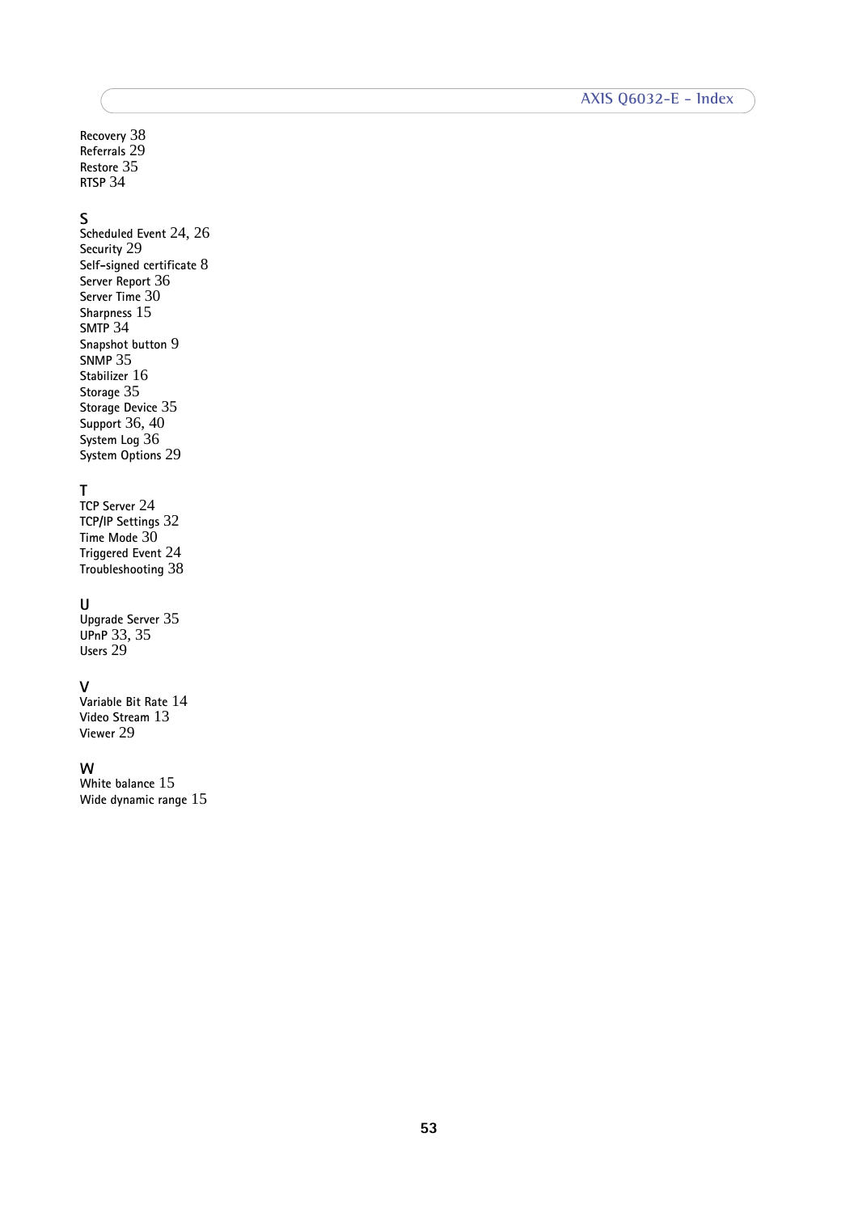Recovery 38
Referrals 29
Restore 35
RTSP 34

## S

Scheduled Event 24, 26
Security 29
Self-signed certificate 8
Server Report 36
Server Time 30
Sharpness 15
SMTP 34
Snapshot button 9
SNMP 35
Stabilizer 16
Storage 35
Storage Device 35
Support 36, 40
System Log 36
System Options 29

## T

TCP Server 24
TCP/IP Settings 32
Time Mode 30
Triggered Event 24
Troubleshooting 38

## U

Upgrade Server 35
UPnP 33, 35
Users 29

## V

Variable Bit Rate 14
Video Stream 13
Viewer 29

## W

White balance 15
Wide dynamic range 15